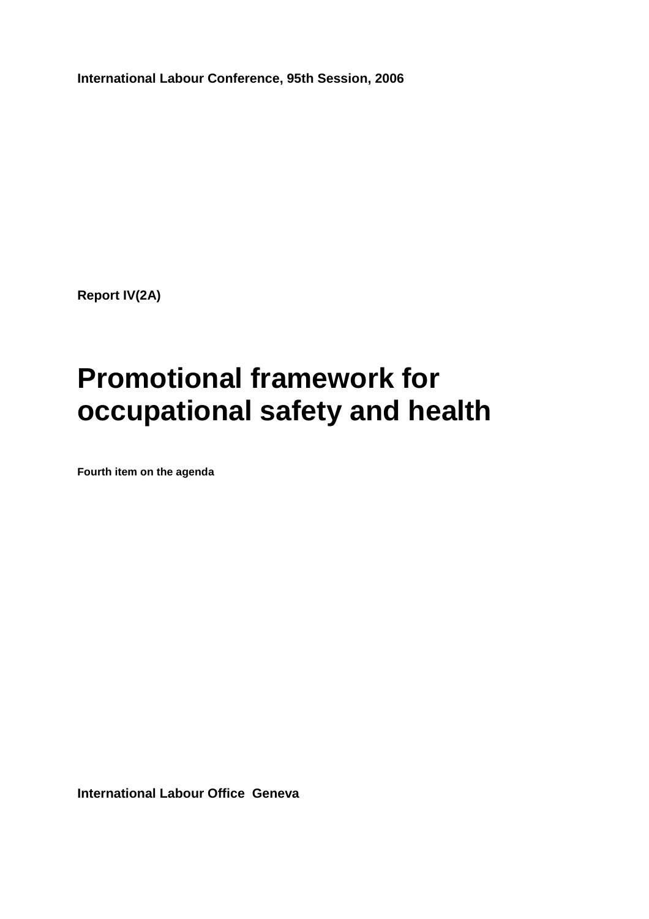**International Labour Conference, 95th Session, 2006**

**Report IV(2A)**

# Promotional framework for occupational safety and health

**Fourth item on the agenda**

**International Labour Office Geneva**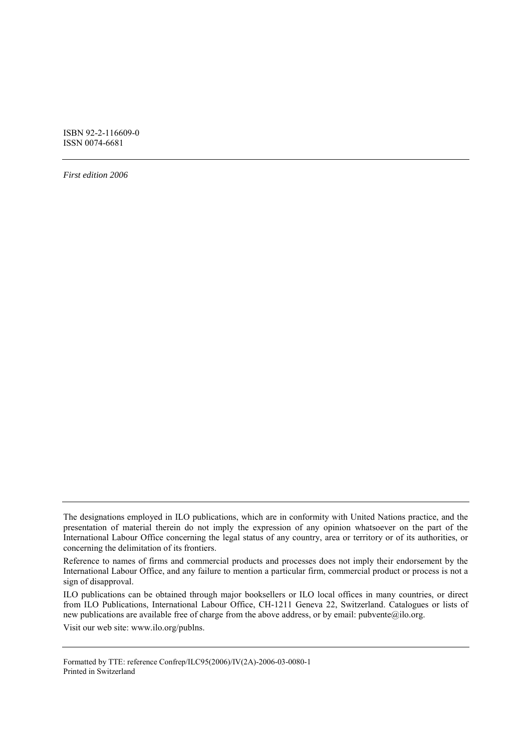ISBN 92-2-116609-0
ISSN 0074-6681

---

*First edition 2006*

---

The designations employed in ILO publications, which are in conformity with United Nations practice, and the presentation of material therein do not imply the expression of any opinion whatsoever on the part of the International Labour Office concerning the legal status of any country, area or territory or of its authorities, or concerning the delimitation of its frontiers.

Reference to names of firms and commercial products and processes does not imply their endorsement by the International Labour Office, and any failure to mention a particular firm, commercial product or process is not a sign of disapproval.

ILO publications can be obtained through major booksellers or ILO local offices in many countries, or direct from ILO Publications, International Labour Office, CH-1211 Geneva 22, Switzerland. Catalogues or lists of new publications are available free of charge from the above address, or by email: pubvente@ilo.org.

Visit our web site: www.ilo.org/publns.

---

Formatted by TTE: reference Confrep/ILC95(2006)/IV(2A)-2006-03-0080-1
Printed in Switzerland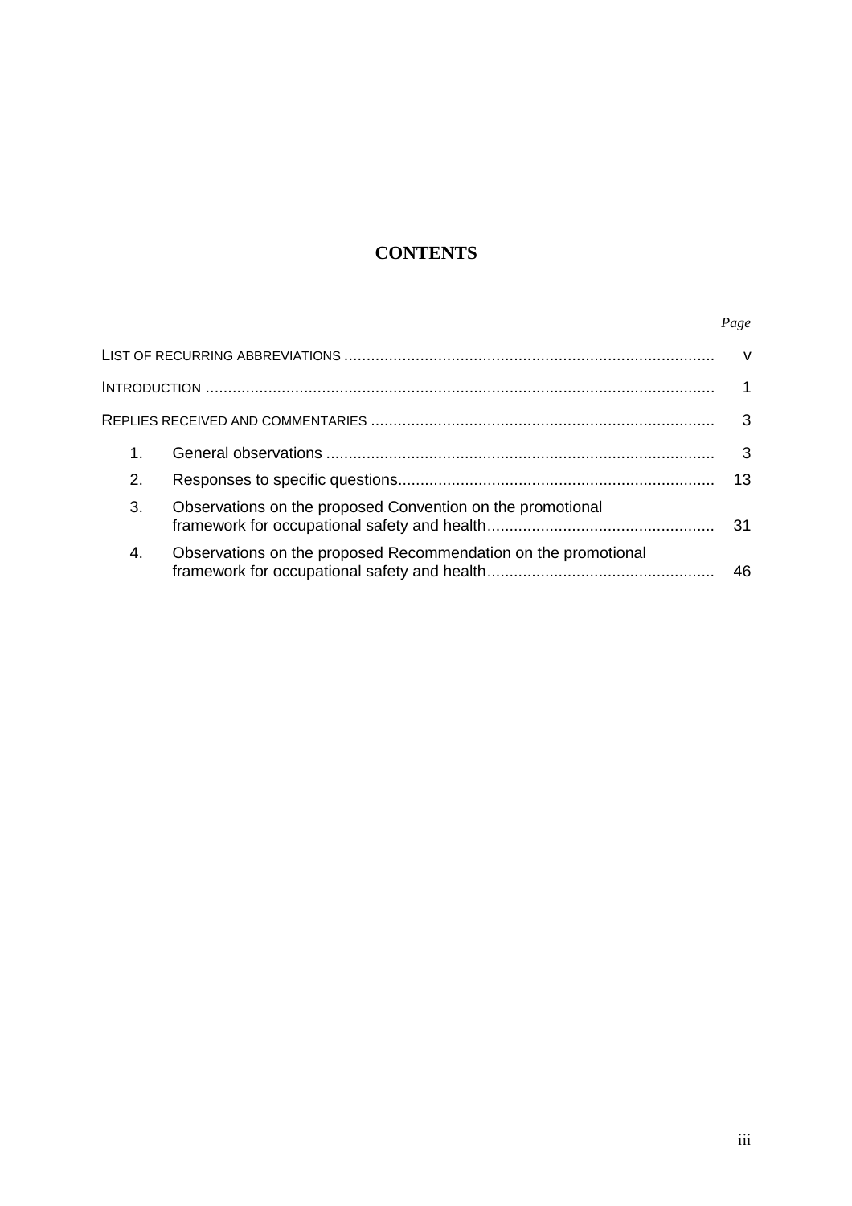# CONTENTS

| | | *Page* |
|---|---|---|
| LIST OF RECURRING ABBREVIATIONS | | v |
| INTRODUCTION | | 1 |
| REPLIES RECEIVED AND COMMENTARIES | | 3 |
| 1. | General observations | 3 |
| 2. | Responses to specific questions | 13 |
| 3. | Observations on the proposed Convention on the promotional framework for occupational safety and health | 31 |
| 4. | Observations on the proposed Recommendation on the promotional framework for occupational safety and health | 46 |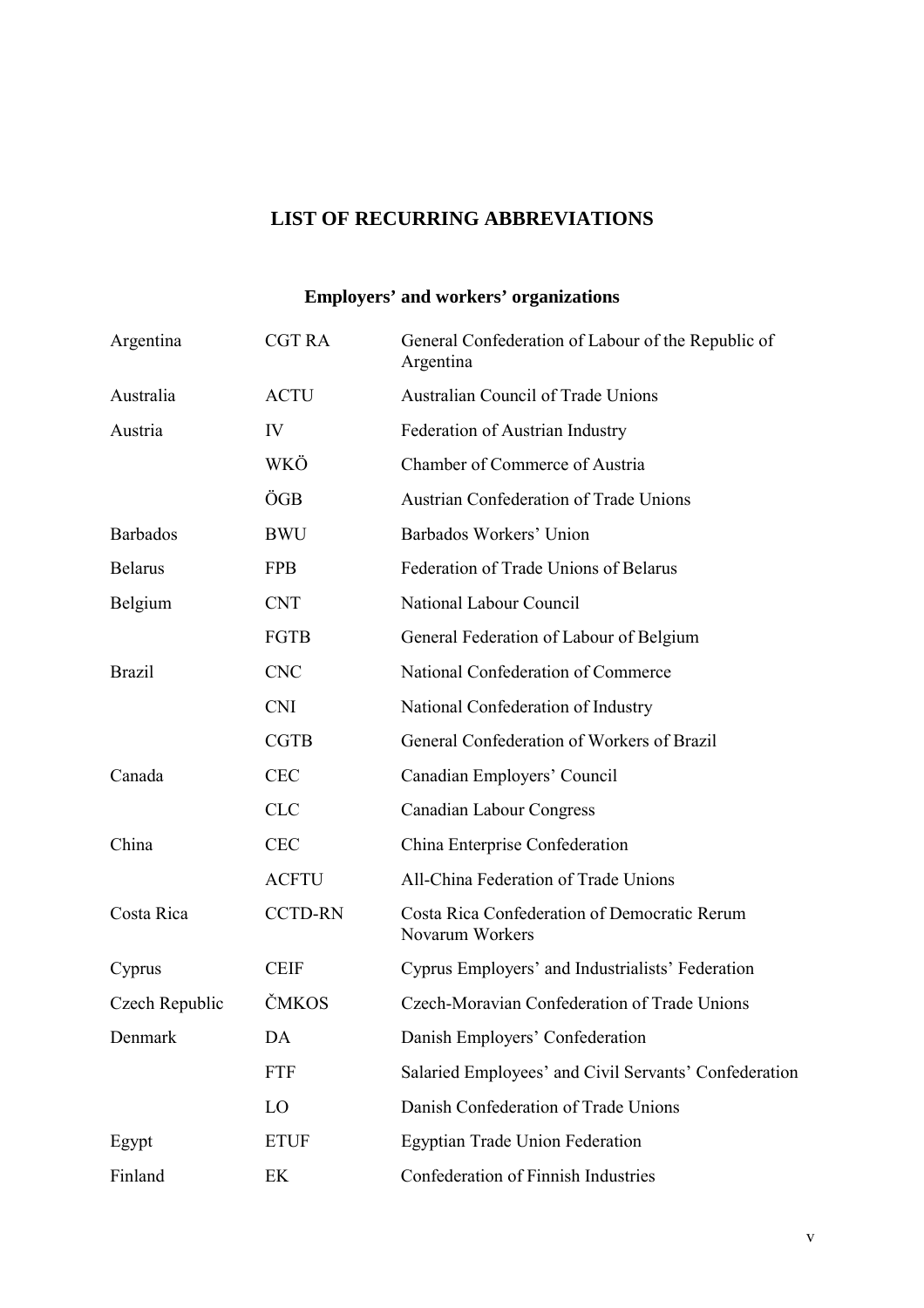# LIST OF RECURRING ABBREVIATIONS

## Employers' and workers' organizations

| | | |
|---|---|---|
| Argentina | CGT RA | General Confederation of Labour of the Republic of Argentina |
| Australia | ACTU | Australian Council of Trade Unions |
| Austria | IV | Federation of Austrian Industry |
| | WKÖ | Chamber of Commerce of Austria |
| | ÖGB | Austrian Confederation of Trade Unions |
| Barbados | BWU | Barbados Workers' Union |
| Belarus | FPB | Federation of Trade Unions of Belarus |
| Belgium | CNT | National Labour Council |
| | FGTB | General Federation of Labour of Belgium |
| Brazil | CNC | National Confederation of Commerce |
| | CNI | National Confederation of Industry |
| | CGTB | General Confederation of Workers of Brazil |
| Canada | CEC | Canadian Employers' Council |
| | CLC | Canadian Labour Congress |
| China | CEC | China Enterprise Confederation |
| | ACFTU | All-China Federation of Trade Unions |
| Costa Rica | CCTD-RN | Costa Rica Confederation of Democratic Rerum Novarum Workers |
| Cyprus | CEIF | Cyprus Employers' and Industrialists' Federation |
| Czech Republic | ČMKOS | Czech-Moravian Confederation of Trade Unions |
| Denmark | DA | Danish Employers' Confederation |
| | FTF | Salaried Employees' and Civil Servants' Confederation |
| | LO | Danish Confederation of Trade Unions |
| Egypt | ETUF | Egyptian Trade Union Federation |
| Finland | EK | Confederation of Finnish Industries |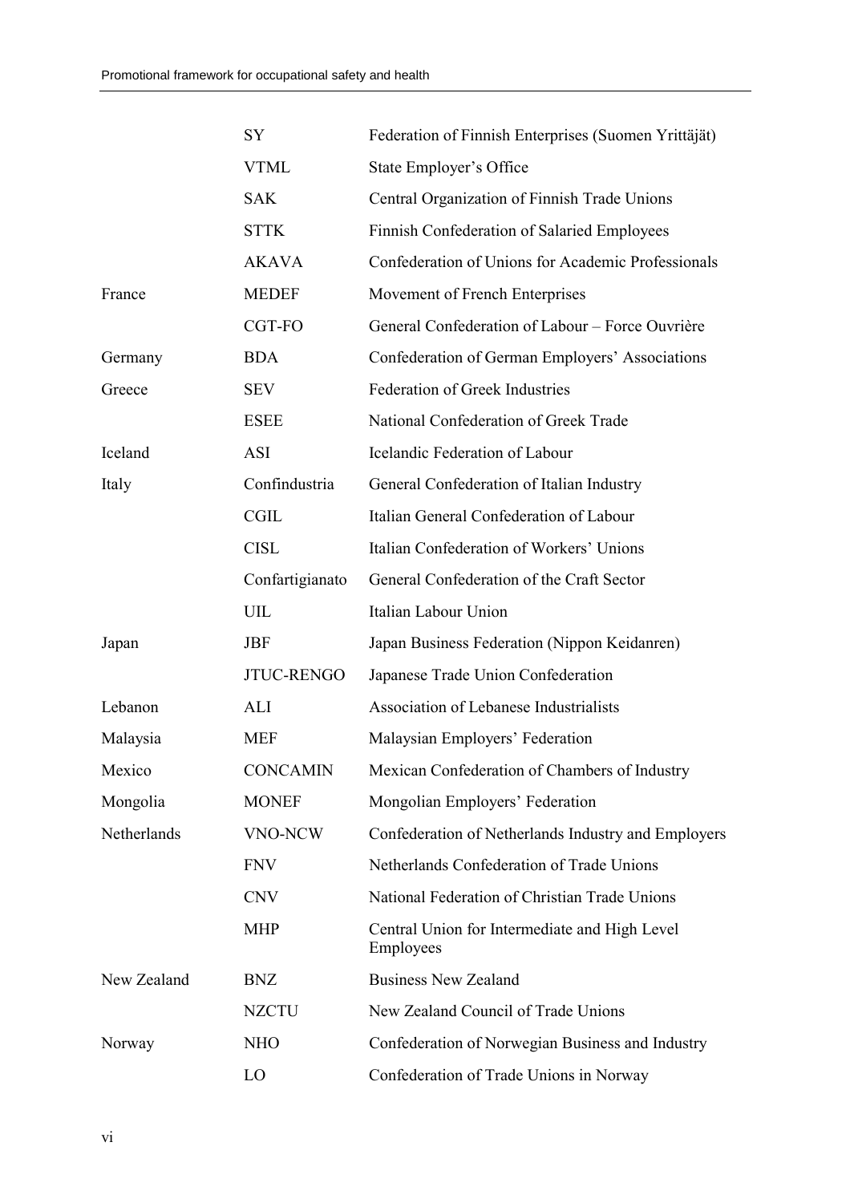| | | |
|---|---|---|
| | SY | Federation of Finnish Enterprises (Suomen Yrittäjät) |
| | VTML | State Employer's Office |
| | SAK | Central Organization of Finnish Trade Unions |
| | STTK | Finnish Confederation of Salaried Employees |
| | AKAVA | Confederation of Unions for Academic Professionals |
| France | MEDEF | Movement of French Enterprises |
| | CGT-FO | General Confederation of Labour – Force Ouvrière |
| Germany | BDA | Confederation of German Employers' Associations |
| Greece | SEV | Federation of Greek Industries |
| | ESEE | National Confederation of Greek Trade |
| Iceland | ASI | Icelandic Federation of Labour |
| Italy | Confindustria | General Confederation of Italian Industry |
| | CGIL | Italian General Confederation of Labour |
| | CISL | Italian Confederation of Workers' Unions |
| | Confartigianato | General Confederation of the Craft Sector |
| | UIL | Italian Labour Union |
| Japan | JBF | Japan Business Federation (Nippon Keidanren) |
| | JTUC-RENGO | Japanese Trade Union Confederation |
| Lebanon | ALI | Association of Lebanese Industrialists |
| Malaysia | MEF | Malaysian Employers' Federation |
| Mexico | CONCAMIN | Mexican Confederation of Chambers of Industry |
| Mongolia | MONEF | Mongolian Employers' Federation |
| Netherlands | VNO-NCW | Confederation of Netherlands Industry and Employers |
| | FNV | Netherlands Confederation of Trade Unions |
| | CNV | National Federation of Christian Trade Unions |
| | MHP | Central Union for Intermediate and High Level Employees |
| New Zealand | BNZ | Business New Zealand |
| | NZCTU | New Zealand Council of Trade Unions |
| Norway | NHO | Confederation of Norwegian Business and Industry |
| | LO | Confederation of Trade Unions in Norway |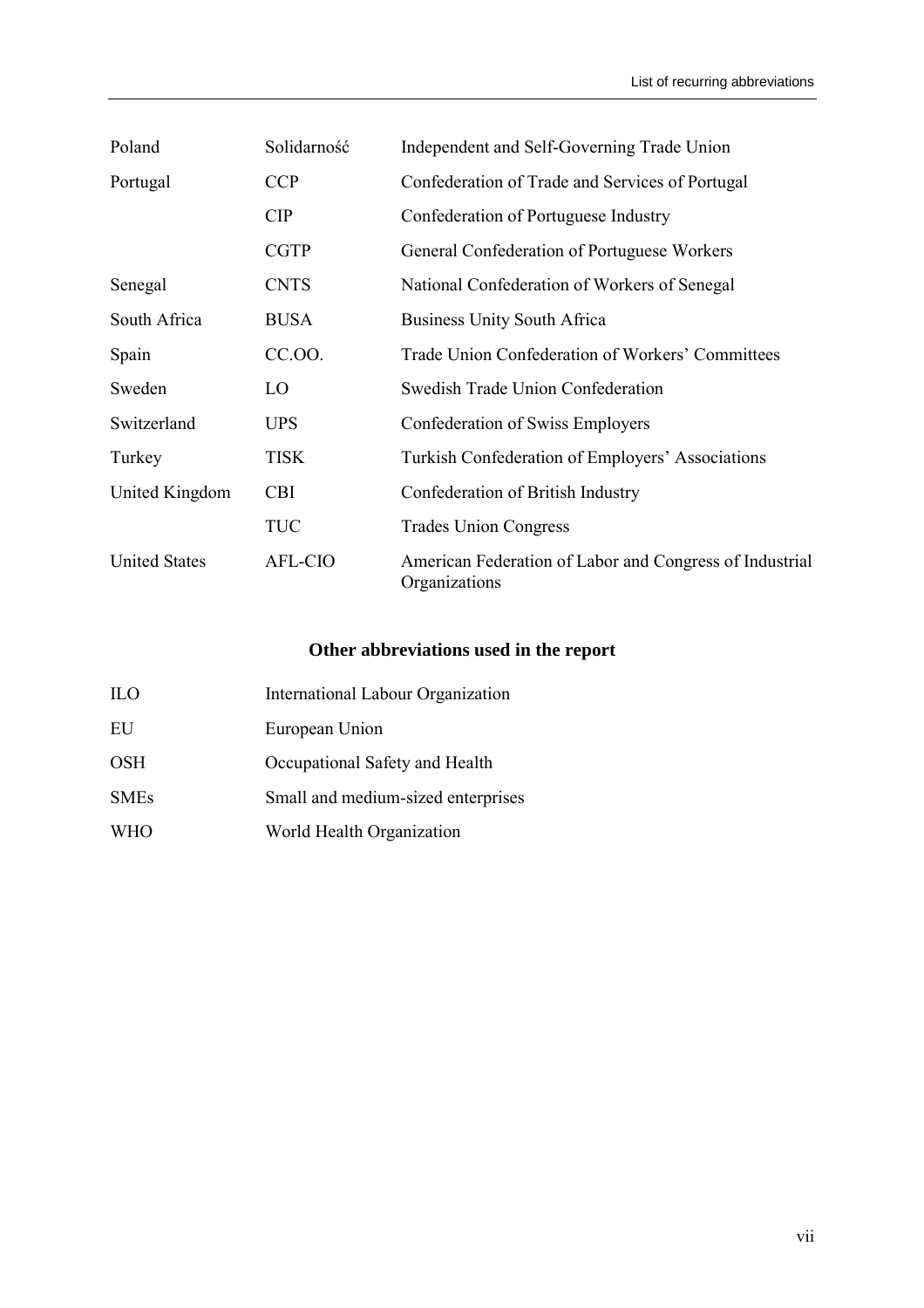| | | |
|---|---|---|
| Poland | Solidarność | Independent and Self-Governing Trade Union |
| Portugal | CCP | Confederation of Trade and Services of Portugal |
| | CIP | Confederation of Portuguese Industry |
| | CGTP | General Confederation of Portuguese Workers |
| Senegal | CNTS | National Confederation of Workers of Senegal |
| South Africa | BUSA | Business Unity South Africa |
| Spain | CC.OO. | Trade Union Confederation of Workers' Committees |
| Sweden | LO | Swedish Trade Union Confederation |
| Switzerland | UPS | Confederation of Swiss Employers |
| Turkey | TISK | Turkish Confederation of Employers' Associations |
| United Kingdom | CBI | Confederation of British Industry |
| | TUC | Trades Union Congress |
| United States | AFL-CIO | American Federation of Labor and Congress of Industrial Organizations |

## Other abbreviations used in the report

| | |
|---|---|
| ILO | International Labour Organization |
| EU | European Union |
| OSH | Occupational Safety and Health |
| SMEs | Small and medium-sized enterprises |
| WHO | World Health Organization |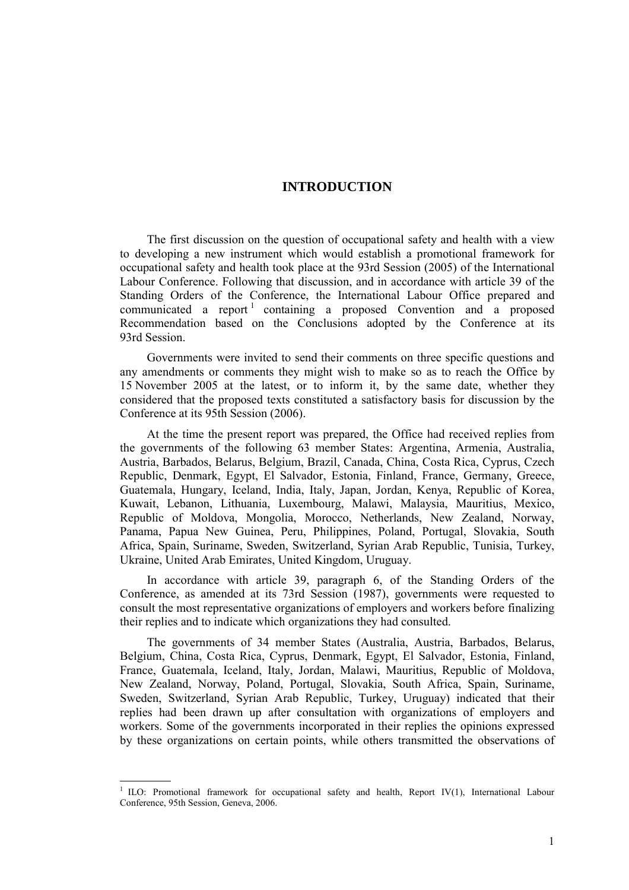# INTRODUCTION

The first discussion on the question of occupational safety and health with a view to developing a new instrument which would establish a promotional framework for occupational safety and health took place at the 93rd Session (2005) of the International Labour Conference. Following that discussion, and in accordance with article 39 of the Standing Orders of the Conference, the International Labour Office prepared and communicated a report [1] containing a proposed Convention and a proposed Recommendation based on the Conclusions adopted by the Conference at its 93rd Session.

Governments were invited to send their comments on three specific questions and any amendments or comments they might wish to make so as to reach the Office by 15 November 2005 at the latest, or to inform it, by the same date, whether they considered that the proposed texts constituted a satisfactory basis for discussion by the Conference at its 95th Session (2006).

At the time the present report was prepared, the Office had received replies from the governments of the following 63 member States: Argentina, Armenia, Australia, Austria, Barbados, Belarus, Belgium, Brazil, Canada, China, Costa Rica, Cyprus, Czech Republic, Denmark, Egypt, El Salvador, Estonia, Finland, France, Germany, Greece, Guatemala, Hungary, Iceland, India, Italy, Japan, Jordan, Kenya, Republic of Korea, Kuwait, Lebanon, Lithuania, Luxembourg, Malawi, Malaysia, Mauritius, Mexico, Republic of Moldova, Mongolia, Morocco, Netherlands, New Zealand, Norway, Panama, Papua New Guinea, Peru, Philippines, Poland, Portugal, Slovakia, South Africa, Spain, Suriname, Sweden, Switzerland, Syrian Arab Republic, Tunisia, Turkey, Ukraine, United Arab Emirates, United Kingdom, Uruguay.

In accordance with article 39, paragraph 6, of the Standing Orders of the Conference, as amended at its 73rd Session (1987), governments were requested to consult the most representative organizations of employers and workers before finalizing their replies and to indicate which organizations they had consulted.

The governments of 34 member States (Australia, Austria, Barbados, Belarus, Belgium, China, Costa Rica, Cyprus, Denmark, Egypt, El Salvador, Estonia, Finland, France, Guatemala, Iceland, Italy, Jordan, Malawi, Mauritius, Republic of Moldova, New Zealand, Norway, Poland, Portugal, Slovakia, South Africa, Spain, Suriname, Sweden, Switzerland, Syrian Arab Republic, Turkey, Uruguay) indicated that their replies had been drawn up after consultation with organizations of employers and workers. Some of the governments incorporated in their replies the opinions expressed by these organizations on certain points, while others transmitted the observations of

---

[1] ILO: Promotional framework for occupational safety and health, Report IV(1), International Labour Conference, 95th Session, Geneva, 2006.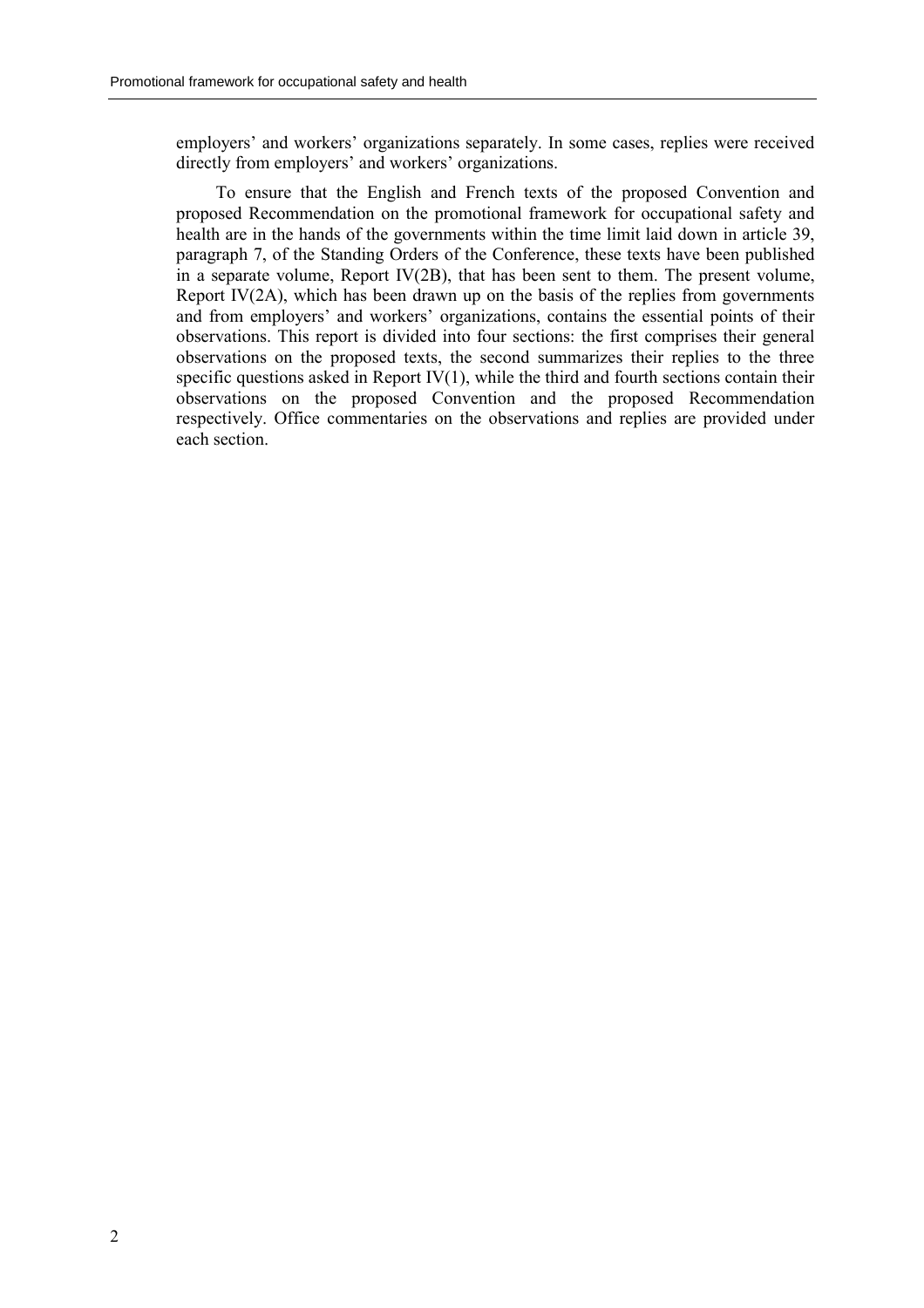employers' and workers' organizations separately. In some cases, replies were received directly from employers' and workers' organizations.

To ensure that the English and French texts of the proposed Convention and proposed Recommendation on the promotional framework for occupational safety and health are in the hands of the governments within the time limit laid down in article 39, paragraph 7, of the Standing Orders of the Conference, these texts have been published in a separate volume, Report IV(2B), that has been sent to them. The present volume, Report IV(2A), which has been drawn up on the basis of the replies from governments and from employers' and workers' organizations, contains the essential points of their observations. This report is divided into four sections: the first comprises their general observations on the proposed texts, the second summarizes their replies to the three specific questions asked in Report IV(1), while the third and fourth sections contain their observations on the proposed Convention and the proposed Recommendation respectively. Office commentaries on the observations and replies are provided under each section.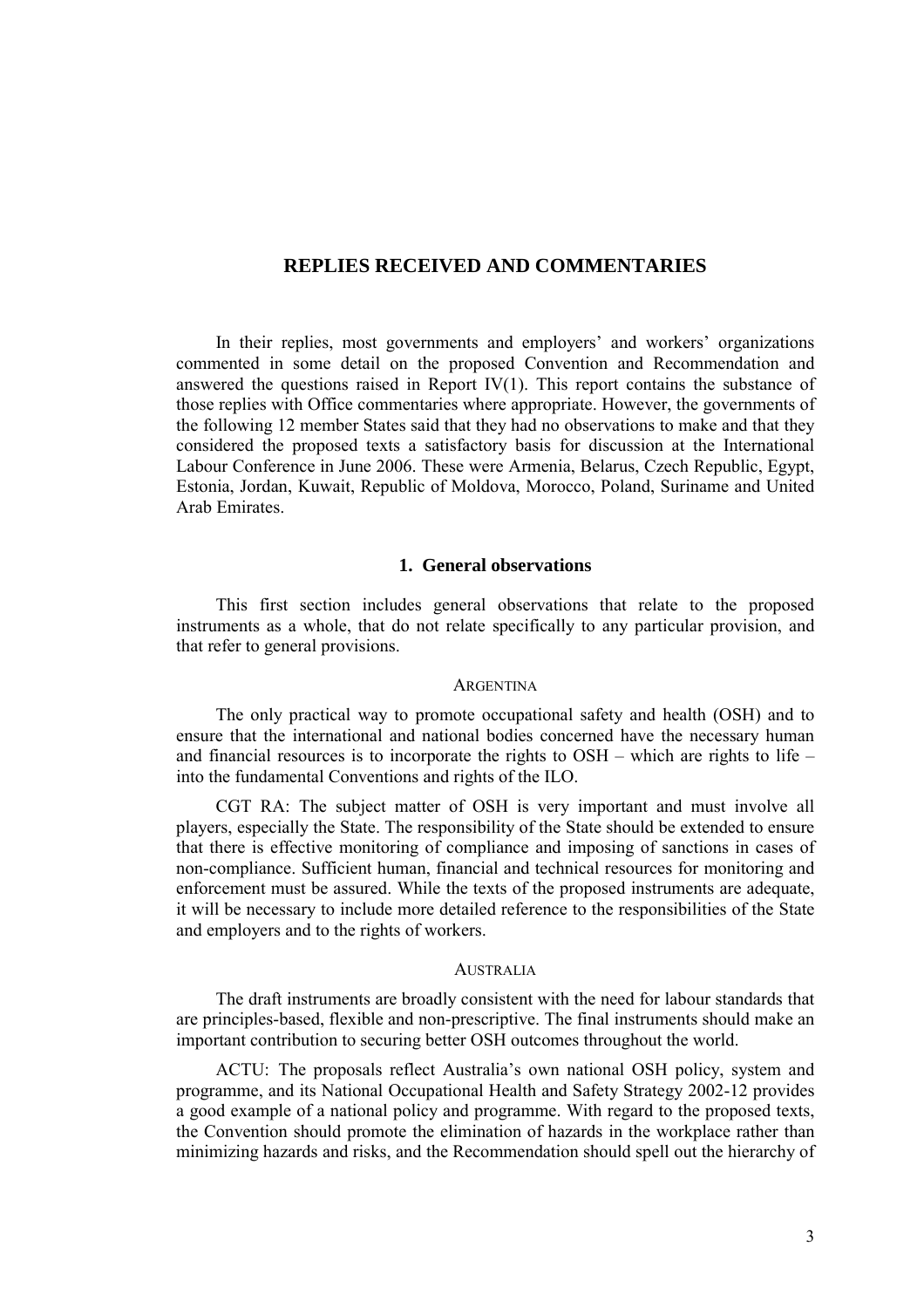# REPLIES RECEIVED AND COMMENTARIES

In their replies, most governments and employers' and workers' organizations commented in some detail on the proposed Convention and Recommendation and answered the questions raised in Report IV(1). This report contains the substance of those replies with Office commentaries where appropriate. However, the governments of the following 12 member States said that they had no observations to make and that they considered the proposed texts a satisfactory basis for discussion at the International Labour Conference in June 2006. These were Armenia, Belarus, Czech Republic, Egypt, Estonia, Jordan, Kuwait, Republic of Moldova, Morocco, Poland, Suriname and United Arab Emirates.

## 1. General observations

This first section includes general observations that relate to the proposed instruments as a whole, that do not relate specifically to any particular provision, and that refer to general provisions.

### ARGENTINA

The only practical way to promote occupational safety and health (OSH) and to ensure that the international and national bodies concerned have the necessary human and financial resources is to incorporate the rights to OSH – which are rights to life – into the fundamental Conventions and rights of the ILO.

CGT RA: The subject matter of OSH is very important and must involve all players, especially the State. The responsibility of the State should be extended to ensure that there is effective monitoring of compliance and imposing of sanctions in cases of non-compliance. Sufficient human, financial and technical resources for monitoring and enforcement must be assured. While the texts of the proposed instruments are adequate, it will be necessary to include more detailed reference to the responsibilities of the State and employers and to the rights of workers.

### AUSTRALIA

The draft instruments are broadly consistent with the need for labour standards that are principles-based, flexible and non-prescriptive. The final instruments should make an important contribution to securing better OSH outcomes throughout the world.

ACTU: The proposals reflect Australia's own national OSH policy, system and programme, and its National Occupational Health and Safety Strategy 2002-12 provides a good example of a national policy and programme. With regard to the proposed texts, the Convention should promote the elimination of hazards in the workplace rather than minimizing hazards and risks, and the Recommendation should spell out the hierarchy of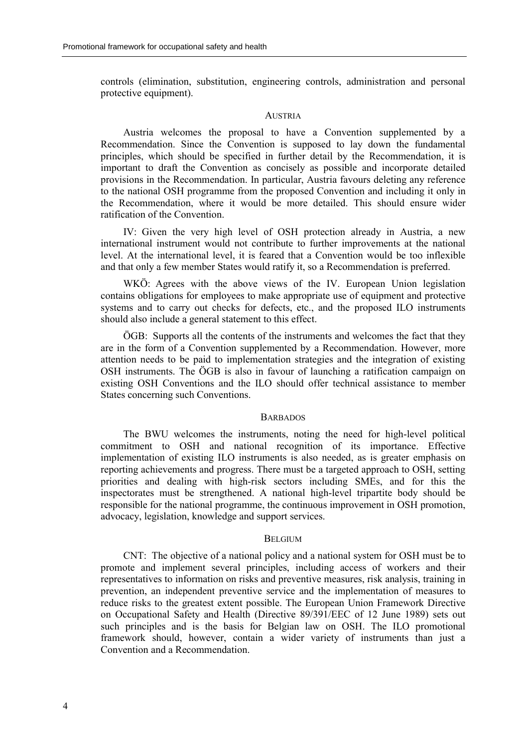controls (elimination, substitution, engineering controls, administration and personal protective equipment).

### AUSTRIA

Austria welcomes the proposal to have a Convention supplemented by a Recommendation. Since the Convention is supposed to lay down the fundamental principles, which should be specified in further detail by the Recommendation, it is important to draft the Convention as concisely as possible and incorporate detailed provisions in the Recommendation. In particular, Austria favours deleting any reference to the national OSH programme from the proposed Convention and including it only in the Recommendation, where it would be more detailed. This should ensure wider ratification of the Convention.

IV: Given the very high level of OSH protection already in Austria, a new international instrument would not contribute to further improvements at the national level. At the international level, it is feared that a Convention would be too inflexible and that only a few member States would ratify it, so a Recommendation is preferred.

WKÖ: Agrees with the above views of the IV. European Union legislation contains obligations for employees to make appropriate use of equipment and protective systems and to carry out checks for defects, etc., and the proposed ILO instruments should also include a general statement to this effect.

ÖGB: Supports all the contents of the instruments and welcomes the fact that they are in the form of a Convention supplemented by a Recommendation. However, more attention needs to be paid to implementation strategies and the integration of existing OSH instruments. The ÖGB is also in favour of launching a ratification campaign on existing OSH Conventions and the ILO should offer technical assistance to member States concerning such Conventions.

### BARBADOS

The BWU welcomes the instruments, noting the need for high-level political commitment to OSH and national recognition of its importance. Effective implementation of existing ILO instruments is also needed, as is greater emphasis on reporting achievements and progress. There must be a targeted approach to OSH, setting priorities and dealing with high-risk sectors including SMEs, and for this the inspectorates must be strengthened. A national high-level tripartite body should be responsible for the national programme, the continuous improvement in OSH promotion, advocacy, legislation, knowledge and support services.

### BELGIUM

CNT: The objective of a national policy and a national system for OSH must be to promote and implement several principles, including access of workers and their representatives to information on risks and preventive measures, risk analysis, training in prevention, an independent preventive service and the implementation of measures to reduce risks to the greatest extent possible. The European Union Framework Directive on Occupational Safety and Health (Directive 89/391/EEC of 12 June 1989) sets out such principles and is the basis for Belgian law on OSH. The ILO promotional framework should, however, contain a wider variety of instruments than just a Convention and a Recommendation.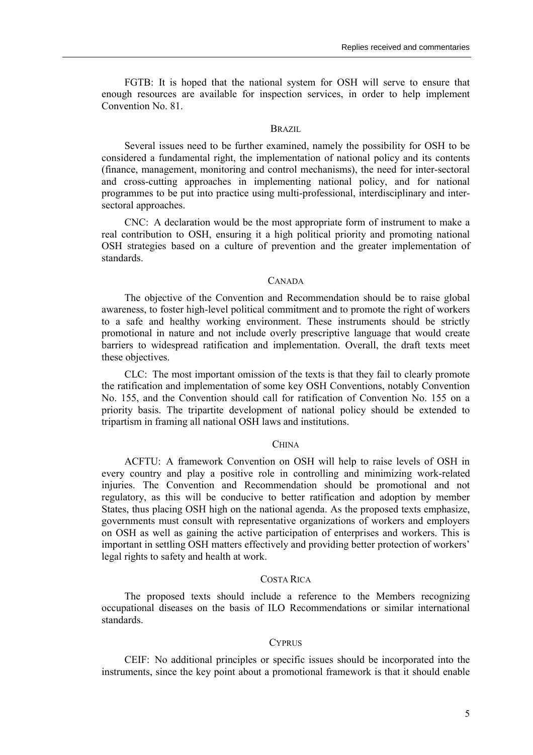FGTB: It is hoped that the national system for OSH will serve to ensure that enough resources are available for inspection services, in order to help implement Convention No. 81.

### Brazil

Several issues need to be further examined, namely the possibility for OSH to be considered a fundamental right, the implementation of national policy and its contents (finance, management, monitoring and control mechanisms), the need for inter-sectoral and cross-cutting approaches in implementing national policy, and for national programmes to be put into practice using multi-professional, interdisciplinary and inter-sectoral approaches.

CNC: A declaration would be the most appropriate form of instrument to make a real contribution to OSH, ensuring it a high political priority and promoting national OSH strategies based on a culture of prevention and the greater implementation of standards.

### Canada

The objective of the Convention and Recommendation should be to raise global awareness, to foster high-level political commitment and to promote the right of workers to a safe and healthy working environment. These instruments should be strictly promotional in nature and not include overly prescriptive language that would create barriers to widespread ratification and implementation. Overall, the draft texts meet these objectives.

CLC: The most important omission of the texts is that they fail to clearly promote the ratification and implementation of some key OSH Conventions, notably Convention No. 155, and the Convention should call for ratification of Convention No. 155 on a priority basis. The tripartite development of national policy should be extended to tripartism in framing all national OSH laws and institutions.

### China

ACFTU: A framework Convention on OSH will help to raise levels of OSH in every country and play a positive role in controlling and minimizing work-related injuries. The Convention and Recommendation should be promotional and not regulatory, as this will be conducive to better ratification and adoption by member States, thus placing OSH high on the national agenda. As the proposed texts emphasize, governments must consult with representative organizations of workers and employers on OSH as well as gaining the active participation of enterprises and workers. This is important in settling OSH matters effectively and providing better protection of workers' legal rights to safety and health at work.

### Costa Rica

The proposed texts should include a reference to the Members recognizing occupational diseases on the basis of ILO Recommendations or similar international standards.

### Cyprus

CEIF: No additional principles or specific issues should be incorporated into the instruments, since the key point about a promotional framework is that it should enable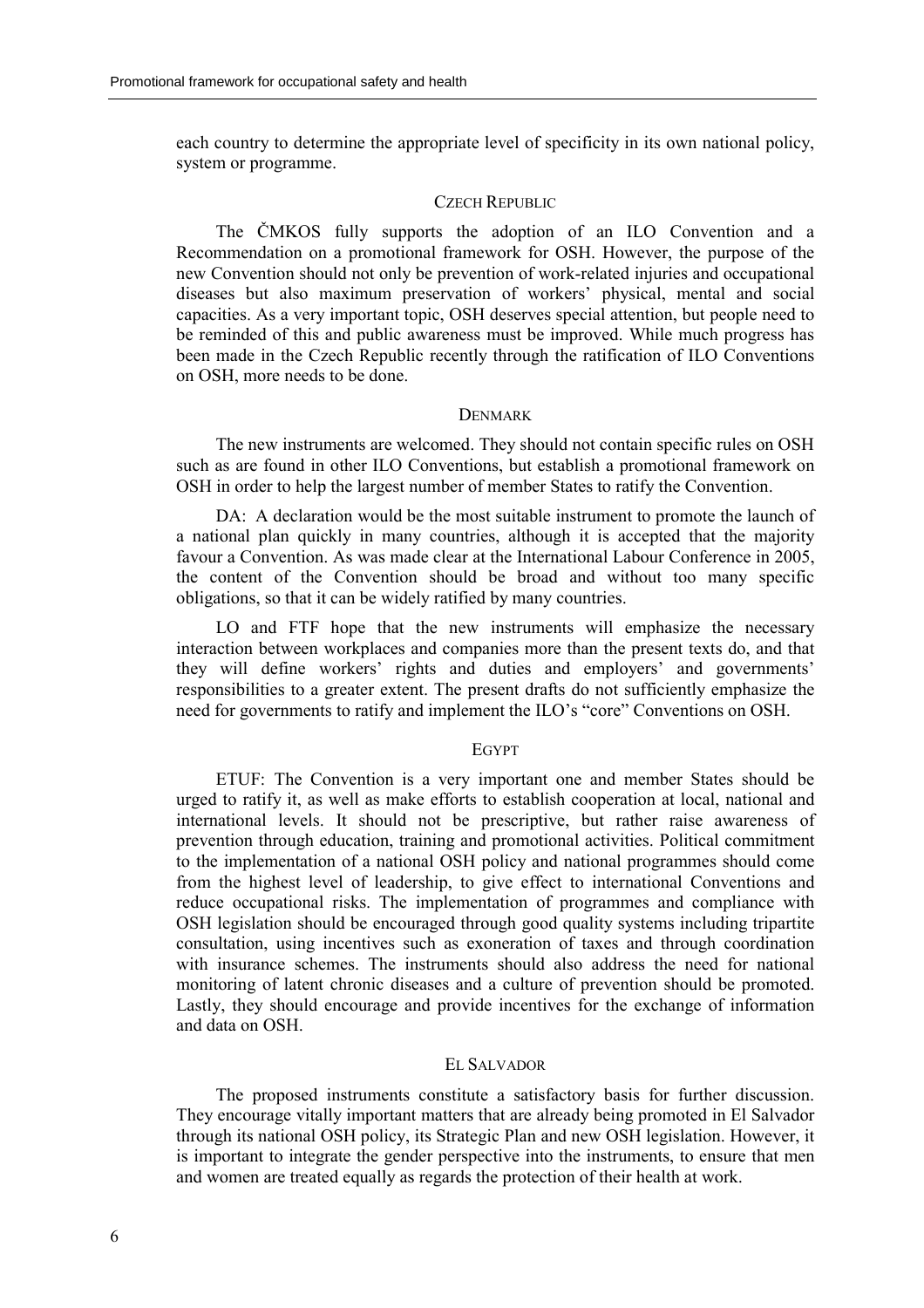each country to determine the appropriate level of specificity in its own national policy, system or programme.

### Czech Republic

The ČMKOS fully supports the adoption of an ILO Convention and a Recommendation on a promotional framework for OSH. However, the purpose of the new Convention should not only be prevention of work-related injuries and occupational diseases but also maximum preservation of workers' physical, mental and social capacities. As a very important topic, OSH deserves special attention, but people need to be reminded of this and public awareness must be improved. While much progress has been made in the Czech Republic recently through the ratification of ILO Conventions on OSH, more needs to be done.

### Denmark

The new instruments are welcomed. They should not contain specific rules on OSH such as are found in other ILO Conventions, but establish a promotional framework on OSH in order to help the largest number of member States to ratify the Convention.

DA: A declaration would be the most suitable instrument to promote the launch of a national plan quickly in many countries, although it is accepted that the majority favour a Convention. As was made clear at the International Labour Conference in 2005, the content of the Convention should be broad and without too many specific obligations, so that it can be widely ratified by many countries.

LO and FTF hope that the new instruments will emphasize the necessary interaction between workplaces and companies more than the present texts do, and that they will define workers' rights and duties and employers' and governments' responsibilities to a greater extent. The present drafts do not sufficiently emphasize the need for governments to ratify and implement the ILO's "core" Conventions on OSH.

### Egypt

ETUF: The Convention is a very important one and member States should be urged to ratify it, as well as make efforts to establish cooperation at local, national and international levels. It should not be prescriptive, but rather raise awareness of prevention through education, training and promotional activities. Political commitment to the implementation of a national OSH policy and national programmes should come from the highest level of leadership, to give effect to international Conventions and reduce occupational risks. The implementation of programmes and compliance with OSH legislation should be encouraged through good quality systems including tripartite consultation, using incentives such as exoneration of taxes and through coordination with insurance schemes. The instruments should also address the need for national monitoring of latent chronic diseases and a culture of prevention should be promoted. Lastly, they should encourage and provide incentives for the exchange of information and data on OSH.

### El Salvador

The proposed instruments constitute a satisfactory basis for further discussion. They encourage vitally important matters that are already being promoted in El Salvador through its national OSH policy, its Strategic Plan and new OSH legislation. However, it is important to integrate the gender perspective into the instruments, to ensure that men and women are treated equally as regards the protection of their health at work.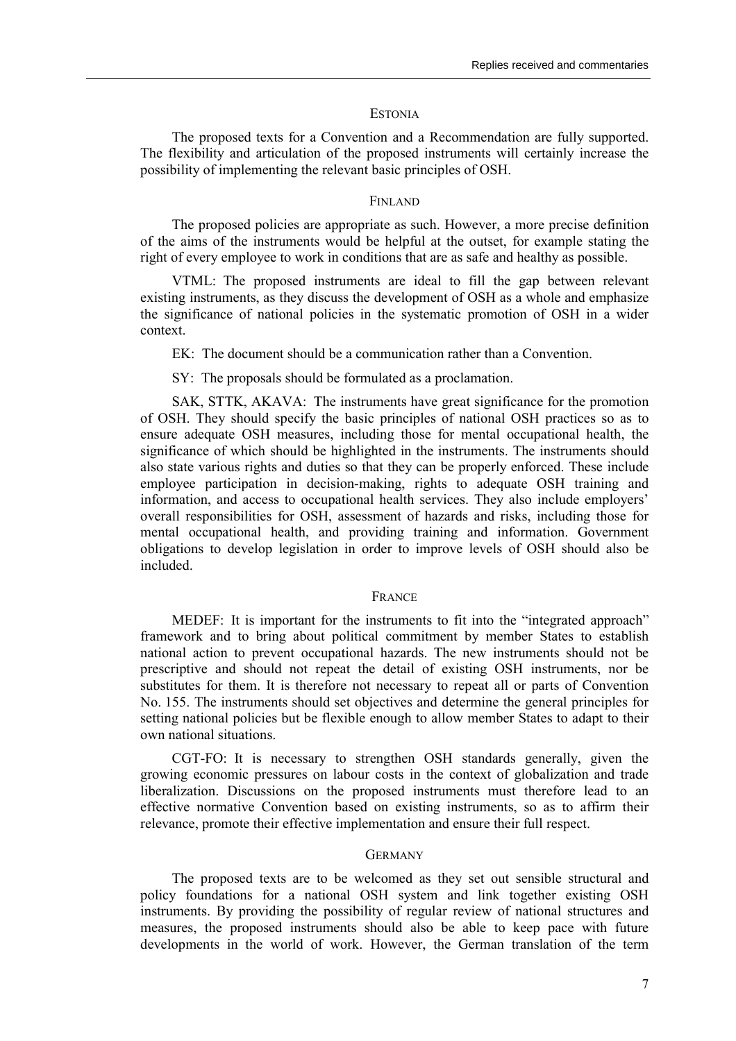### Estonia

The proposed texts for a Convention and a Recommendation are fully supported. The flexibility and articulation of the proposed instruments will certainly increase the possibility of implementing the relevant basic principles of OSH.

### Finland

The proposed policies are appropriate as such. However, a more precise definition of the aims of the instruments would be helpful at the outset, for example stating the right of every employee to work in conditions that are as safe and healthy as possible.

VTML: The proposed instruments are ideal to fill the gap between relevant existing instruments, as they discuss the development of OSH as a whole and emphasize the significance of national policies in the systematic promotion of OSH in a wider context.

EK: The document should be a communication rather than a Convention.

SY: The proposals should be formulated as a proclamation.

SAK, STTK, AKAVA: The instruments have great significance for the promotion of OSH. They should specify the basic principles of national OSH practices so as to ensure adequate OSH measures, including those for mental occupational health, the significance of which should be highlighted in the instruments. The instruments should also state various rights and duties so that they can be properly enforced. These include employee participation in decision-making, rights to adequate OSH training and information, and access to occupational health services. They also include employers' overall responsibilities for OSH, assessment of hazards and risks, including those for mental occupational health, and providing training and information. Government obligations to develop legislation in order to improve levels of OSH should also be included.

### France

MEDEF: It is important for the instruments to fit into the "integrated approach" framework and to bring about political commitment by member States to establish national action to prevent occupational hazards. The new instruments should not be prescriptive and should not repeat the detail of existing OSH instruments, nor be substitutes for them. It is therefore not necessary to repeat all or parts of Convention No. 155. The instruments should set objectives and determine the general principles for setting national policies but be flexible enough to allow member States to adapt to their own national situations.

CGT-FO: It is necessary to strengthen OSH standards generally, given the growing economic pressures on labour costs in the context of globalization and trade liberalization. Discussions on the proposed instruments must therefore lead to an effective normative Convention based on existing instruments, so as to affirm their relevance, promote their effective implementation and ensure their full respect.

### Germany

The proposed texts are to be welcomed as they set out sensible structural and policy foundations for a national OSH system and link together existing OSH instruments. By providing the possibility of regular review of national structures and measures, the proposed instruments should also be able to keep pace with future developments in the world of work. However, the German translation of the term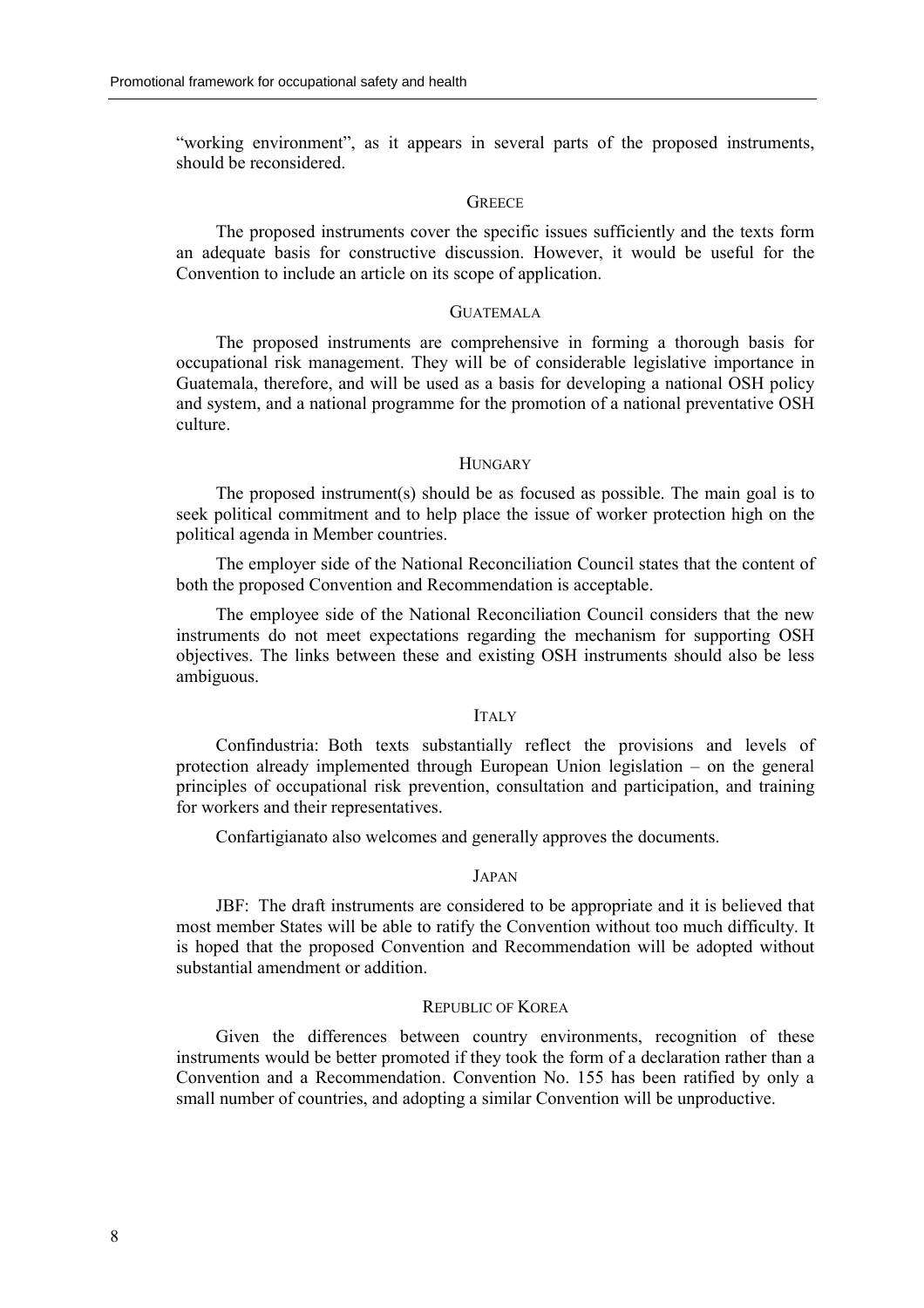"working environment", as it appears in several parts of the proposed instruments, should be reconsidered.

### Greece

The proposed instruments cover the specific issues sufficiently and the texts form an adequate basis for constructive discussion. However, it would be useful for the Convention to include an article on its scope of application.

### Guatemala

The proposed instruments are comprehensive in forming a thorough basis for occupational risk management. They will be of considerable legislative importance in Guatemala, therefore, and will be used as a basis for developing a national OSH policy and system, and a national programme for the promotion of a national preventative OSH culture.

### Hungary

The proposed instrument(s) should be as focused as possible. The main goal is to seek political commitment and to help place the issue of worker protection high on the political agenda in Member countries.

The employer side of the National Reconciliation Council states that the content of both the proposed Convention and Recommendation is acceptable.

The employee side of the National Reconciliation Council considers that the new instruments do not meet expectations regarding the mechanism for supporting OSH objectives. The links between these and existing OSH instruments should also be less ambiguous.

### Italy

Confindustria: Both texts substantially reflect the provisions and levels of protection already implemented through European Union legislation – on the general principles of occupational risk prevention, consultation and participation, and training for workers and their representatives.

Confartigianato also welcomes and generally approves the documents.

### Japan

JBF: The draft instruments are considered to be appropriate and it is believed that most member States will be able to ratify the Convention without too much difficulty. It is hoped that the proposed Convention and Recommendation will be adopted without substantial amendment or addition.

### Republic of Korea

Given the differences between country environments, recognition of these instruments would be better promoted if they took the form of a declaration rather than a Convention and a Recommendation. Convention No. 155 has been ratified by only a small number of countries, and adopting a similar Convention will be unproductive.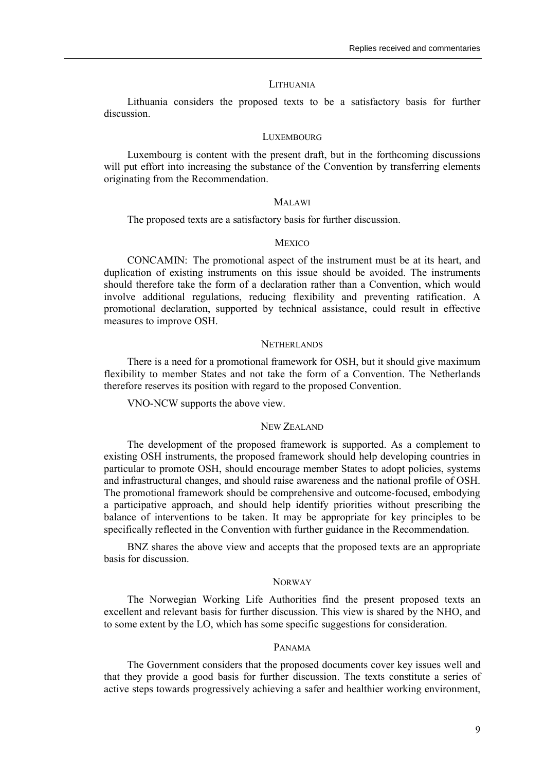### LITHUANIA

Lithuania considers the proposed texts to be a satisfactory basis for further discussion.

### LUXEMBOURG

Luxembourg is content with the present draft, but in the forthcoming discussions will put effort into increasing the substance of the Convention by transferring elements originating from the Recommendation.

### MALAWI

The proposed texts are a satisfactory basis for further discussion.

### MEXICO

CONCAMIN: The promotional aspect of the instrument must be at its heart, and duplication of existing instruments on this issue should be avoided. The instruments should therefore take the form of a declaration rather than a Convention, which would involve additional regulations, reducing flexibility and preventing ratification. A promotional declaration, supported by technical assistance, could result in effective measures to improve OSH.

### NETHERLANDS

There is a need for a promotional framework for OSH, but it should give maximum flexibility to member States and not take the form of a Convention. The Netherlands therefore reserves its position with regard to the proposed Convention.

VNO-NCW supports the above view.

### NEW ZEALAND

The development of the proposed framework is supported. As a complement to existing OSH instruments, the proposed framework should help developing countries in particular to promote OSH, should encourage member States to adopt policies, systems and infrastructural changes, and should raise awareness and the national profile of OSH. The promotional framework should be comprehensive and outcome-focused, embodying a participative approach, and should help identify priorities without prescribing the balance of interventions to be taken. It may be appropriate for key principles to be specifically reflected in the Convention with further guidance in the Recommendation.

BNZ shares the above view and accepts that the proposed texts are an appropriate basis for discussion.

### NORWAY

The Norwegian Working Life Authorities find the present proposed texts an excellent and relevant basis for further discussion. This view is shared by the NHO, and to some extent by the LO, which has some specific suggestions for consideration.

### PANAMA

The Government considers that the proposed documents cover key issues well and that they provide a good basis for further discussion. The texts constitute a series of active steps towards progressively achieving a safer and healthier working environment,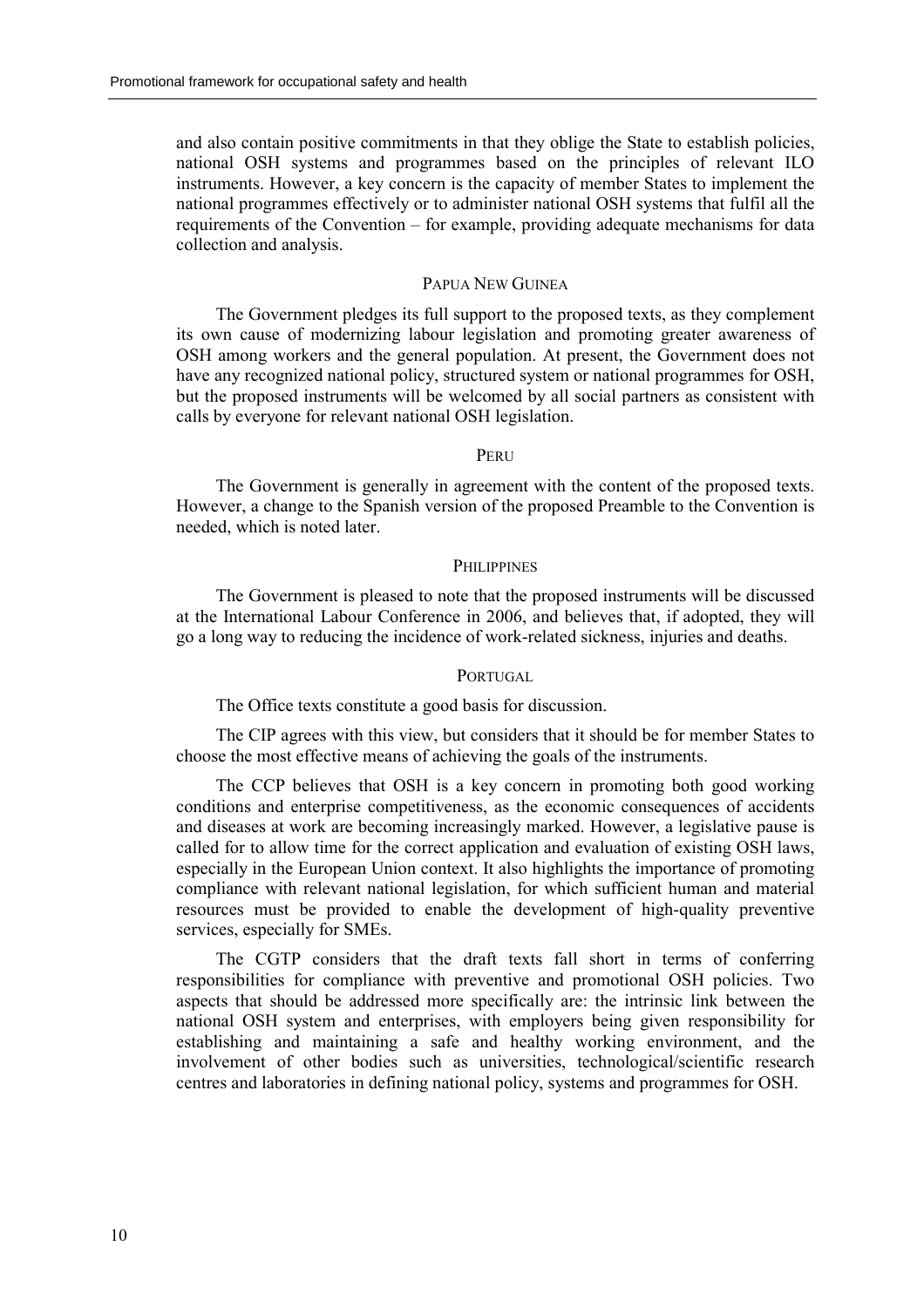and also contain positive commitments in that they oblige the State to establish policies, national OSH systems and programmes based on the principles of relevant ILO instruments. However, a key concern is the capacity of member States to implement the national programmes effectively or to administer national OSH systems that fulfil all the requirements of the Convention – for example, providing adequate mechanisms for data collection and analysis.

### PAPUA NEW GUINEA

The Government pledges its full support to the proposed texts, as they complement its own cause of modernizing labour legislation and promoting greater awareness of OSH among workers and the general population. At present, the Government does not have any recognized national policy, structured system or national programmes for OSH, but the proposed instruments will be welcomed by all social partners as consistent with calls by everyone for relevant national OSH legislation.

### PERU

The Government is generally in agreement with the content of the proposed texts. However, a change to the Spanish version of the proposed Preamble to the Convention is needed, which is noted later.

### PHILIPPINES

The Government is pleased to note that the proposed instruments will be discussed at the International Labour Conference in 2006, and believes that, if adopted, they will go a long way to reducing the incidence of work-related sickness, injuries and deaths.

### PORTUGAL

The Office texts constitute a good basis for discussion.

The CIP agrees with this view, but considers that it should be for member States to choose the most effective means of achieving the goals of the instruments.

The CCP believes that OSH is a key concern in promoting both good working conditions and enterprise competitiveness, as the economic consequences of accidents and diseases at work are becoming increasingly marked. However, a legislative pause is called for to allow time for the correct application and evaluation of existing OSH laws, especially in the European Union context. It also highlights the importance of promoting compliance with relevant national legislation, for which sufficient human and material resources must be provided to enable the development of high-quality preventive services, especially for SMEs.

The CGTP considers that the draft texts fall short in terms of conferring responsibilities for compliance with preventive and promotional OSH policies. Two aspects that should be addressed more specifically are: the intrinsic link between the national OSH system and enterprises, with employers being given responsibility for establishing and maintaining a safe and healthy working environment, and the involvement of other bodies such as universities, technological/scientific research centres and laboratories in defining national policy, systems and programmes for OSH.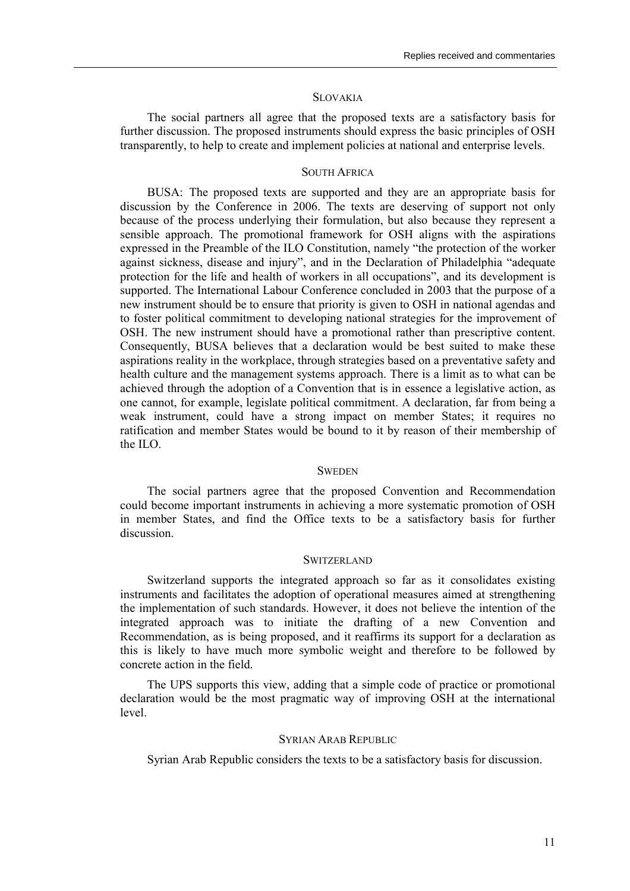### Slovakia

The social partners all agree that the proposed texts are a satisfactory basis for further discussion. The proposed instruments should express the basic principles of OSH transparently, to help to create and implement policies at national and enterprise levels.

### South Africa

BUSA: The proposed texts are supported and they are an appropriate basis for discussion by the Conference in 2006. The texts are deserving of support not only because of the process underlying their formulation, but also because they represent a sensible approach. The promotional framework for OSH aligns with the aspirations expressed in the Preamble of the ILO Constitution, namely "the protection of the worker against sickness, disease and injury", and in the Declaration of Philadelphia "adequate protection for the life and health of workers in all occupations", and its development is supported. The International Labour Conference concluded in 2003 that the purpose of a new instrument should be to ensure that priority is given to OSH in national agendas and to foster political commitment to developing national strategies for the improvement of OSH. The new instrument should have a promotional rather than prescriptive content. Consequently, BUSA believes that a declaration would be best suited to make these aspirations reality in the workplace, through strategies based on a preventative safety and health culture and the management systems approach. There is a limit as to what can be achieved through the adoption of a Convention that is in essence a legislative action, as one cannot, for example, legislate political commitment. A declaration, far from being a weak instrument, could have a strong impact on member States; it requires no ratification and member States would be bound to it by reason of their membership of the ILO.

### Sweden

The social partners agree that the proposed Convention and Recommendation could become important instruments in achieving a more systematic promotion of OSH in member States, and find the Office texts to be a satisfactory basis for further discussion.

### Switzerland

Switzerland supports the integrated approach so far as it consolidates existing instruments and facilitates the adoption of operational measures aimed at strengthening the implementation of such standards. However, it does not believe the intention of the integrated approach was to initiate the drafting of a new Convention and Recommendation, as is being proposed, and it reaffirms its support for a declaration as this is likely to have much more symbolic weight and therefore to be followed by concrete action in the field.

The UPS supports this view, adding that a simple code of practice or promotional declaration would be the most pragmatic way of improving OSH at the international level.

### Syrian Arab Republic

Syrian Arab Republic considers the texts to be a satisfactory basis for discussion.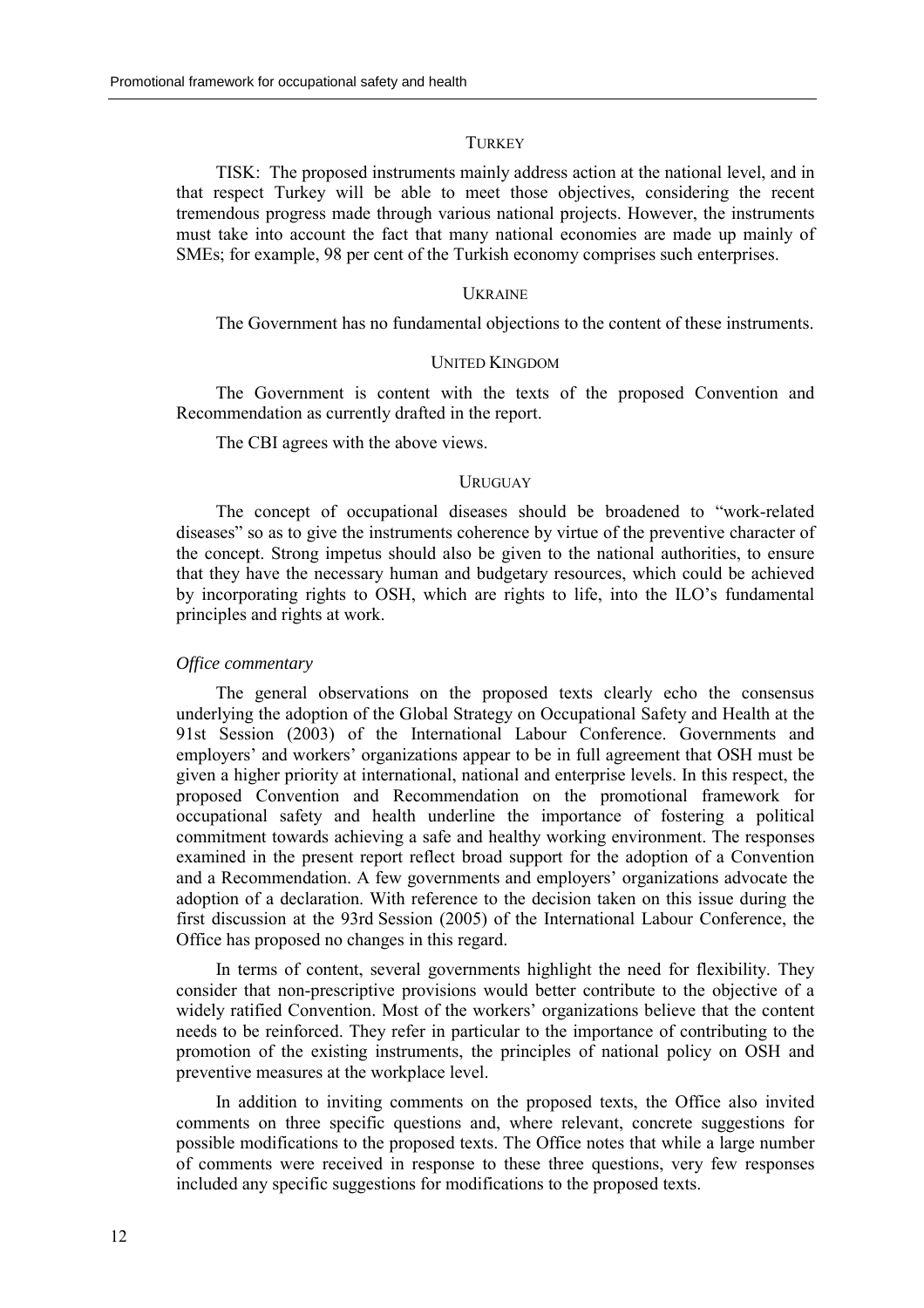#### TURKEY

TISK: The proposed instruments mainly address action at the national level, and in that respect Turkey will be able to meet those objectives, considering the recent tremendous progress made through various national projects. However, the instruments must take into account the fact that many national economies are made up mainly of SMEs; for example, 98 per cent of the Turkish economy comprises such enterprises.

#### UKRAINE

The Government has no fundamental objections to the content of these instruments.

#### UNITED KINGDOM

The Government is content with the texts of the proposed Convention and Recommendation as currently drafted in the report.

The CBI agrees with the above views.

#### URUGUAY

The concept of occupational diseases should be broadened to "work-related diseases" so as to give the instruments coherence by virtue of the preventive character of the concept. Strong impetus should also be given to the national authorities, to ensure that they have the necessary human and budgetary resources, which could be achieved by incorporating rights to OSH, which are rights to life, into the ILO's fundamental principles and rights at work.

*Office commentary*

The general observations on the proposed texts clearly echo the consensus underlying the adoption of the Global Strategy on Occupational Safety and Health at the 91st Session (2003) of the International Labour Conference. Governments and employers' and workers' organizations appear to be in full agreement that OSH must be given a higher priority at international, national and enterprise levels. In this respect, the proposed Convention and Recommendation on the promotional framework for occupational safety and health underline the importance of fostering a political commitment towards achieving a safe and healthy working environment. The responses examined in the present report reflect broad support for the adoption of a Convention and a Recommendation. A few governments and employers' organizations advocate the adoption of a declaration. With reference to the decision taken on this issue during the first discussion at the 93rd Session (2005) of the International Labour Conference, the Office has proposed no changes in this regard.

In terms of content, several governments highlight the need for flexibility. They consider that non-prescriptive provisions would better contribute to the objective of a widely ratified Convention. Most of the workers' organizations believe that the content needs to be reinforced. They refer in particular to the importance of contributing to the promotion of the existing instruments, the principles of national policy on OSH and preventive measures at the workplace level.

In addition to inviting comments on the proposed texts, the Office also invited comments on three specific questions and, where relevant, concrete suggestions for possible modifications to the proposed texts. The Office notes that while a large number of comments were received in response to these three questions, very few responses included any specific suggestions for modifications to the proposed texts.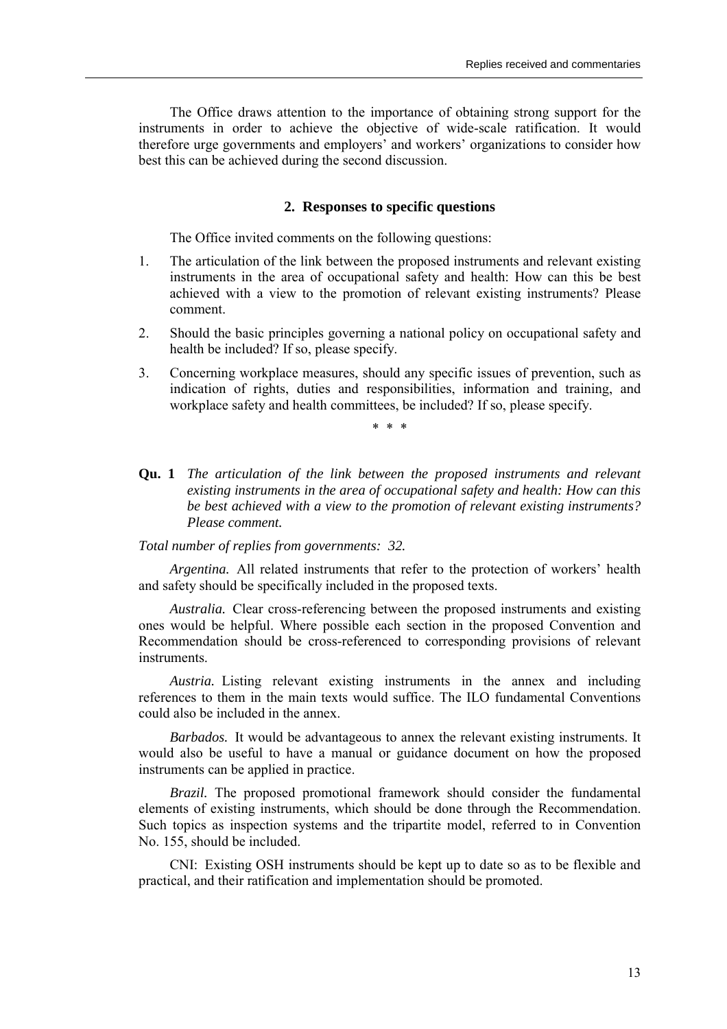The Office draws attention to the importance of obtaining strong support for the instruments in order to achieve the objective of wide-scale ratification. It would therefore urge governments and employers' and workers' organizations to consider how best this can be achieved during the second discussion.

### 2. Responses to specific questions

The Office invited comments on the following questions:

1. The articulation of the link between the proposed instruments and relevant existing instruments in the area of occupational safety and health: How can this be best achieved with a view to the promotion of relevant existing instruments? Please comment.
2. Should the basic principles governing a national policy on occupational safety and health be included? If so, please specify.
3. Concerning workplace measures, should any specific issues of prevention, such as indication of rights, duties and responsibilities, information and training, and workplace safety and health committees, be included? If so, please specify.

\* \* \*

**Qu. 1** *The articulation of the link between the proposed instruments and relevant existing instruments in the area of occupational safety and health: How can this be best achieved with a view to the promotion of relevant existing instruments? Please comment.*

*Total number of replies from governments: 32.*

*Argentina.* All related instruments that refer to the protection of workers' health and safety should be specifically included in the proposed texts.

*Australia.* Clear cross-referencing between the proposed instruments and existing ones would be helpful. Where possible each section in the proposed Convention and Recommendation should be cross-referenced to corresponding provisions of relevant instruments.

*Austria.* Listing relevant existing instruments in the annex and including references to them in the main texts would suffice. The ILO fundamental Conventions could also be included in the annex.

*Barbados.* It would be advantageous to annex the relevant existing instruments. It would also be useful to have a manual or guidance document on how the proposed instruments can be applied in practice.

*Brazil.* The proposed promotional framework should consider the fundamental elements of existing instruments, which should be done through the Recommendation. Such topics as inspection systems and the tripartite model, referred to in Convention No. 155, should be included.

CNI: Existing OSH instruments should be kept up to date so as to be flexible and practical, and their ratification and implementation should be promoted.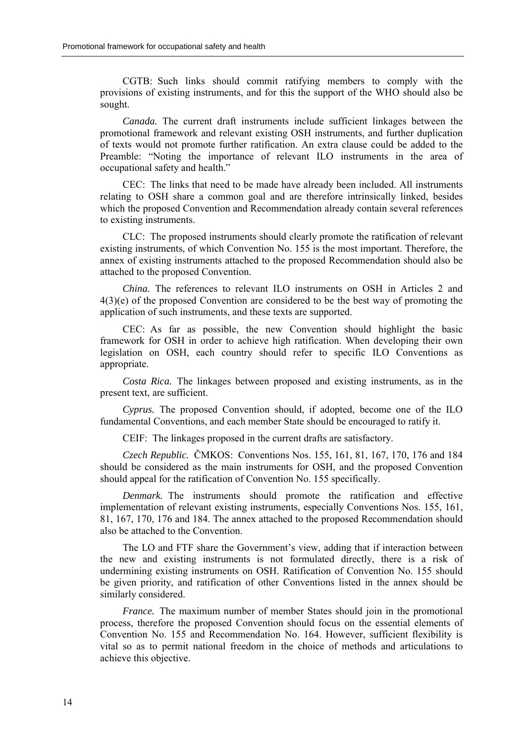CGTB: Such links should commit ratifying members to comply with the provisions of existing instruments, and for this the support of the WHO should also be sought.

*Canada.* The current draft instruments include sufficient linkages between the promotional framework and relevant existing OSH instruments, and further duplication of texts would not promote further ratification. An extra clause could be added to the Preamble: "Noting the importance of relevant ILO instruments in the area of occupational safety and health."

CEC: The links that need to be made have already been included. All instruments relating to OSH share a common goal and are therefore intrinsically linked, besides which the proposed Convention and Recommendation already contain several references to existing instruments.

CLC: The proposed instruments should clearly promote the ratification of relevant existing instruments, of which Convention No. 155 is the most important. Therefore, the annex of existing instruments attached to the proposed Recommendation should also be attached to the proposed Convention.

*China.* The references to relevant ILO instruments on OSH in Articles 2 and 4(3)(e) of the proposed Convention are considered to be the best way of promoting the application of such instruments, and these texts are supported.

CEC: As far as possible, the new Convention should highlight the basic framework for OSH in order to achieve high ratification. When developing their own legislation on OSH, each country should refer to specific ILO Conventions as appropriate.

*Costa Rica.* The linkages between proposed and existing instruments, as in the present text, are sufficient.

*Cyprus.* The proposed Convention should, if adopted, become one of the ILO fundamental Conventions, and each member State should be encouraged to ratify it.

CEIF: The linkages proposed in the current drafts are satisfactory.

*Czech Republic.* ČMKOS: Conventions Nos. 155, 161, 81, 167, 170, 176 and 184 should be considered as the main instruments for OSH, and the proposed Convention should appeal for the ratification of Convention No. 155 specifically.

*Denmark.* The instruments should promote the ratification and effective implementation of relevant existing instruments, especially Conventions Nos. 155, 161, 81, 167, 170, 176 and 184. The annex attached to the proposed Recommendation should also be attached to the Convention.

The LO and FTF share the Government's view, adding that if interaction between the new and existing instruments is not formulated directly, there is a risk of undermining existing instruments on OSH. Ratification of Convention No. 155 should be given priority, and ratification of other Conventions listed in the annex should be similarly considered.

*France.* The maximum number of member States should join in the promotional process, therefore the proposed Convention should focus on the essential elements of Convention No. 155 and Recommendation No. 164. However, sufficient flexibility is vital so as to permit national freedom in the choice of methods and articulations to achieve this objective.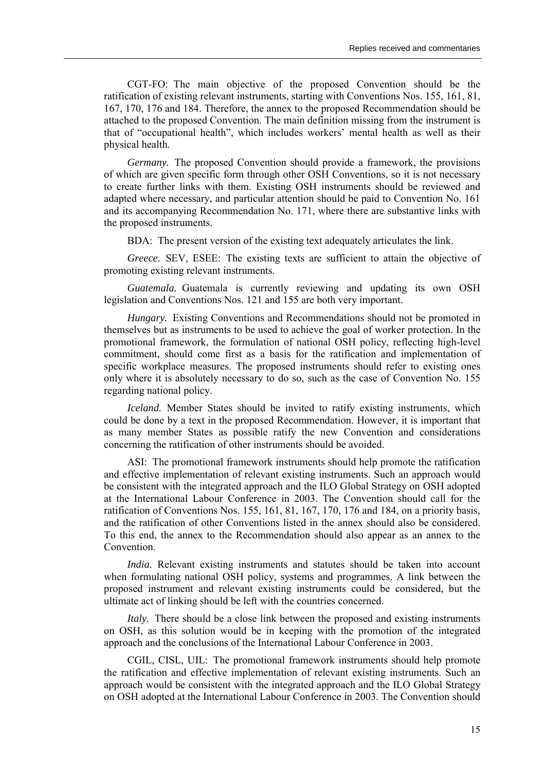CGT-FO: The main objective of the proposed Convention should be the ratification of existing relevant instruments, starting with Conventions Nos. 155, 161, 81, 167, 170, 176 and 184. Therefore, the annex to the proposed Recommendation should be attached to the proposed Convention. The main definition missing from the instrument is that of "occupational health", which includes workers' mental health as well as their physical health.

*Germany.* The proposed Convention should provide a framework, the provisions of which are given specific form through other OSH Conventions, so it is not necessary to create further links with them. Existing OSH instruments should be reviewed and adapted where necessary, and particular attention should be paid to Convention No. 161 and its accompanying Recommendation No. 171, where there are substantive links with the proposed instruments.

BDA: The present version of the existing text adequately articulates the link.

*Greece.* SEV, ESEE: The existing texts are sufficient to attain the objective of promoting existing relevant instruments.

*Guatemala.* Guatemala is currently reviewing and updating its own OSH legislation and Conventions Nos. 121 and 155 are both very important.

*Hungary.* Existing Conventions and Recommendations should not be promoted in themselves but as instruments to be used to achieve the goal of worker protection. In the promotional framework, the formulation of national OSH policy, reflecting high-level commitment, should come first as a basis for the ratification and implementation of specific workplace measures. The proposed instruments should refer to existing ones only where it is absolutely necessary to do so, such as the case of Convention No. 155 regarding national policy.

*Iceland.* Member States should be invited to ratify existing instruments, which could be done by a text in the proposed Recommendation. However, it is important that as many member States as possible ratify the new Convention and considerations concerning the ratification of other instruments should be avoided.

ASI: The promotional framework instruments should help promote the ratification and effective implementation of relevant existing instruments. Such an approach would be consistent with the integrated approach and the ILO Global Strategy on OSH adopted at the International Labour Conference in 2003. The Convention should call for the ratification of Conventions Nos. 155, 161, 81, 167, 170, 176 and 184, on a priority basis, and the ratification of other Conventions listed in the annex should also be considered. To this end, the annex to the Recommendation should also appear as an annex to the Convention.

*India.* Relevant existing instruments and statutes should be taken into account when formulating national OSH policy, systems and programmes. A link between the proposed instrument and relevant existing instruments could be considered, but the ultimate act of linking should be left with the countries concerned.

*Italy.* There should be a close link between the proposed and existing instruments on OSH, as this solution would be in keeping with the promotion of the integrated approach and the conclusions of the International Labour Conference in 2003.

CGIL, CISL, UIL: The promotional framework instruments should help promote the ratification and effective implementation of relevant existing instruments. Such an approach would be consistent with the integrated approach and the ILO Global Strategy on OSH adopted at the International Labour Conference in 2003. The Convention should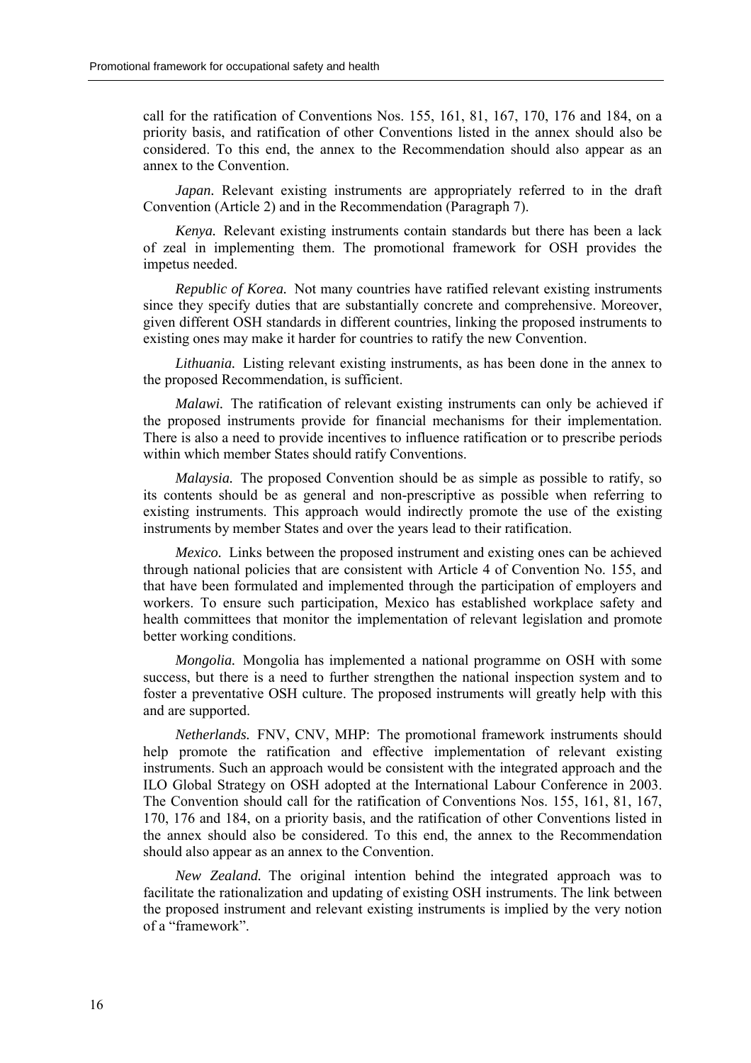call for the ratification of Conventions Nos. 155, 161, 81, 167, 170, 176 and 184, on a priority basis, and ratification of other Conventions listed in the annex should also be considered. To this end, the annex to the Recommendation should also appear as an annex to the Convention.

*Japan.* Relevant existing instruments are appropriately referred to in the draft Convention (Article 2) and in the Recommendation (Paragraph 7).

*Kenya.* Relevant existing instruments contain standards but there has been a lack of zeal in implementing them. The promotional framework for OSH provides the impetus needed.

*Republic of Korea.* Not many countries have ratified relevant existing instruments since they specify duties that are substantially concrete and comprehensive. Moreover, given different OSH standards in different countries, linking the proposed instruments to existing ones may make it harder for countries to ratify the new Convention.

*Lithuania.* Listing relevant existing instruments, as has been done in the annex to the proposed Recommendation, is sufficient.

*Malawi.* The ratification of relevant existing instruments can only be achieved if the proposed instruments provide for financial mechanisms for their implementation. There is also a need to provide incentives to influence ratification or to prescribe periods within which member States should ratify Conventions.

*Malaysia.* The proposed Convention should be as simple as possible to ratify, so its contents should be as general and non-prescriptive as possible when referring to existing instruments. This approach would indirectly promote the use of the existing instruments by member States and over the years lead to their ratification.

*Mexico.* Links between the proposed instrument and existing ones can be achieved through national policies that are consistent with Article 4 of Convention No. 155, and that have been formulated and implemented through the participation of employers and workers. To ensure such participation, Mexico has established workplace safety and health committees that monitor the implementation of relevant legislation and promote better working conditions.

*Mongolia.* Mongolia has implemented a national programme on OSH with some success, but there is a need to further strengthen the national inspection system and to foster a preventative OSH culture. The proposed instruments will greatly help with this and are supported.

*Netherlands.* FNV, CNV, MHP: The promotional framework instruments should help promote the ratification and effective implementation of relevant existing instruments. Such an approach would be consistent with the integrated approach and the ILO Global Strategy on OSH adopted at the International Labour Conference in 2003. The Convention should call for the ratification of Conventions Nos. 155, 161, 81, 167, 170, 176 and 184, on a priority basis, and the ratification of other Conventions listed in the annex should also be considered. To this end, the annex to the Recommendation should also appear as an annex to the Convention.

*New Zealand.* The original intention behind the integrated approach was to facilitate the rationalization and updating of existing OSH instruments. The link between the proposed instrument and relevant existing instruments is implied by the very notion of a "framework".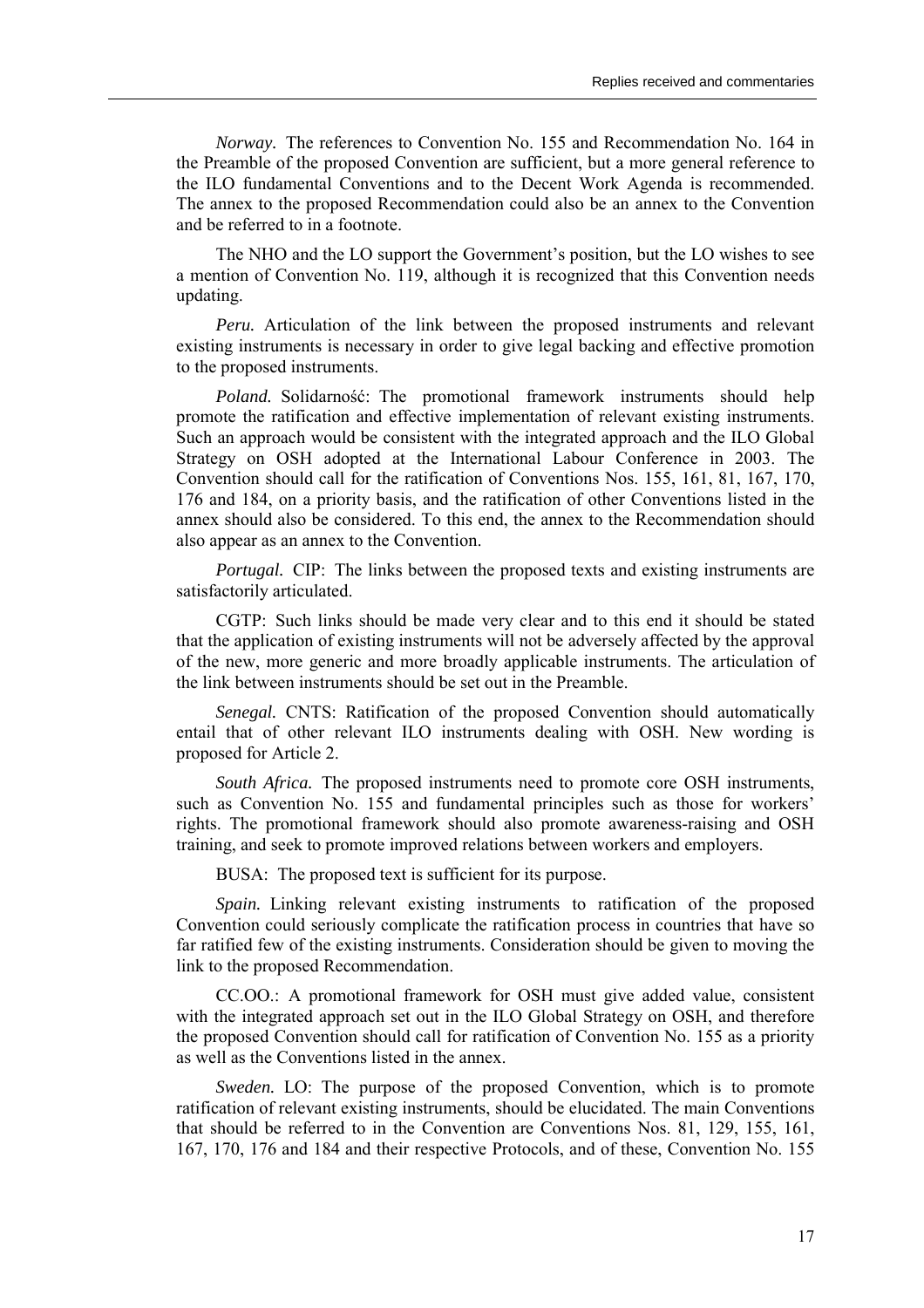*Norway.* The references to Convention No. 155 and Recommendation No. 164 in the Preamble of the proposed Convention are sufficient, but a more general reference to the ILO fundamental Conventions and to the Decent Work Agenda is recommended. The annex to the proposed Recommendation could also be an annex to the Convention and be referred to in a footnote.

The NHO and the LO support the Government's position, but the LO wishes to see a mention of Convention No. 119, although it is recognized that this Convention needs updating.

*Peru.* Articulation of the link between the proposed instruments and relevant existing instruments is necessary in order to give legal backing and effective promotion to the proposed instruments.

*Poland.* Solidarność: The promotional framework instruments should help promote the ratification and effective implementation of relevant existing instruments. Such an approach would be consistent with the integrated approach and the ILO Global Strategy on OSH adopted at the International Labour Conference in 2003. The Convention should call for the ratification of Conventions Nos. 155, 161, 81, 167, 170, 176 and 184, on a priority basis, and the ratification of other Conventions listed in the annex should also be considered. To this end, the annex to the Recommendation should also appear as an annex to the Convention.

*Portugal.* CIP: The links between the proposed texts and existing instruments are satisfactorily articulated.

CGTP: Such links should be made very clear and to this end it should be stated that the application of existing instruments will not be adversely affected by the approval of the new, more generic and more broadly applicable instruments. The articulation of the link between instruments should be set out in the Preamble.

*Senegal.* CNTS: Ratification of the proposed Convention should automatically entail that of other relevant ILO instruments dealing with OSH. New wording is proposed for Article 2.

*South Africa.* The proposed instruments need to promote core OSH instruments, such as Convention No. 155 and fundamental principles such as those for workers' rights. The promotional framework should also promote awareness-raising and OSH training, and seek to promote improved relations between workers and employers.

BUSA: The proposed text is sufficient for its purpose.

*Spain.* Linking relevant existing instruments to ratification of the proposed Convention could seriously complicate the ratification process in countries that have so far ratified few of the existing instruments. Consideration should be given to moving the link to the proposed Recommendation.

CC.OO.: A promotional framework for OSH must give added value, consistent with the integrated approach set out in the ILO Global Strategy on OSH, and therefore the proposed Convention should call for ratification of Convention No. 155 as a priority as well as the Conventions listed in the annex.

*Sweden.* LO: The purpose of the proposed Convention, which is to promote ratification of relevant existing instruments, should be elucidated. The main Conventions that should be referred to in the Convention are Conventions Nos. 81, 129, 155, 161, 167, 170, 176 and 184 and their respective Protocols, and of these, Convention No. 155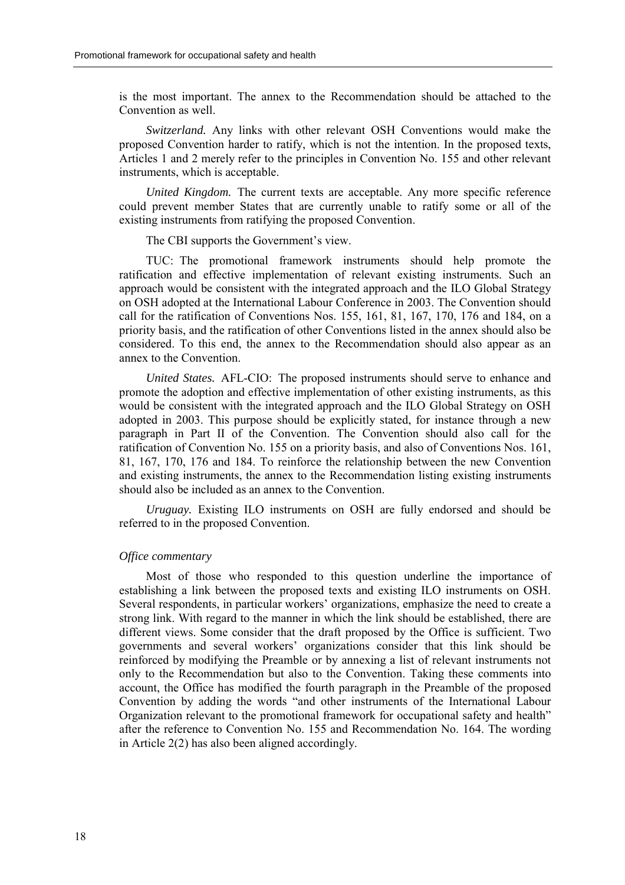is the most important. The annex to the Recommendation should be attached to the Convention as well.

*Switzerland.* Any links with other relevant OSH Conventions would make the proposed Convention harder to ratify, which is not the intention. In the proposed texts, Articles 1 and 2 merely refer to the principles in Convention No. 155 and other relevant instruments, which is acceptable.

*United Kingdom.* The current texts are acceptable. Any more specific reference could prevent member States that are currently unable to ratify some or all of the existing instruments from ratifying the proposed Convention.

The CBI supports the Government's view.

TUC: The promotional framework instruments should help promote the ratification and effective implementation of relevant existing instruments. Such an approach would be consistent with the integrated approach and the ILO Global Strategy on OSH adopted at the International Labour Conference in 2003. The Convention should call for the ratification of Conventions Nos. 155, 161, 81, 167, 170, 176 and 184, on a priority basis, and the ratification of other Conventions listed in the annex should also be considered. To this end, the annex to the Recommendation should also appear as an annex to the Convention.

*United States.* AFL-CIO: The proposed instruments should serve to enhance and promote the adoption and effective implementation of other existing instruments, as this would be consistent with the integrated approach and the ILO Global Strategy on OSH adopted in 2003. This purpose should be explicitly stated, for instance through a new paragraph in Part II of the Convention. The Convention should call for the ratification of Convention No. 155 on a priority basis, and also of Conventions Nos. 161, 81, 167, 170, 176 and 184. To reinforce the relationship between the new Convention and existing instruments, the annex to the Recommendation listing existing instruments should also be included as an annex to the Convention.

*Uruguay.* Existing ILO instruments on OSH are fully endorsed and should be referred to in the proposed Convention.

*Office commentary*

Most of those who responded to this question underline the importance of establishing a link between the proposed texts and existing ILO instruments on OSH. Several respondents, in particular workers' organizations, emphasize the need to create a strong link. With regard to the manner in which the link should be established, there are different views. Some consider that the draft proposed by the Office is sufficient. Two governments and several workers' organizations consider that this link should be reinforced by modifying the Preamble or by annexing a list of relevant instruments not only to the Recommendation but also to the Convention. Taking these comments into account, the Office has modified the fourth paragraph in the Preamble of the proposed Convention by adding the words "and other instruments of the International Labour Organization relevant to the promotional framework for occupational safety and health" after the reference to Convention No. 155 and Recommendation No. 164. The wording in Article 2(2) has also been aligned accordingly.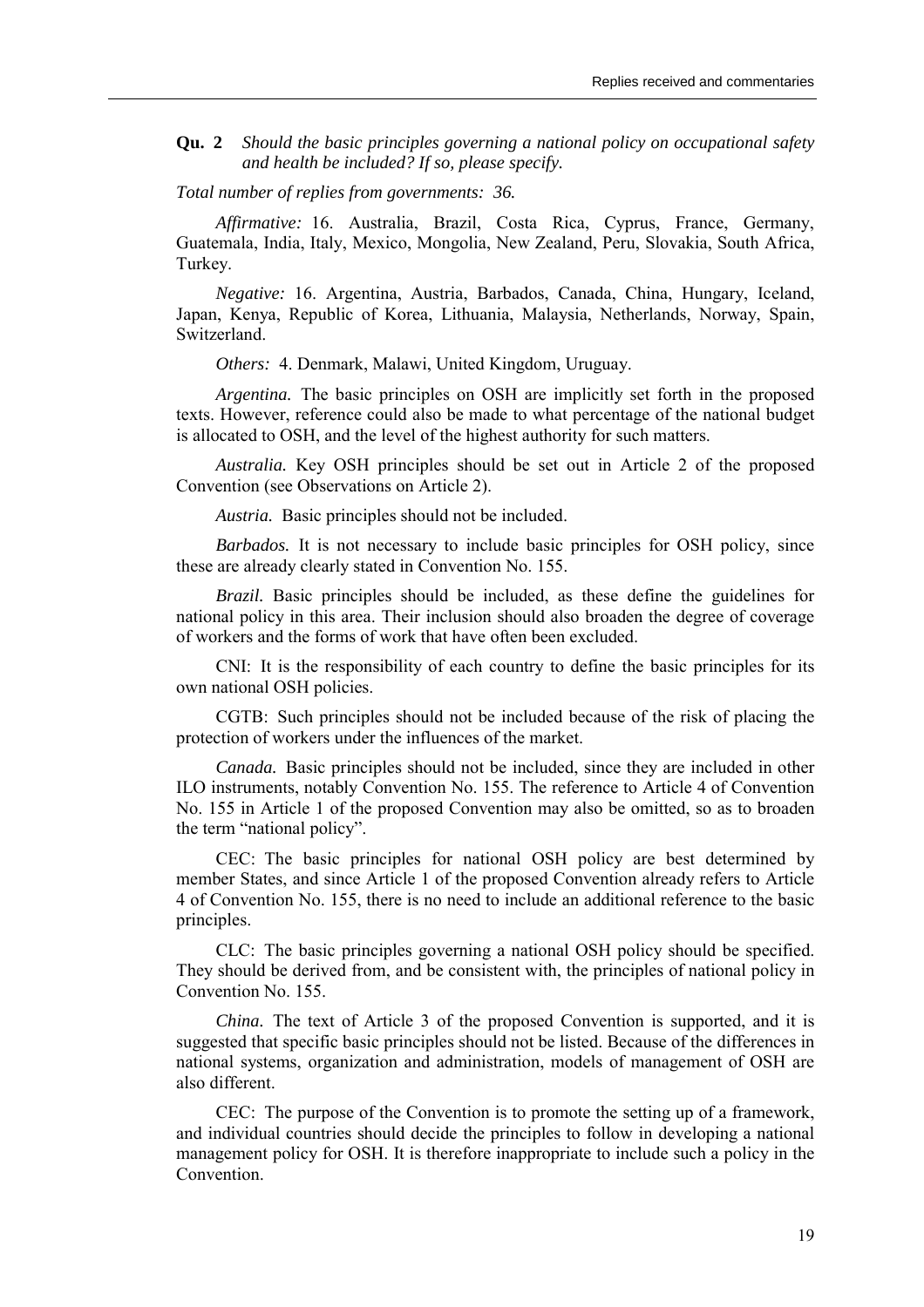**Qu. 2** *Should the basic principles governing a national policy on occupational safety and health be included? If so, please specify.*

*Total number of replies from governments: 36.*

*Affirmative:* 16. Australia, Brazil, Costa Rica, Cyprus, France, Germany, Guatemala, India, Italy, Mexico, Mongolia, New Zealand, Peru, Slovakia, South Africa, Turkey.

*Negative:* 16. Argentina, Austria, Barbados, Canada, China, Hungary, Iceland, Japan, Kenya, Republic of Korea, Lithuania, Malaysia, Netherlands, Norway, Spain, Switzerland.

*Others:* 4. Denmark, Malawi, United Kingdom, Uruguay.

*Argentina.* The basic principles on OSH are implicitly set forth in the proposed texts. However, reference could also be made to what percentage of the national budget is allocated to OSH, and the level of the highest authority for such matters.

*Australia.* Key OSH principles should be set out in Article 2 of the proposed Convention (see Observations on Article 2).

*Austria.* Basic principles should not be included.

*Barbados.* It is not necessary to include basic principles for OSH policy, since these are already clearly stated in Convention No. 155.

*Brazil.* Basic principles should be included, as these define the guidelines for national policy in this area. Their inclusion should also broaden the degree of coverage of workers and the forms of work that have often been excluded.

CNI: It is the responsibility of each country to define the basic principles for its own national OSH policies.

CGTB: Such principles should not be included because of the risk of placing the protection of workers under the influences of the market.

*Canada.* Basic principles should not be included, since they are included in other ILO instruments, notably Convention No. 155. The reference to Article 4 of Convention No. 155 in Article 1 of the proposed Convention may also be omitted, so as to broaden the term "national policy".

CEC: The basic principles for national OSH policy are best determined by member States, and since Article 1 of the proposed Convention already refers to Article 4 of Convention No. 155, there is no need to include an additional reference to the basic principles.

CLC: The basic principles governing a national OSH policy should be specified. They should be derived from, and be consistent with, the principles of national policy in Convention No. 155.

*China.* The text of Article 3 of the proposed Convention is supported, and it is suggested that specific basic principles should not be listed. Because of the differences in national systems, organization and administration, models of management of OSH are also different.

CEC: The purpose of the Convention is to promote the setting up of a framework, and individual countries should decide the principles to follow in developing a national management policy for OSH. It is therefore inappropriate to include such a policy in the Convention.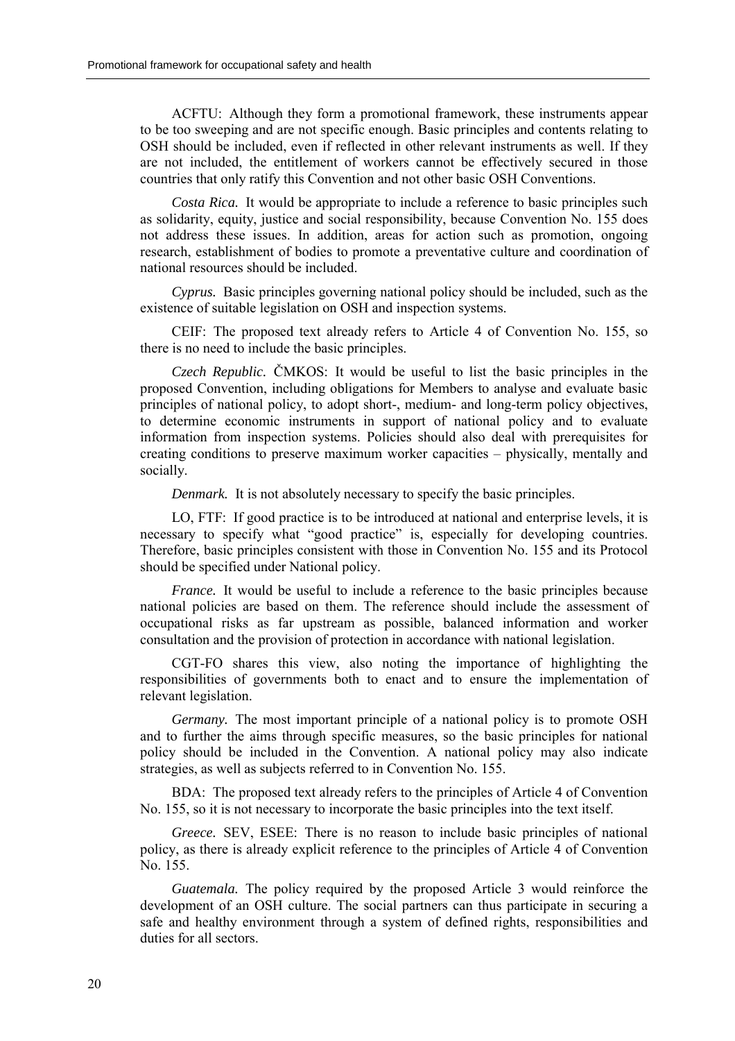ACFTU: Although they form a promotional framework, these instruments appear to be too sweeping and are not specific enough. Basic principles and contents relating to OSH should be included, even if reflected in other relevant instruments as well. If they are not included, the entitlement of workers cannot be effectively secured in those countries that only ratify this Convention and not other basic OSH Conventions.

*Costa Rica.* It would be appropriate to include a reference to basic principles such as solidarity, equity, justice and social responsibility, because Convention No. 155 does not address these issues. In addition, areas for action such as promotion, ongoing research, establishment of bodies to promote a preventative culture and coordination of national resources should be included.

*Cyprus.* Basic principles governing national policy should be included, such as the existence of suitable legislation on OSH and inspection systems.

CEIF: The proposed text already refers to Article 4 of Convention No. 155, so there is no need to include the basic principles.

*Czech Republic.* ČMKOS: It would be useful to list the basic principles in the proposed Convention, including obligations for Members to analyse and evaluate basic principles of national policy, to adopt short-, medium- and long-term policy objectives, to determine economic instruments in support of national policy and to evaluate information from inspection systems. Policies should also deal with prerequisites for creating conditions to preserve maximum worker capacities – physically, mentally and socially.

*Denmark.* It is not absolutely necessary to specify the basic principles.

LO, FTF: If good practice is to be introduced at national and enterprise levels, it is necessary to specify what "good practice" is, especially for developing countries. Therefore, basic principles consistent with those in Convention No. 155 and its Protocol should be specified under National policy.

*France.* It would be useful to include a reference to the basic principles because national policies are based on them. The reference should include the assessment of occupational risks as far upstream as possible, balanced information and worker consultation and the provision of protection in accordance with national legislation.

CGT-FO shares this view, also noting the importance of highlighting the responsibilities of governments both to enact and to ensure the implementation of relevant legislation.

*Germany.* The most important principle of a national policy is to promote OSH and to further the aims through specific measures, so the basic principles for national policy should be included in the Convention. A national policy may also indicate strategies, as well as subjects referred to in Convention No. 155.

BDA: The proposed text already refers to the principles of Article 4 of Convention No. 155, so it is not necessary to incorporate the basic principles into the text itself.

*Greece.* SEV, ESEE: There is no reason to include basic principles of national policy, as there is already explicit reference to the principles of Article 4 of Convention No. 155.

*Guatemala.* The policy required by the proposed Article 3 would reinforce the development of an OSH culture. The social partners can thus participate in securing a safe and healthy environment through a system of defined rights, responsibilities and duties for all sectors.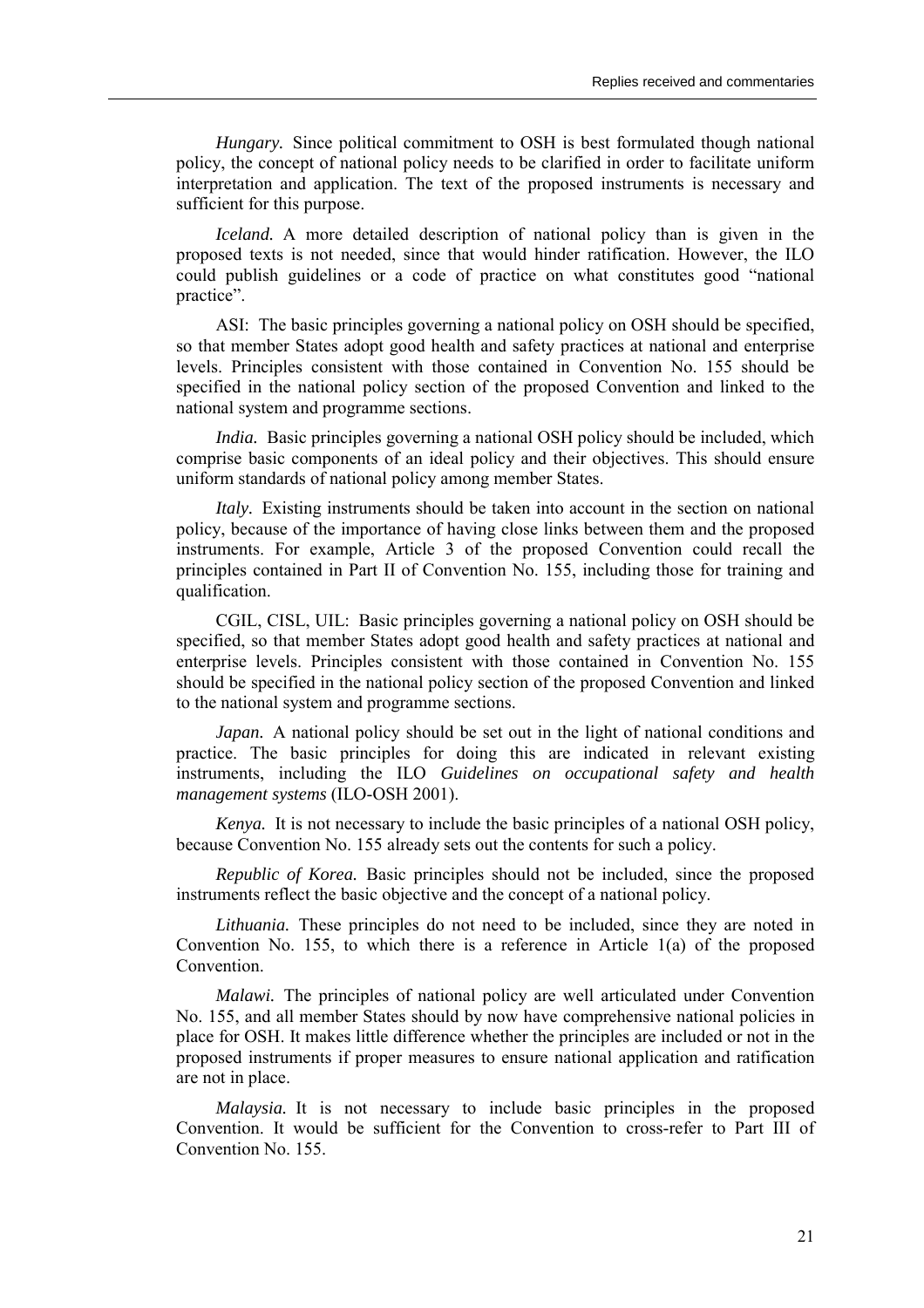*Hungary.* Since political commitment to OSH is best formulated though national policy, the concept of national policy needs to be clarified in order to facilitate uniform interpretation and application. The text of the proposed instruments is necessary and sufficient for this purpose.

*Iceland.* A more detailed description of national policy than is given in the proposed texts is not needed, since that would hinder ratification. However, the ILO could publish guidelines or a code of practice on what constitutes good "national practice".

ASI: The basic principles governing a national policy on OSH should be specified, so that member States adopt good health and safety practices at national and enterprise levels. Principles consistent with those contained in Convention No. 155 should be specified in the national policy section of the proposed Convention and linked to the national system and programme sections.

*India.* Basic principles governing a national OSH policy should be included, which comprise basic components of an ideal policy and their objectives. This should ensure uniform standards of national policy among member States.

*Italy.* Existing instruments should be taken into account in the section on national policy, because of the importance of having close links between them and the proposed instruments. For example, Article 3 of the proposed Convention could recall the principles contained in Part II of Convention No. 155, including those for training and qualification.

CGIL, CISL, UIL: Basic principles governing a national policy on OSH should be specified, so that member States adopt good health and safety practices at national and enterprise levels. Principles consistent with those contained in Convention No. 155 should be specified in the national policy section of the proposed Convention and linked to the national system and programme sections.

*Japan.* A national policy should be set out in the light of national conditions and practice. The basic principles for doing this are indicated in relevant existing instruments, including the ILO *Guidelines on occupational safety and health management systems* (ILO-OSH 2001).

*Kenya.* It is not necessary to include the basic principles of a national OSH policy, because Convention No. 155 already sets out the contents for such a policy.

*Republic of Korea.* Basic principles should not be included, since the proposed instruments reflect the basic objective and the concept of a national policy.

*Lithuania.* These principles do not need to be included, since they are noted in Convention No. 155, to which there is a reference in Article 1(a) of the proposed Convention.

*Malawi.* The principles of national policy are well articulated under Convention No. 155, and all member States should by now have comprehensive national policies in place for OSH. It makes little difference whether the principles are included or not in the proposed instruments if proper measures to ensure national application and ratification are not in place.

*Malaysia.* It is not necessary to include basic principles in the proposed Convention. It would be sufficient for the Convention to cross-refer to Part III of Convention No. 155.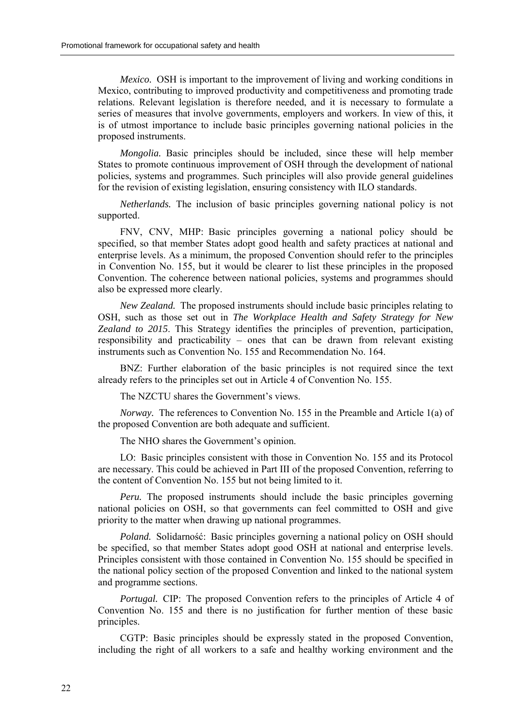*Mexico.* OSH is important to the improvement of living and working conditions in Mexico, contributing to improved productivity and competitiveness and promoting trade relations. Relevant legislation is therefore needed, and it is necessary to formulate a series of measures that involve governments, employers and workers. In view of this, it is of utmost importance to include basic principles governing national policies in the proposed instruments.

*Mongolia.* Basic principles should be included, since these will help member States to promote continuous improvement of OSH through the development of national policies, systems and programmes. Such principles will also provide general guidelines for the revision of existing legislation, ensuring consistency with ILO standards.

*Netherlands.* The inclusion of basic principles governing national policy is not supported.

FNV, CNV, MHP: Basic principles governing a national policy should be specified, so that member States adopt good health and safety practices at national and enterprise levels. As a minimum, the proposed Convention should refer to the principles in Convention No. 155, but it would be clearer to list these principles in the proposed Convention. The coherence between national policies, systems and programmes should also be expressed more clearly.

*New Zealand.* The proposed instruments should include basic principles relating to OSH, such as those set out in *The Workplace Health and Safety Strategy for New Zealand to 2015*. This Strategy identifies the principles of prevention, participation, responsibility and practicability – ones that can be drawn from relevant existing instruments such as Convention No. 155 and Recommendation No. 164.

BNZ: Further elaboration of the basic principles is not required since the text already refers to the principles set out in Article 4 of Convention No. 155.

The NZCTU shares the Government's views.

*Norway.* The references to Convention No. 155 in the Preamble and Article 1(a) of the proposed Convention are both adequate and sufficient.

The NHO shares the Government's opinion.

LO: Basic principles consistent with those in Convention No. 155 and its Protocol are necessary. This could be achieved in Part III of the proposed Convention, referring to the content of Convention No. 155 but not being limited to it.

*Peru.* The proposed instruments should include the basic principles governing national policies on OSH, so that governments can feel committed to OSH and give priority to the matter when drawing up national programmes.

*Poland.* Solidarność: Basic principles governing a national policy on OSH should be specified, so that member States adopt good OSH at national and enterprise levels. Principles consistent with those contained in Convention No. 155 should be specified in the national policy section of the proposed Convention and linked to the national system and programme sections.

*Portugal.* CIP: The proposed Convention refers to the principles of Article 4 of Convention No. 155 and there is no justification for further mention of these basic principles.

CGTP: Basic principles should be expressly stated in the proposed Convention, including the right of all workers to a safe and healthy working environment and the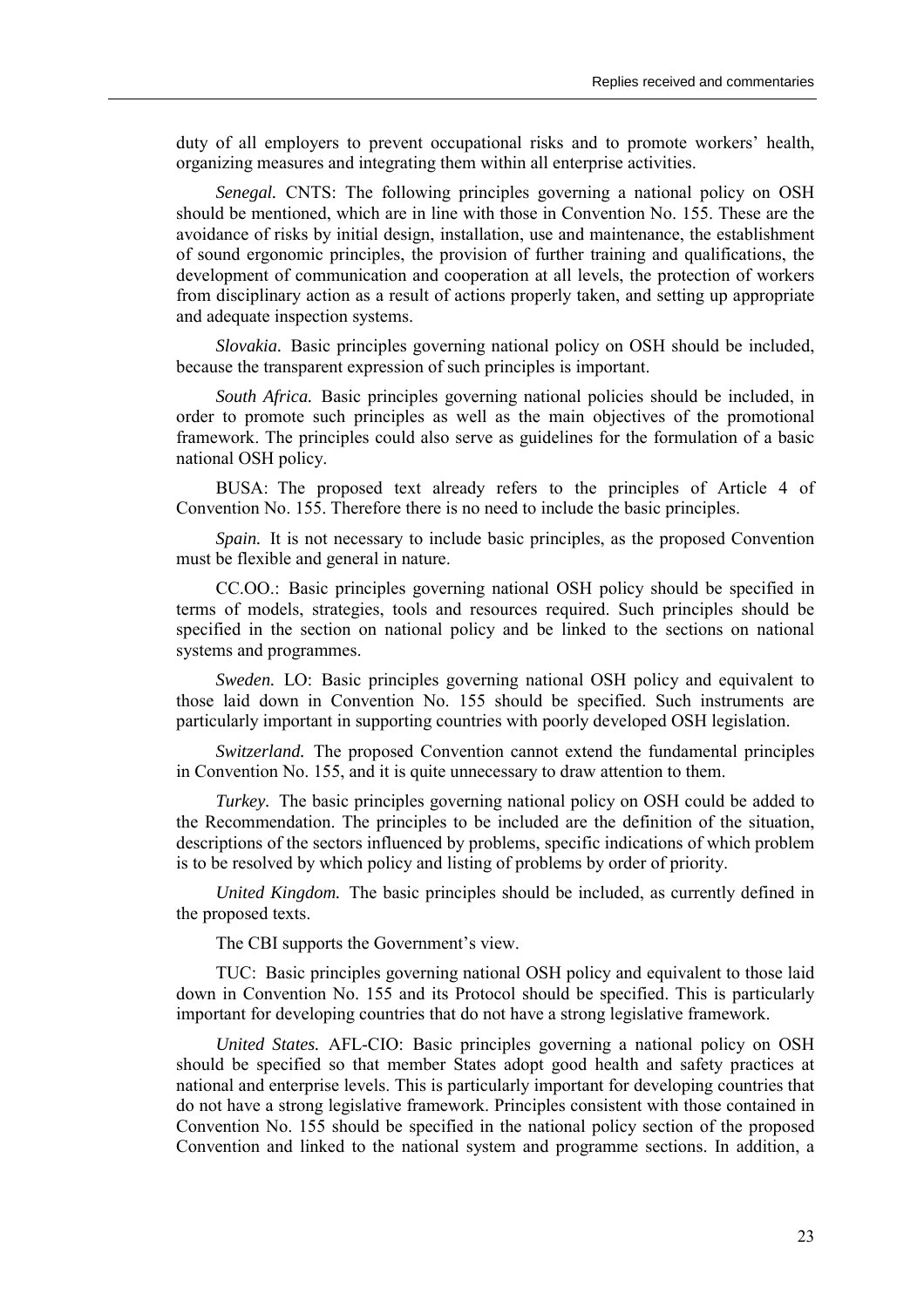duty of all employers to prevent occupational risks and to promote workers' health, organizing measures and integrating them within all enterprise activities.

*Senegal.* CNTS: The following principles governing a national policy on OSH should be mentioned, which are in line with those in Convention No. 155. These are the avoidance of risks by initial design, installation, use and maintenance, the establishment of sound ergonomic principles, the provision of further training and qualifications, the development of communication and cooperation at all levels, the protection of workers from disciplinary action as a result of actions properly taken, and setting up appropriate and adequate inspection systems.

*Slovakia.* Basic principles governing national policy on OSH should be included, because the transparent expression of such principles is important.

*South Africa.* Basic principles governing national policies should be included, in order to promote such principles as well as the main objectives of the promotional framework. The principles could also serve as guidelines for the formulation of a basic national OSH policy.

BUSA: The proposed text already refers to the principles of Article 4 of Convention No. 155. Therefore there is no need to include the basic principles.

*Spain.* It is not necessary to include basic principles, as the proposed Convention must be flexible and general in nature.

CC.OO.: Basic principles governing national OSH policy should be specified in terms of models, strategies, tools and resources required. Such principles should be specified in the section on national policy and be linked to the sections on national systems and programmes.

*Sweden.* LO: Basic principles governing national OSH policy and equivalent to those laid down in Convention No. 155 should be specified. Such instruments are particularly important in supporting countries with poorly developed OSH legislation.

*Switzerland.* The proposed Convention cannot extend the fundamental principles in Convention No. 155, and it is quite unnecessary to draw attention to them.

*Turkey.* The basic principles governing national policy on OSH could be added to the Recommendation. The principles to be included are the definition of the situation, descriptions of the sectors influenced by problems, specific indications of which problem is to be resolved by which policy and listing of problems by order of priority.

*United Kingdom.* The basic principles should be included, as currently defined in the proposed texts.

The CBI supports the Government's view.

TUC: Basic principles governing national OSH policy and equivalent to those laid down in Convention No. 155 and its Protocol should be specified. This is particularly important for developing countries that do not have a strong legislative framework.

*United States.* AFL-CIO: Basic principles governing a national policy on OSH should be specified so that member States adopt good health and safety practices at national and enterprise levels. This is particularly important for developing countries that do not have a strong legislative framework. Principles consistent with those contained in Convention No. 155 should be specified in the national policy section of the proposed Convention and linked to the national system and programme sections. In addition, a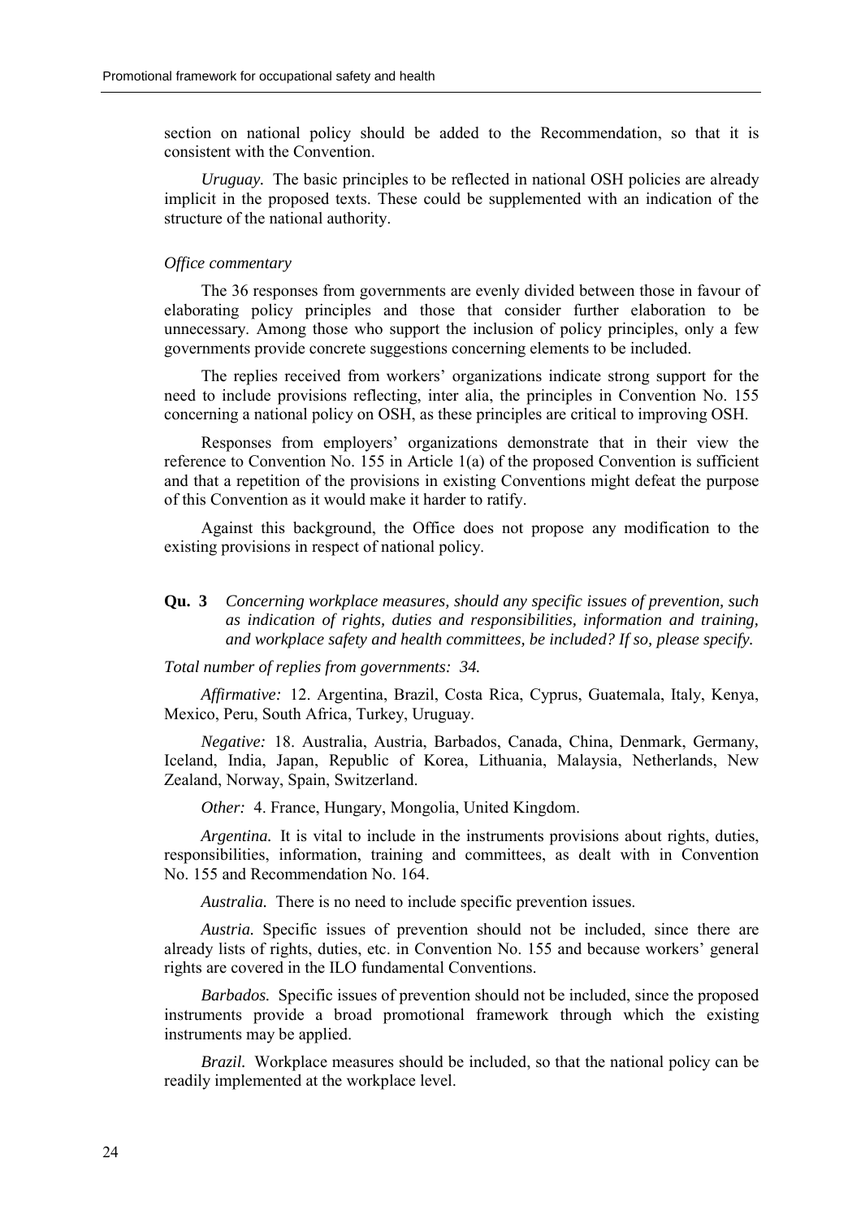section on national policy should be added to the Recommendation, so that it is consistent with the Convention.

*Uruguay.* The basic principles to be reflected in national OSH policies are already implicit in the proposed texts. These could be supplemented with an indication of the structure of the national authority.

*Office commentary*

The 36 responses from governments are evenly divided between those in favour of elaborating policy principles and those that consider further elaboration to be unnecessary. Among those who support the inclusion of policy principles, only a few governments provide concrete suggestions concerning elements to be included.

The replies received from workers' organizations indicate strong support for the need to include provisions reflecting, inter alia, the principles in Convention No. 155 concerning a national policy on OSH, as these principles are critical to improving OSH.

Responses from employers' organizations demonstrate that in their view the reference to Convention No. 155 in Article 1(a) of the proposed Convention is sufficient and that a repetition of the provisions in existing Conventions might defeat the purpose of this Convention as it would make it harder to ratify.

Against this background, the Office does not propose any modification to the existing provisions in respect of national policy.

**Qu. 3** *Concerning workplace measures, should any specific issues of prevention, such as indication of rights, duties and responsibilities, information and training, and workplace safety and health committees, be included? If so, please specify.*

*Total number of replies from governments: 34.*

*Affirmative:* 12. Argentina, Brazil, Costa Rica, Cyprus, Guatemala, Italy, Kenya, Mexico, Peru, South Africa, Turkey, Uruguay.

*Negative:* 18. Australia, Austria, Barbados, Canada, China, Denmark, Germany, Iceland, India, Japan, Republic of Korea, Lithuania, Malaysia, Netherlands, New Zealand, Norway, Spain, Switzerland.

*Other:* 4. France, Hungary, Mongolia, United Kingdom.

*Argentina.* It is vital to include in the instruments provisions about rights, duties, responsibilities, information, training and committees, as dealt with in Convention No. 155 and Recommendation No. 164.

*Australia.* There is no need to include specific prevention issues.

*Austria.* Specific issues of prevention should not be included, since there are already lists of rights, duties, etc. in Convention No. 155 and because workers' general rights are covered in the ILO fundamental Conventions.

*Barbados.* Specific issues of prevention should not be included, since the proposed instruments provide a broad promotional framework through which the existing instruments may be applied.

*Brazil.* Workplace measures should be included, so that the national policy can be readily implemented at the workplace level.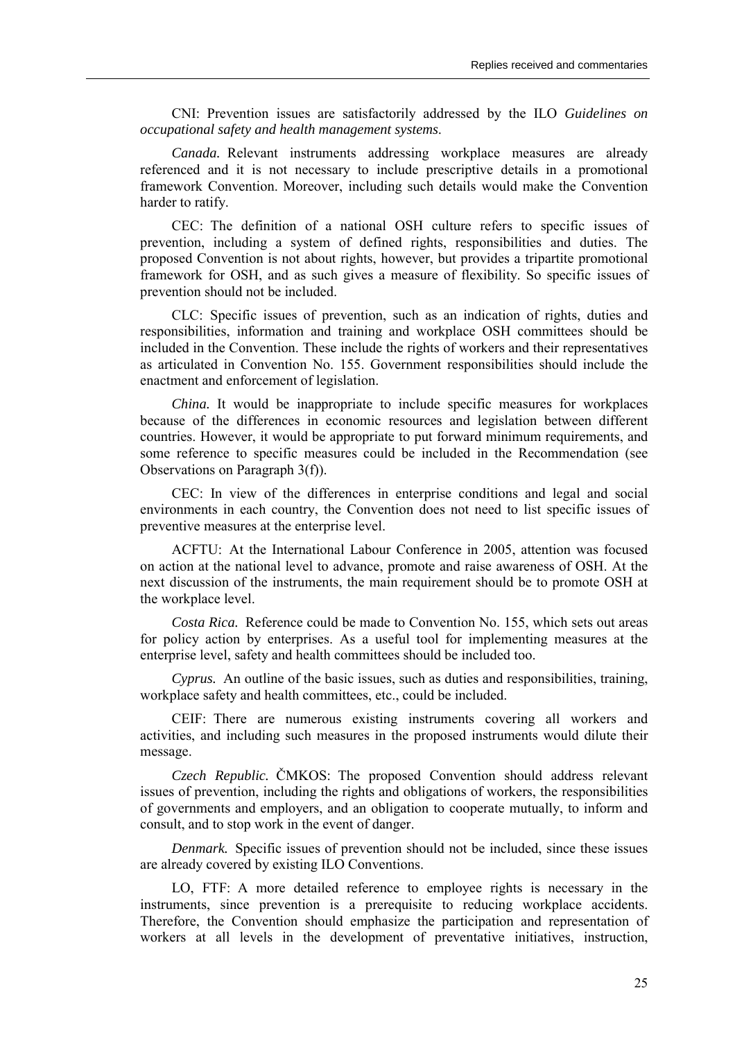CNI: Prevention issues are satisfactorily addressed by the ILO *Guidelines on occupational safety and health management systems*.

*Canada.* Relevant instruments addressing workplace measures are already referenced and it is not necessary to include prescriptive details in a promotional framework Convention. Moreover, including such details would make the Convention harder to ratify.

CEC: The definition of a national OSH culture refers to specific issues of prevention, including a system of defined rights, responsibilities and duties. The proposed Convention is not about rights, however, but provides a tripartite promotional framework for OSH, and as such gives a measure of flexibility. So specific issues of prevention should not be included.

CLC: Specific issues of prevention, such as an indication of rights, duties and responsibilities, information and training and workplace OSH committees should be included in the Convention. These include the rights of workers and their representatives as articulated in Convention No. 155. Government responsibilities should include the enactment and enforcement of legislation.

*China.* It would be inappropriate to include specific measures for workplaces because of the differences in economic resources and legislation between different countries. However, it would be appropriate to put forward minimum requirements, and some reference to specific measures could be included in the Recommendation (see Observations on Paragraph 3(f)).

CEC: In view of the differences in enterprise conditions and legal and social environments in each country, the Convention does not need to list specific issues of preventive measures at the enterprise level.

ACFTU: At the International Labour Conference in 2005, attention was focused on action at the national level to advance, promote and raise awareness of OSH. At the next discussion of the instruments, the main requirement should be to promote OSH at the workplace level.

*Costa Rica.* Reference could be made to Convention No. 155, which sets out areas for policy action by enterprises. As a useful tool for implementing measures at the enterprise level, safety and health committees should be included too.

*Cyprus.* An outline of the basic issues, such as duties and responsibilities, training, workplace safety and health committees, etc., could be included.

CEIF: There are numerous existing instruments covering all workers and activities, and including such measures in the proposed instruments would dilute their message.

*Czech Republic.* ČMKOS: The proposed Convention should address relevant issues of prevention, including the rights and obligations of workers, the responsibilities of governments and employers, and an obligation to cooperate mutually, to inform and consult, and to stop work in the event of danger.

*Denmark.* Specific issues of prevention should not be included, since these issues are already covered by existing ILO Conventions.

LO, FTF: A more detailed reference to employee rights is necessary in the instruments, since prevention is a prerequisite to reducing workplace accidents. Therefore, the Convention should emphasize the participation and representation of workers at all levels in the development of preventative initiatives, instruction,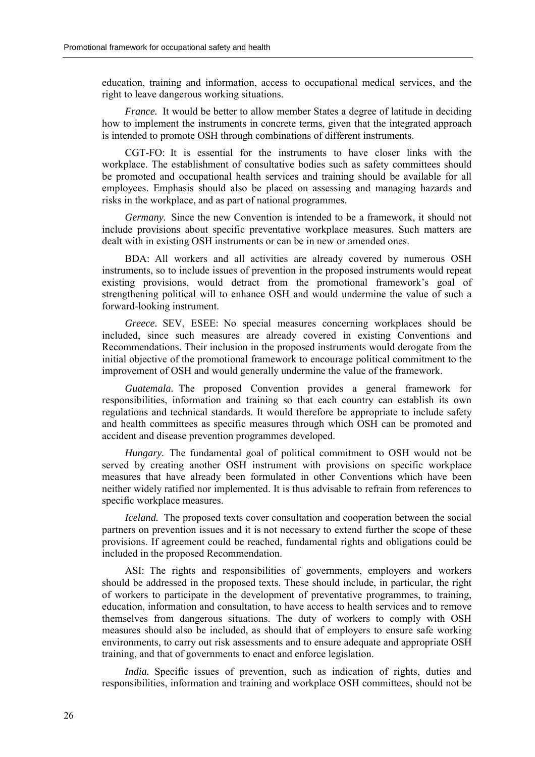education, training and information, access to occupational medical services, and the right to leave dangerous working situations.

*France.* It would be better to allow member States a degree of latitude in deciding how to implement the instruments in concrete terms, given that the integrated approach is intended to promote OSH through combinations of different instruments.

CGT-FO: It is essential for the instruments to have closer links with the workplace. The establishment of consultative bodies such as safety committees should be promoted and occupational health services and training should be available for all employees. Emphasis should also be placed on assessing and managing hazards and risks in the workplace, and as part of national programmes.

*Germany.* Since the new Convention is intended to be a framework, it should not include provisions about specific preventative workplace measures. Such matters are dealt with in existing OSH instruments or can be in new or amended ones.

BDA: All workers and all activities are already covered by numerous OSH instruments, so to include issues of prevention in the proposed instruments would repeat existing provisions, would detract from the promotional framework's goal of strengthening political will to enhance OSH and would undermine the value of such a forward-looking instrument.

*Greece.* SEV, ESEE: No special measures concerning workplaces should be included, since such measures are already covered in existing Conventions and Recommendations. Their inclusion in the proposed instruments would derogate from the initial objective of the promotional framework to encourage political commitment to the improvement of OSH and would generally undermine the value of the framework.

*Guatemala.* The proposed Convention provides a general framework for responsibilities, information and training so that each country can establish its own regulations and technical standards. It would therefore be appropriate to include safety and health committees as specific measures through which OSH can be promoted and accident and disease prevention programmes developed.

*Hungary.* The fundamental goal of political commitment to OSH would not be served by creating another OSH instrument with provisions on specific workplace measures that have already been formulated in other Conventions which have been neither widely ratified nor implemented. It is thus advisable to refrain from references to specific workplace measures.

*Iceland.* The proposed texts cover consultation and cooperation between the social partners on prevention issues and it is not necessary to extend further the scope of these provisions. If agreement could be reached, fundamental rights and obligations could be included in the proposed Recommendation.

ASI: The rights and responsibilities of governments, employers and workers should be addressed in the proposed texts. These should include, in particular, the right of workers to participate in the development of preventative programmes, to training, education, information and consultation, to have access to health services and to remove themselves from dangerous situations. The duty of workers to comply with OSH measures should also be included, as should that of employers to ensure safe working environments, to carry out risk assessments and to ensure adequate and appropriate OSH training, and that of governments to enact and enforce legislation.

*India.* Specific issues of prevention, such as indication of rights, duties and responsibilities, information and training and workplace OSH committees, should not be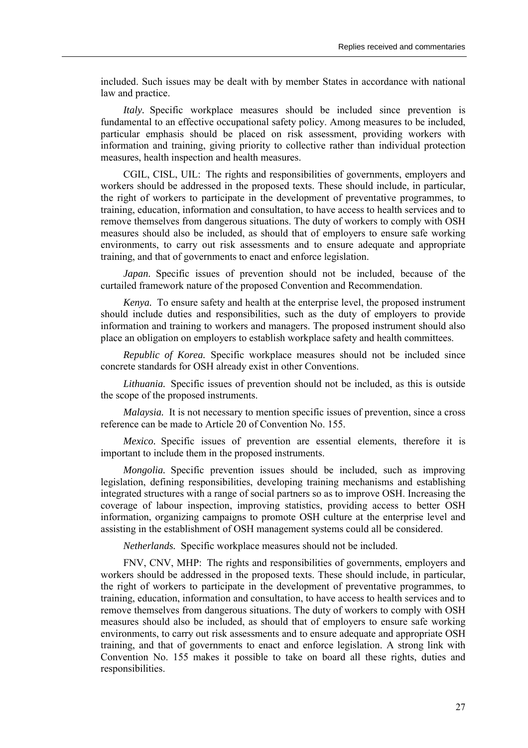included. Such issues may be dealt with by member States in accordance with national law and practice.

*Italy*. Specific workplace measures should be included since prevention is fundamental to an effective occupational safety policy. Among measures to be included, particular emphasis should be placed on risk assessment, providing workers with information and training, giving priority to collective rather than individual protection measures, health inspection and health measures.

CGIL, CISL, UIL: The rights and responsibilities of governments, employers and workers should be addressed in the proposed texts. These should include, in particular, the right of workers to participate in the development of preventative programmes, to training, education, information and consultation, to have access to health services and to remove themselves from dangerous situations. The duty of workers to comply with OSH measures should also be included, as should that of employers to ensure safe working environments, to carry out risk assessments and to ensure adequate and appropriate training, and that of governments to enact and enforce legislation.

*Japan.* Specific issues of prevention should not be included, because of the curtailed framework nature of the proposed Convention and Recommendation.

*Kenya.* To ensure safety and health at the enterprise level, the proposed instrument should include duties and responsibilities, such as the duty of employers to provide information and training to workers and managers. The proposed instrument should also place an obligation on employers to establish workplace safety and health committees.

*Republic of Korea.* Specific workplace measures should not be included since concrete standards for OSH already exist in other Conventions.

*Lithuania.* Specific issues of prevention should not be included, as this is outside the scope of the proposed instruments.

*Malaysia.* It is not necessary to mention specific issues of prevention, since a cross reference can be made to Article 20 of Convention No. 155.

*Mexico.* Specific issues of prevention are essential elements, therefore it is important to include them in the proposed instruments.

*Mongolia.* Specific prevention issues should be included, such as improving legislation, defining responsibilities, developing training mechanisms and establishing integrated structures with a range of social partners so as to improve OSH. Increasing the coverage of labour inspection, improving statistics, providing access to better OSH information, organizing campaigns to promote OSH culture at the enterprise level and assisting in the establishment of OSH management systems could all be considered.

*Netherlands.* Specific workplace measures should not be included.

FNV, CNV, MHP: The rights and responsibilities of governments, employers and workers should be addressed in the proposed texts. These should include, in particular, the right of workers to participate in the development of preventative programmes, to training, education, information and consultation, to have access to health services and to remove themselves from dangerous situations. The duty of workers to comply with OSH measures should also be included, as should that of employers to ensure safe working environments, to carry out risk assessments and to ensure adequate and appropriate OSH training, and that of governments to enact and enforce legislation. A strong link with Convention No. 155 makes it possible to take on board all these rights, duties and responsibilities.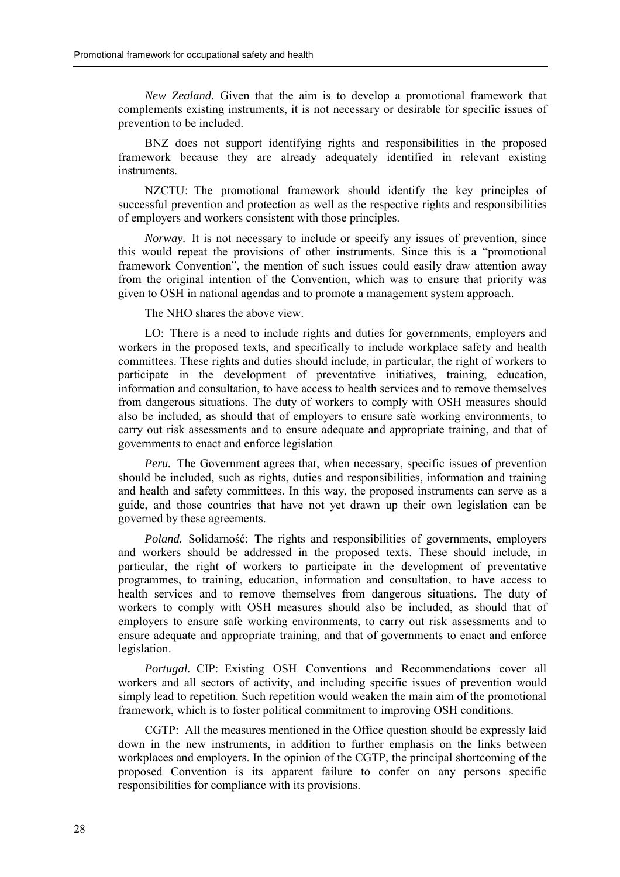*New Zealand.* Given that the aim is to develop a promotional framework that complements existing instruments, it is not necessary or desirable for specific issues of prevention to be included.

BNZ does not support identifying rights and responsibilities in the proposed framework because they are already adequately identified in relevant existing instruments.

NZCTU: The promotional framework should identify the key principles of successful prevention and protection as well as the respective rights and responsibilities of employers and workers consistent with those principles.

*Norway.* It is not necessary to include or specify any issues of prevention, since this would repeat the provisions of other instruments. Since this is a "promotional framework Convention", the mention of such issues could easily draw attention away from the original intention of the Convention, which was to ensure that priority was given to OSH in national agendas and to promote a management system approach.

The NHO shares the above view.

LO: There is a need to include rights and duties for governments, employers and workers in the proposed texts, and specifically to include workplace safety and health committees. These rights and duties should include, in particular, the right of workers to participate in the development of preventative initiatives, training, education, information and consultation, to have access to health services and to remove themselves from dangerous situations. The duty of workers to comply with OSH measures should also be included, as should that of employers to ensure safe working environments, to carry out risk assessments and to ensure adequate and appropriate training, and that of governments to enact and enforce legislation

*Peru.* The Government agrees that, when necessary, specific issues of prevention should be included, such as rights, duties and responsibilities, information and training and health and safety committees. In this way, the proposed instruments can serve as a guide, and those countries that have not yet drawn up their own legislation can be governed by these agreements.

*Poland.* Solidarność: The rights and responsibilities of governments, employers and workers should be addressed in the proposed texts. These should include, in particular, the right of workers to participate in the development of preventative programmes, to training, education, information and consultation, to have access to health services and to remove themselves from dangerous situations. The duty of workers to comply with OSH measures should also be included, as should that of employers to ensure safe working environments, to carry out risk assessments and to ensure adequate and appropriate training, and that of governments to enact and enforce legislation.

*Portugal.* CIP: Existing OSH Conventions and Recommendations cover all workers and all sectors of activity, and including specific issues of prevention would simply lead to repetition. Such repetition would weaken the main aim of the promotional framework, which is to foster political commitment to improving OSH conditions.

CGTP: All the measures mentioned in the Office question should be expressly laid down in the new instruments, in addition to further emphasis on the links between workplaces and employers. In the opinion of the CGTP, the principal shortcoming of the proposed Convention is its apparent failure to confer on any persons specific responsibilities for compliance with its provisions.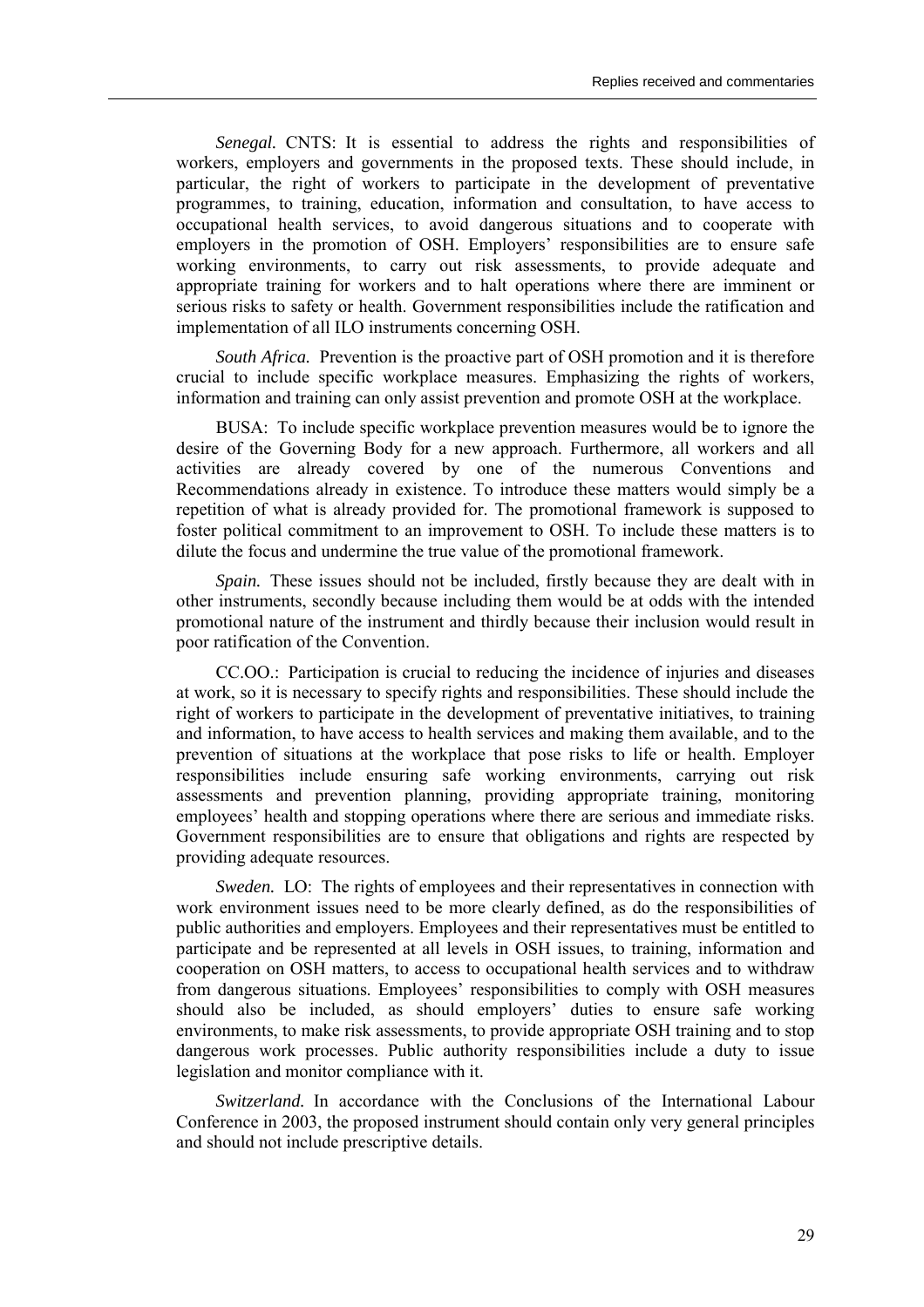*Senegal.* CNTS: It is essential to address the rights and responsibilities of workers, employers and governments in the proposed texts. These should include, in particular, the right of workers to participate in the development of preventative programmes, to training, education, information and consultation, to have access to occupational health services, to avoid dangerous situations and to cooperate with employers in the promotion of OSH. Employers' responsibilities are to ensure safe working environments, to carry out risk assessments, to provide adequate and appropriate training for workers and to halt operations where there are imminent or serious risks to safety or health. Government responsibilities include the ratification and implementation of all ILO instruments concerning OSH.

*South Africa.* Prevention is the proactive part of OSH promotion and it is therefore crucial to include specific workplace measures. Emphasizing the rights of workers, information and training can only assist prevention and promote OSH at the workplace.

BUSA: To include specific workplace prevention measures would be to ignore the desire of the Governing Body for a new approach. Furthermore, all workers and all activities are already covered by one of the numerous Conventions and Recommendations already in existence. To introduce these matters would simply be a repetition of what is already provided for. The promotional framework is supposed to foster political commitment to an improvement to OSH. To include these matters is to dilute the focus and undermine the true value of the promotional framework.

*Spain.* These issues should not be included, firstly because they are dealt with in other instruments, secondly because including them would be at odds with the intended promotional nature of the instrument and thirdly because their inclusion would result in poor ratification of the Convention.

CC.OO.: Participation is crucial to reducing the incidence of injuries and diseases at work, so it is necessary to specify rights and responsibilities. These should include the right of workers to participate in the development of preventative initiatives, to training and information, to have access to health services and making them available, and to the prevention of situations at the workplace that pose risks to life or health. Employer responsibilities include ensuring safe working environments, carrying out risk assessments and prevention planning, providing appropriate training, monitoring employees' health and stopping operations where there are serious and immediate risks. Government responsibilities are to ensure that obligations and rights are respected by providing adequate resources.

*Sweden.* LO: The rights of employees and their representatives in connection with work environment issues need to be more clearly defined, as do the responsibilities of public authorities and employers. Employees and their representatives must be entitled to participate and be represented at all levels in OSH issues, to training, information and cooperation on OSH matters, to access to occupational health services and to withdraw from dangerous situations. Employees' responsibilities to comply with OSH measures should also be included, as should employers' duties to ensure safe working environments, to make risk assessments, to provide appropriate OSH training and to stop dangerous work processes. Public authority responsibilities include a duty to issue legislation and monitor compliance with it.

*Switzerland.* In accordance with the Conclusions of the International Labour Conference in 2003, the proposed instrument should contain only very general principles and should not include prescriptive details.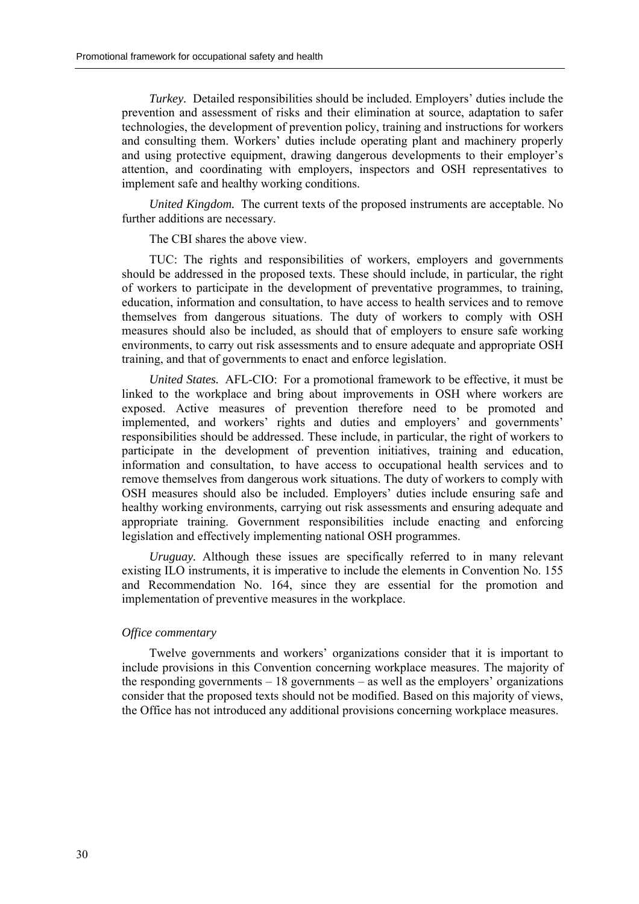*Turkey.* Detailed responsibilities should be included. Employers' duties include the prevention and assessment of risks and their elimination at source, adaptation to safer technologies, the development of prevention policy, training and instructions for workers and consulting them. Workers' duties include operating plant and machinery properly and using protective equipment, drawing dangerous developments to their employer's attention, and coordinating with employers, inspectors and OSH representatives to implement safe and healthy working conditions.

*United Kingdom.* The current texts of the proposed instruments are acceptable. No further additions are necessary.

The CBI shares the above view.

TUC: The rights and responsibilities of workers, employers and governments should be addressed in the proposed texts. These should include, in particular, the right of workers to participate in the development of preventative programmes, to training, education, information and consultation, to have access to health services and to remove themselves from dangerous situations. The duty of workers to comply with OSH measures should also be included, as should that of employers to ensure safe working environments, to carry out risk assessments and to ensure adequate and appropriate OSH training, and that of governments to enact and enforce legislation.

*United States.* AFL-CIO: For a promotional framework to be effective, it must be linked to the workplace and bring about improvements in OSH where workers are exposed. Active measures of prevention therefore need to be promoted and implemented, and workers' rights and duties and employers' and governments' responsibilities should be addressed. These include, in particular, the right of workers to participate in the development of prevention initiatives, training and education, information and consultation, to have access to occupational health services and to remove themselves from dangerous work situations. The duty of workers to comply with OSH measures should also be included. Employers' duties include ensuring safe and healthy working environments, carrying out risk assessments and ensuring adequate and appropriate training. Government responsibilities include enacting and enforcing legislation and effectively implementing national OSH programmes.

*Uruguay.* Although these issues are specifically referred to in many relevant existing ILO instruments, it is imperative to include the elements in Convention No. 155 and Recommendation No. 164, since they are essential for the promotion and implementation of preventive measures in the workplace.

*Office commentary*

Twelve governments and workers' organizations consider that it is important to include provisions in this Convention concerning workplace measures. The majority of the responding governments – 18 governments – as well as the employers' organizations consider that the proposed texts should not be modified. Based on this majority of views, the Office has not introduced any additional provisions concerning workplace measures.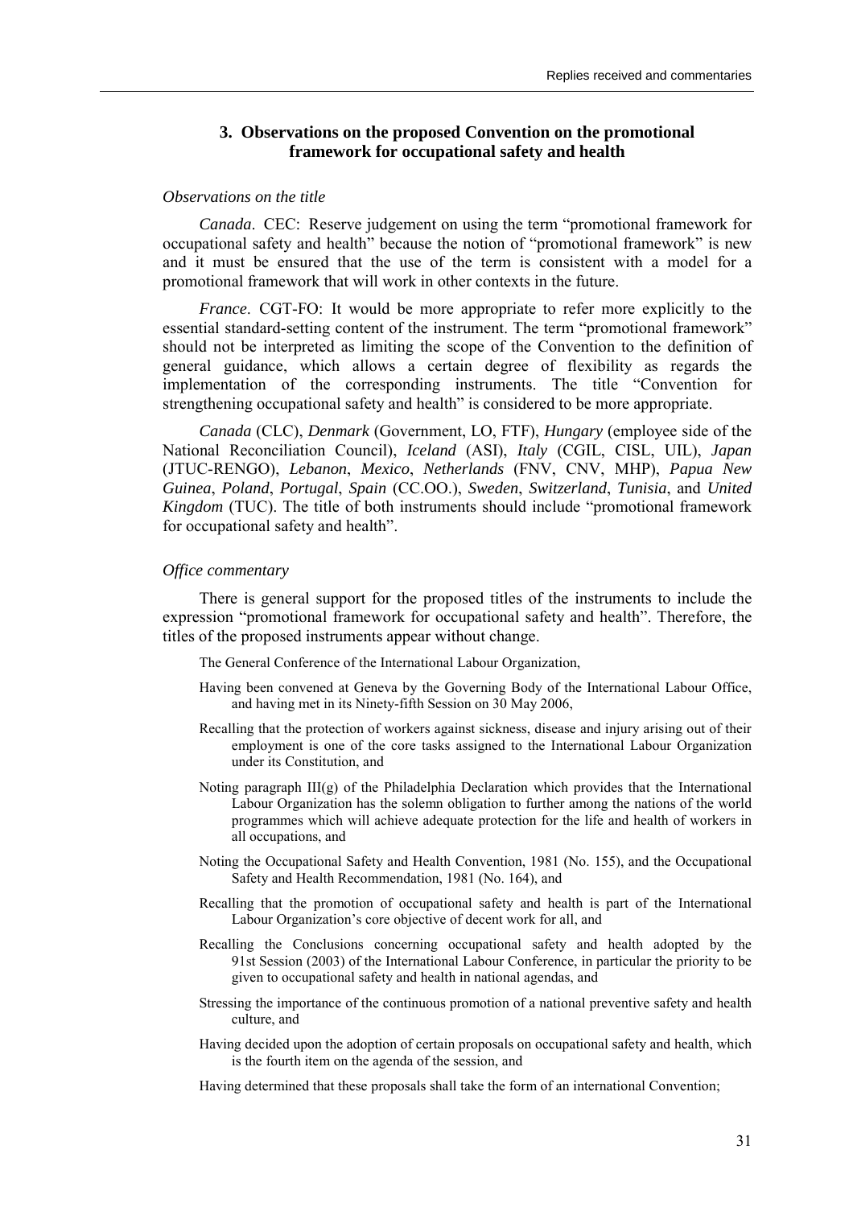### 3. Observations on the proposed Convention on the promotional framework for occupational safety and health

*Observations on the title*

*Canada*. CEC: Reserve judgement on using the term "promotional framework for occupational safety and health" because the notion of "promotional framework" is new and it must be ensured that the use of the term is consistent with a model for a promotional framework that will work in other contexts in the future.

*France*. CGT-FO: It would be more appropriate to refer more explicitly to the essential standard-setting content of the instrument. The term "promotional framework" should not be interpreted as limiting the scope of the Convention to the definition of general guidance, which allows a certain degree of flexibility as regards the implementation of the corresponding instruments. The title "Convention for strengthening occupational safety and health" is considered to be more appropriate.

*Canada* (CLC), *Denmark* (Government, LO, FTF), *Hungary* (employee side of the National Reconciliation Council), *Iceland* (ASI), *Italy* (CGIL, CISL, UIL), *Japan* (JTUC-RENGO), *Lebanon*, *Mexico*, *Netherlands* (FNV, CNV, MHP), *Papua New Guinea*, *Poland*, *Portugal*, *Spain* (CC.OO.), *Sweden*, *Switzerland*, *Tunisia*, and *United Kingdom* (TUC). The title of both instruments should include "promotional framework for occupational safety and health".

*Office commentary*

There is general support for the proposed titles of the instruments to include the expression "promotional framework for occupational safety and health". Therefore, the titles of the proposed instruments appear without change.

The General Conference of the International Labour Organization,

Having been convened at Geneva by the Governing Body of the International Labour Office, and having met in its Ninety-fifth Session on 30 May 2006,

Recalling that the protection of workers against sickness, disease and injury arising out of their employment is one of the core tasks assigned to the International Labour Organization under its Constitution, and

Noting paragraph III(g) of the Philadelphia Declaration which provides that the International Labour Organization has the solemn obligation to further among the nations of the world programmes which will achieve adequate protection for the life and health of workers in all occupations, and

Noting the Occupational Safety and Health Convention, 1981 (No. 155), and the Occupational Safety and Health Recommendation, 1981 (No. 164), and

Recalling that the promotion of occupational safety and health is part of the International Labour Organization's core objective of decent work for all, and

Recalling the Conclusions concerning occupational safety and health adopted by the 91st Session (2003) of the International Labour Conference, in particular the priority to be given to occupational safety and health in national agendas, and

Stressing the importance of the continuous promotion of a national preventive safety and health culture, and

Having decided upon the adoption of certain proposals on occupational safety and health, which is the fourth item on the agenda of the session, and

Having determined that these proposals shall take the form of an international Convention;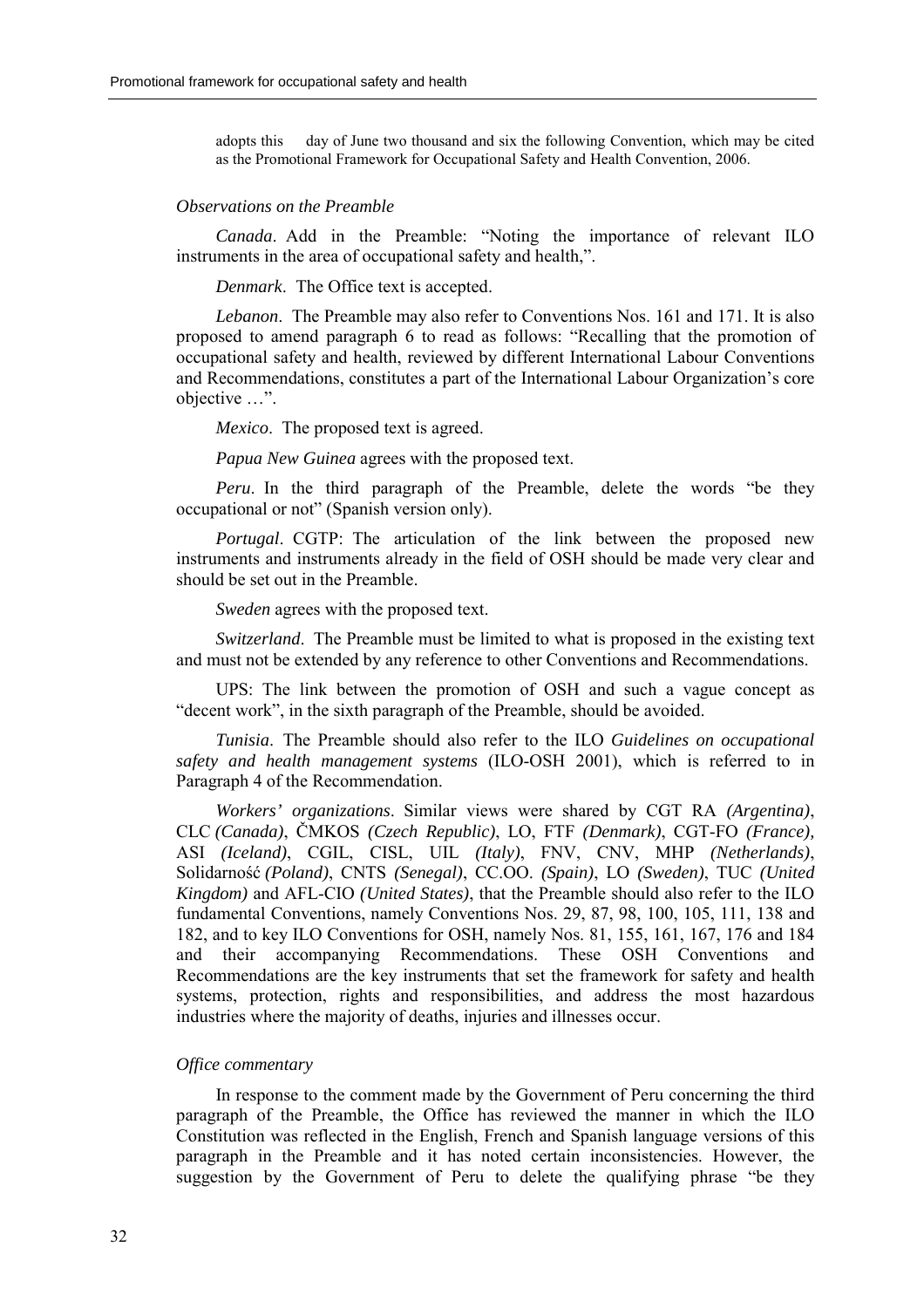adopts this day of June two thousand and six the following Convention, which may be cited as the Promotional Framework for Occupational Safety and Health Convention, 2006.

*Observations on the Preamble*

*Canada*. Add in the Preamble: "Noting the importance of relevant ILO instruments in the area of occupational safety and health,".

*Denmark*. The Office text is accepted.

*Lebanon*. The Preamble may also refer to Conventions Nos. 161 and 171. It is also proposed to amend paragraph 6 to read as follows: "Recalling that the promotion of occupational safety and health, reviewed by different International Labour Conventions and Recommendations, constitutes a part of the International Labour Organization's core objective …".

*Mexico*. The proposed text is agreed.

*Papua New Guinea* agrees with the proposed text.

*Peru*. In the third paragraph of the Preamble, delete the words "be they occupational or not" (Spanish version only).

*Portugal*. CGTP: The articulation of the link between the proposed new instruments and instruments already in the field of OSH should be made very clear and should be set out in the Preamble.

*Sweden* agrees with the proposed text.

*Switzerland*. The Preamble must be limited to what is proposed in the existing text and must not be extended by any reference to other Conventions and Recommendations.

UPS: The link between the promotion of OSH and such a vague concept as "decent work", in the sixth paragraph of the Preamble, should be avoided.

*Tunisia*. The Preamble should also refer to the ILO *Guidelines on occupational safety and health management systems* (ILO-OSH 2001), which is referred to in Paragraph 4 of the Recommendation.

*Workers' organizations*. Similar views were shared by CGT RA *(Argentina)*, CLC *(Canada)*, ČMKOS *(Czech Republic)*, LO, FTF *(Denmark)*, CGT-FO *(France),* ASI *(Iceland)*, CGIL, CISL, UIL *(Italy)*, FNV, CNV, MHP *(Netherlands)*, Solidarność *(Poland)*, CNTS *(Senegal)*, CC.OO. *(Spain)*, LO *(Sweden)*, TUC *(United Kingdom)* and AFL-CIO *(United States)*, that the Preamble should also refer to the ILO fundamental Conventions, namely Conventions Nos. 29, 87, 98, 100, 105, 111, 138 and 182, and to key ILO Conventions for OSH, namely Nos. 81, 155, 161, 167, 176 and 184 and their accompanying Recommendations. These OSH Conventions and Recommendations are the key instruments that set the framework for safety and health systems, protection, rights and responsibilities, and address the most hazardous industries where the majority of deaths, injuries and illnesses occur.

*Office commentary*

In response to the comment made by the Government of Peru concerning the third paragraph of the Preamble, the Office has reviewed the manner in which the ILO Constitution was reflected in the English, French and Spanish language versions of this paragraph in the Preamble and it has noted certain inconsistencies. However, the suggestion by the Government of Peru to delete the qualifying phrase "be they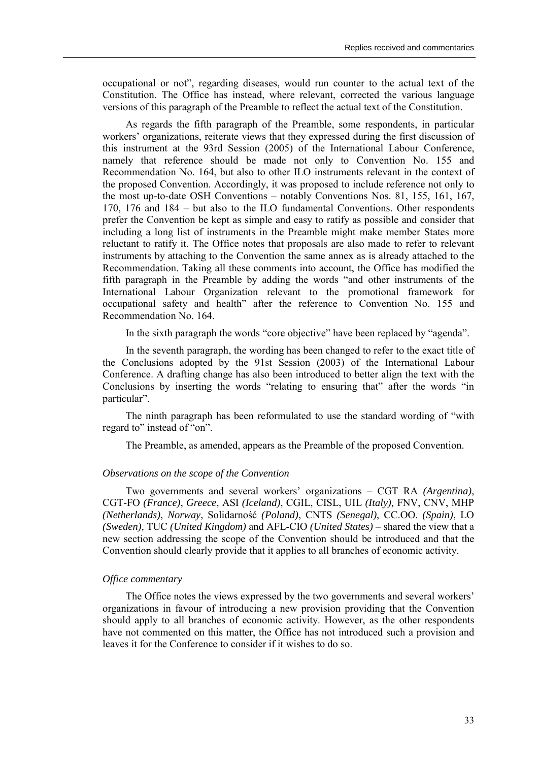occupational or not", regarding diseases, would run counter to the actual text of the Constitution. The Office has instead, where relevant, corrected the various language versions of this paragraph of the Preamble to reflect the actual text of the Constitution.

As regards the fifth paragraph of the Preamble, some respondents, in particular workers' organizations, reiterate views that they expressed during the first discussion of this instrument at the 93rd Session (2005) of the International Labour Conference, namely that reference should be made not only to Convention No. 155 and Recommendation No. 164, but also to other ILO instruments relevant in the context of the proposed Convention. Accordingly, it was proposed to include reference not only to the most up-to-date OSH Conventions – notably Conventions Nos. 81, 155, 161, 167, 170, 176 and 184 – but also to the ILO fundamental Conventions. Other respondents prefer the Convention be kept as simple and easy to ratify as possible and consider that including a long list of instruments in the Preamble might make member States more reluctant to ratify it. The Office notes that proposals are also made to refer to relevant instruments by attaching to the Convention the same annex as is already attached to the Recommendation. Taking all these comments into account, the Office has modified the fifth paragraph in the Preamble by adding the words "and other instruments of the International Labour Organization relevant to the promotional framework for occupational safety and health" after the reference to Convention No. 155 and Recommendation No. 164.

In the sixth paragraph the words "core objective" have been replaced by "agenda".

In the seventh paragraph, the wording has been changed to refer to the exact title of the Conclusions adopted by the 91st Session (2003) of the International Labour Conference. A drafting change has also been introduced to better align the text with the Conclusions by inserting the words "relating to ensuring that" after the words "in particular".

The ninth paragraph has been reformulated to use the standard wording of "with regard to" instead of "on".

The Preamble, as amended, appears as the Preamble of the proposed Convention.

*Observations on the scope of the Convention*

Two governments and several workers' organizations – CGT RA *(Argentina)*, CGT-FO *(France)*, *Greece*, ASI *(Iceland)*, CGIL, CISL, UIL *(Italy),* FNV, CNV, MHP *(Netherlands)*, *Norway*, Solidarność *(Poland)*, CNTS *(Senegal)*, CC.OO. *(Spain)*, LO *(Sweden),* TUC *(United Kingdom)* and AFL-CIO *(United States)* – shared the view that a new section addressing the scope of the Convention should be introduced and that the Convention should clearly provide that it applies to all branches of economic activity.

*Office commentary*

The Office notes the views expressed by the two governments and several workers' organizations in favour of introducing a new provision providing that the Convention should apply to all branches of economic activity. However, as the other respondents have not commented on this matter, the Office has not introduced such a provision and leaves it for the Conference to consider if it wishes to do so.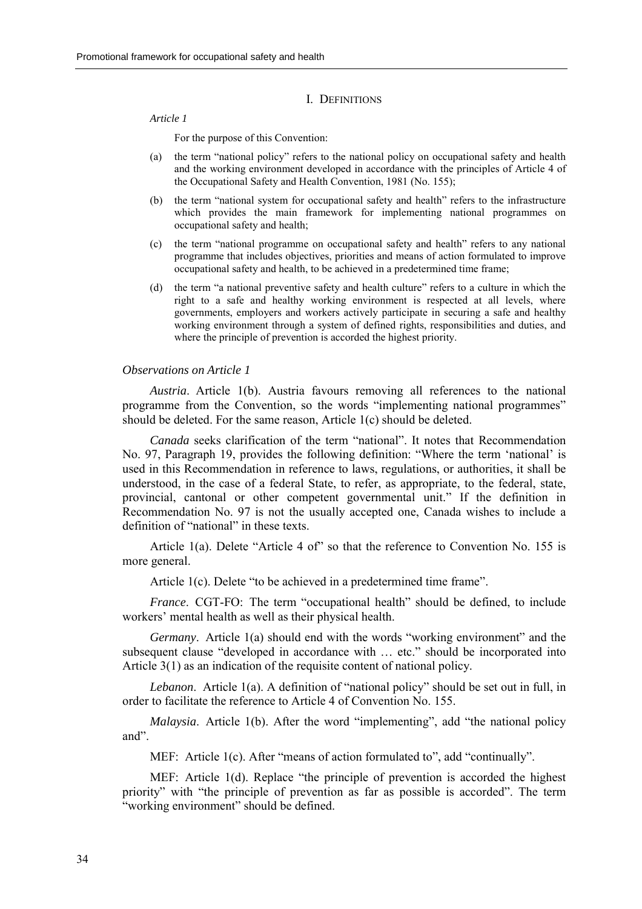## I. Definitions

*Article 1*

For the purpose of this Convention:

(a) the term "national policy" refers to the national policy on occupational safety and health and the working environment developed in accordance with the principles of Article 4 of the Occupational Safety and Health Convention, 1981 (No. 155);

(b) the term "national system for occupational safety and health" refers to the infrastructure which provides the main framework for implementing national programmes on occupational safety and health;

(c) the term "national programme on occupational safety and health" refers to any national programme that includes objectives, priorities and means of action formulated to improve occupational safety and health, to be achieved in a predetermined time frame;

(d) the term "a national preventive safety and health culture" refers to a culture in which the right to a safe and healthy working environment is respected at all levels, where governments, employers and workers actively participate in securing a safe and healthy working environment through a system of defined rights, responsibilities and duties, and where the principle of prevention is accorded the highest priority.

### *Observations on Article 1*

*Austria*. Article 1(b). Austria favours removing all references to the national programme from the Convention, so the words "implementing national programmes" should be deleted. For the same reason, Article 1(c) should be deleted.

*Canada* seeks clarification of the term "national". It notes that Recommendation No. 97, Paragraph 19, provides the following definition: "Where the term 'national' is used in this Recommendation in reference to laws, regulations, or authorities, it shall be understood, in the case of a federal State, to refer, as appropriate, to the federal, state, provincial, cantonal or other competent governmental unit." If the definition in Recommendation No. 97 is not the usually accepted one, Canada wishes to include a definition of "national" in these texts.

Article 1(a). Delete "Article 4 of" so that the reference to Convention No. 155 is more general.

Article 1(c). Delete "to be achieved in a predetermined time frame".

*France*. CGT-FO: The term "occupational health" should be defined, to include workers' mental health as well as their physical health.

*Germany*. Article 1(a) should end with the words "working environment" and the subsequent clause "developed in accordance with … etc." should be incorporated into Article 3(1) as an indication of the requisite content of national policy.

*Lebanon*. Article 1(a). A definition of "national policy" should be set out in full, in order to facilitate the reference to Article 4 of Convention No. 155.

*Malaysia*. Article 1(b). After the word "implementing", add "the national policy and".

MEF: Article 1(c). After "means of action formulated to", add "continually".

MEF: Article 1(d). Replace "the principle of prevention is accorded the highest priority" with "the principle of prevention as far as possible is accorded". The term "working environment" should be defined.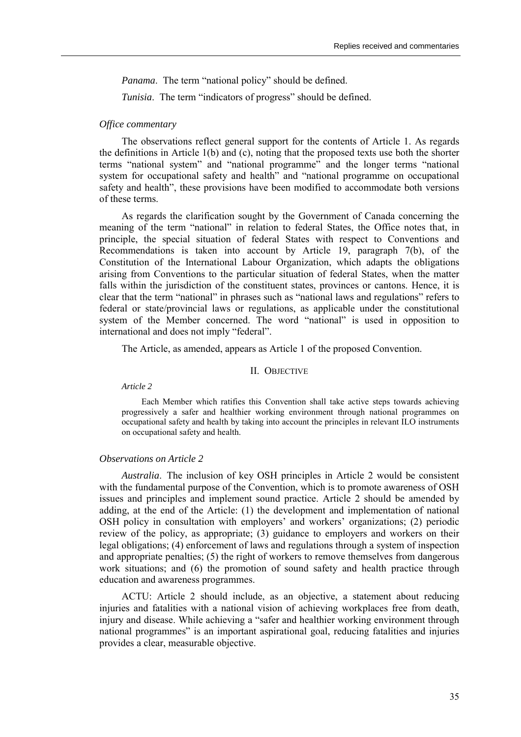*Panama*. The term "national policy" should be defined.

*Tunisia*. The term "indicators of progress" should be defined.

*Office commentary*

The observations reflect general support for the contents of Article 1. As regards the definitions in Article 1(b) and (c), noting that the proposed texts use both the shorter terms "national system" and "national programme" and the longer terms "national system for occupational safety and health" and "national programme on occupational safety and health", these provisions have been modified to accommodate both versions of these terms.

As regards the clarification sought by the Government of Canada concerning the meaning of the term "national" in relation to federal States, the Office notes that, in principle, the special situation of federal States with respect to Conventions and Recommendations is taken into account by Article 19, paragraph 7(b), of the Constitution of the International Labour Organization, which adapts the obligations arising from Conventions to the particular situation of federal States, when the matter falls within the jurisdiction of the constituent states, provinces or cantons. Hence, it is clear that the term "national" in phrases such as "national laws and regulations" refers to federal or state/provincial laws or regulations, as applicable under the constitutional system of the Member concerned. The word "national" is used in opposition to international and does not imply "federal".

The Article, as amended, appears as Article 1 of the proposed Convention.

## II. Objective

*Article 2*

Each Member which ratifies this Convention shall take active steps towards achieving progressively a safer and healthier working environment through national programmes on occupational safety and health by taking into account the principles in relevant ILO instruments on occupational safety and health.

*Observations on Article 2*

*Australia*. The inclusion of key OSH principles in Article 2 would be consistent with the fundamental purpose of the Convention, which is to promote awareness of OSH issues and principles and implement sound practice. Article 2 should be amended by adding, at the end of the Article: (1) the development and implementation of national OSH policy in consultation with employers' and workers' organizations; (2) periodic review of the policy, as appropriate; (3) guidance to employers and workers on their legal obligations; (4) enforcement of laws and regulations through a system of inspection and appropriate penalties; (5) the right of workers to remove themselves from dangerous work situations; and (6) the promotion of sound safety and health practice through education and awareness programmes.

ACTU: Article 2 should include, as an objective, a statement about reducing injuries and fatalities with a national vision of achieving workplaces free from death, injury and disease. While achieving a "safer and healthier working environment through national programmes" is an important aspirational goal, reducing fatalities and injuries provides a clear, measurable objective.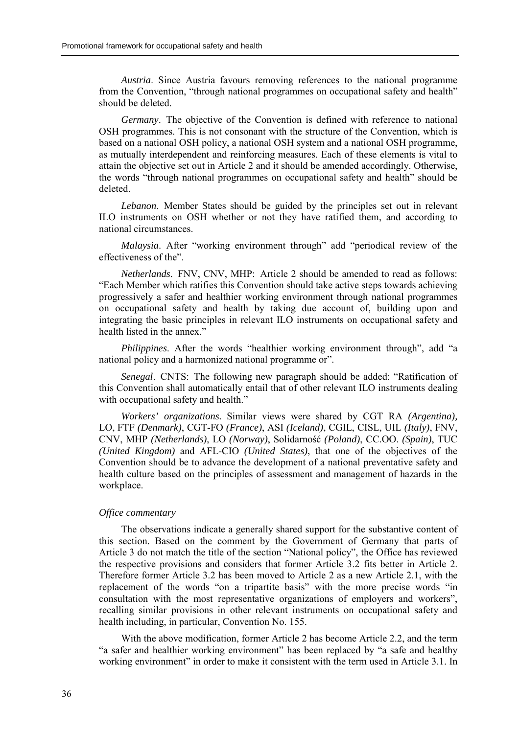*Austria*. Since Austria favours removing references to the national programme from the Convention, "through national programmes on occupational safety and health" should be deleted.

*Germany*. The objective of the Convention is defined with reference to national OSH programmes. This is not consonant with the structure of the Convention, which is based on a national OSH policy, a national OSH system and a national OSH programme, as mutually interdependent and reinforcing measures. Each of these elements is vital to attain the objective set out in Article 2 and it should be amended accordingly. Otherwise, the words "through national programmes on occupational safety and health" should be deleted.

*Lebanon*. Member States should be guided by the principles set out in relevant ILO instruments on OSH whether or not they have ratified them, and according to national circumstances.

*Malaysia*. After "working environment through" add "periodical review of the effectiveness of the".

*Netherlands*. FNV, CNV, MHP: Article 2 should be amended to read as follows: "Each Member which ratifies this Convention should take active steps towards achieving progressively a safer and healthier working environment through national programmes on occupational safety and health by taking due account of, building upon and integrating the basic principles in relevant ILO instruments on occupational safety and health listed in the annex."

*Philippines*. After the words "healthier working environment through", add "a national policy and a harmonized national programme or".

*Senegal*. CNTS: The following new paragraph should be added: "Ratification of this Convention shall automatically entail that of other relevant ILO instruments dealing with occupational safety and health."

*Workers' organizations.* Similar views were shared by CGT RA *(Argentina),* LO, FTF *(Denmark)*, CGT-FO *(France)*, ASI *(Iceland)*, CGIL, CISL, UIL *(Italy)*, FNV, CNV, MHP *(Netherlands)*, LO *(Norway)*, Solidarność *(Poland)*, CC.OO. *(Spain)*, TUC *(United Kingdom)* and AFL-CIO *(United States)*, that one of the objectives of the Convention should be to advance the development of a national preventative safety and health culture based on the principles of assessment and management of hazards in the workplace.

### *Office commentary*

The observations indicate a generally shared support for the substantive content of this section. Based on the comment by the Government of Germany that parts of Article 3 do not match the title of the section "National policy", the Office has reviewed the respective provisions and considers that former Article 3.2 fits better in Article 2. Therefore former Article 3.2 has been moved to Article 2 as a new Article 2.1, with the replacement of the words "on a tripartite basis" with the more precise words "in consultation with the most representative organizations of employers and workers", recalling similar provisions in other relevant instruments on occupational safety and health including, in particular, Convention No. 155.

With the above modification, former Article 2 has become Article 2.2, and the term "a safer and healthier working environment" has been replaced by "a safe and healthy working environment" in order to make it consistent with the term used in Article 3.1. In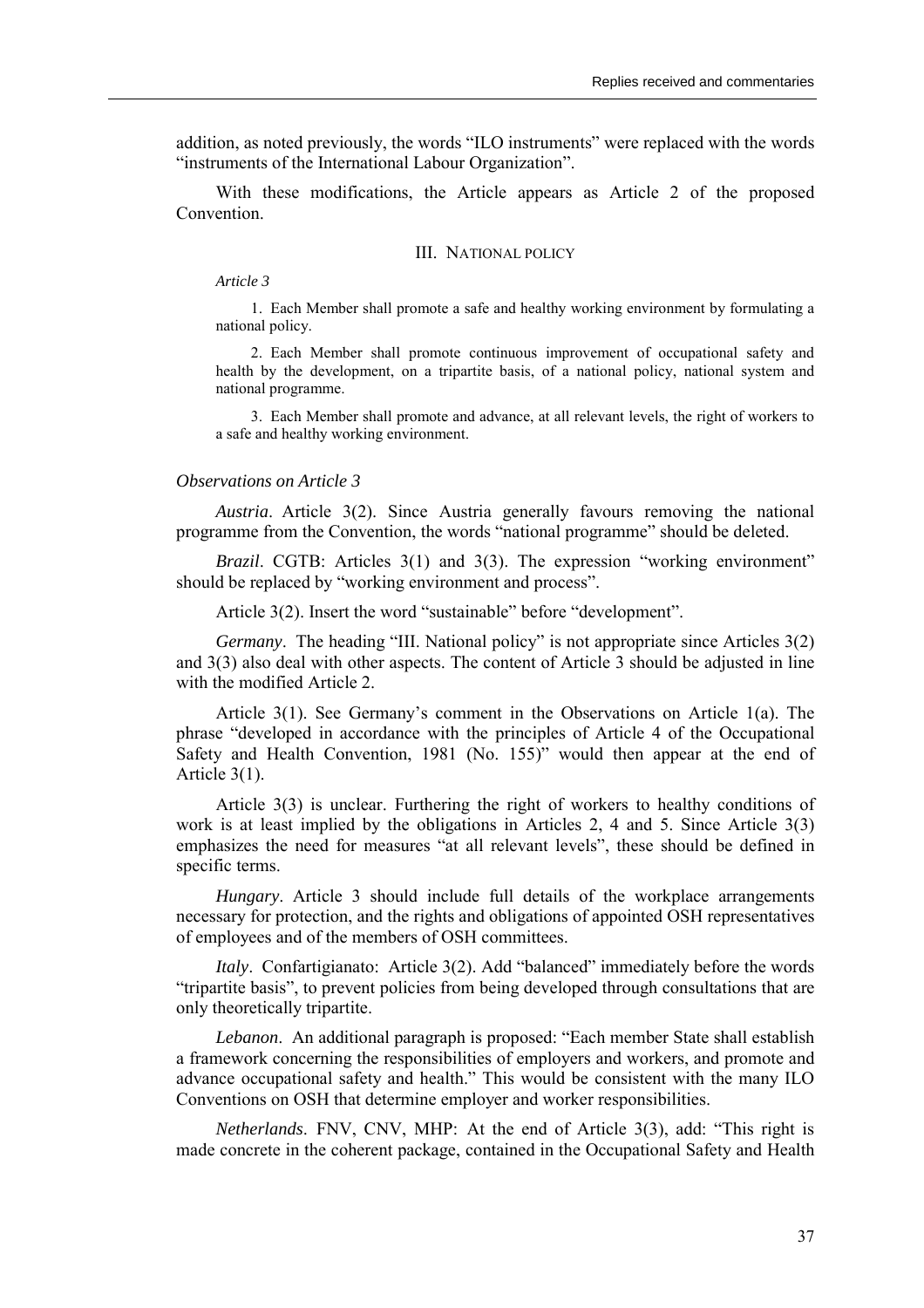addition, as noted previously, the words "ILO instruments" were replaced with the words "instruments of the International Labour Organization".

With these modifications, the Article appears as Article 2 of the proposed Convention.

## III. National policy

*Article 3*

1. Each Member shall promote a safe and healthy working environment by formulating a national policy.

2. Each Member shall promote continuous improvement of occupational safety and health by the development, on a tripartite basis, of a national policy, national system and national programme.

3. Each Member shall promote and advance, at all relevant levels, the right of workers to a safe and healthy working environment.

*Observations on Article 3*

*Austria*. Article 3(2). Since Austria generally favours removing the national programme from the Convention, the words "national programme" should be deleted.

*Brazil*. CGTB: Articles 3(1) and 3(3). The expression "working environment" should be replaced by "working environment and process".

Article 3(2). Insert the word "sustainable" before "development".

*Germany*. The heading "III. National policy" is not appropriate since Articles 3(2) and 3(3) also deal with other aspects. The content of Article 3 should be adjusted in line with the modified Article 2.

Article 3(1). See Germany's comment in the Observations on Article 1(a). The phrase "developed in accordance with the principles of Article 4 of the Occupational Safety and Health Convention, 1981 (No. 155)" would then appear at the end of Article 3(1).

Article 3(3) is unclear. Furthering the right of workers to healthy conditions of work is at least implied by the obligations in Articles 2, 4 and 5. Since Article 3(3) emphasizes the need for measures "at all relevant levels", these should be defined in specific terms.

*Hungary*. Article 3 should include full details of the workplace arrangements necessary for protection, and the rights and obligations of appointed OSH representatives of employees and of the members of OSH committees.

*Italy*. Confartigianato: Article 3(2). Add "balanced" immediately before the words "tripartite basis", to prevent policies from being developed through consultations that are only theoretically tripartite.

*Lebanon*. An additional paragraph is proposed: "Each member State shall establish a framework concerning the responsibilities of employers and workers, and promote and advance occupational safety and health." This would be consistent with the many ILO Conventions on OSH that determine employer and worker responsibilities.

*Netherlands*. FNV, CNV, MHP: At the end of Article 3(3), add: "This right is made concrete in the coherent package, contained in the Occupational Safety and Health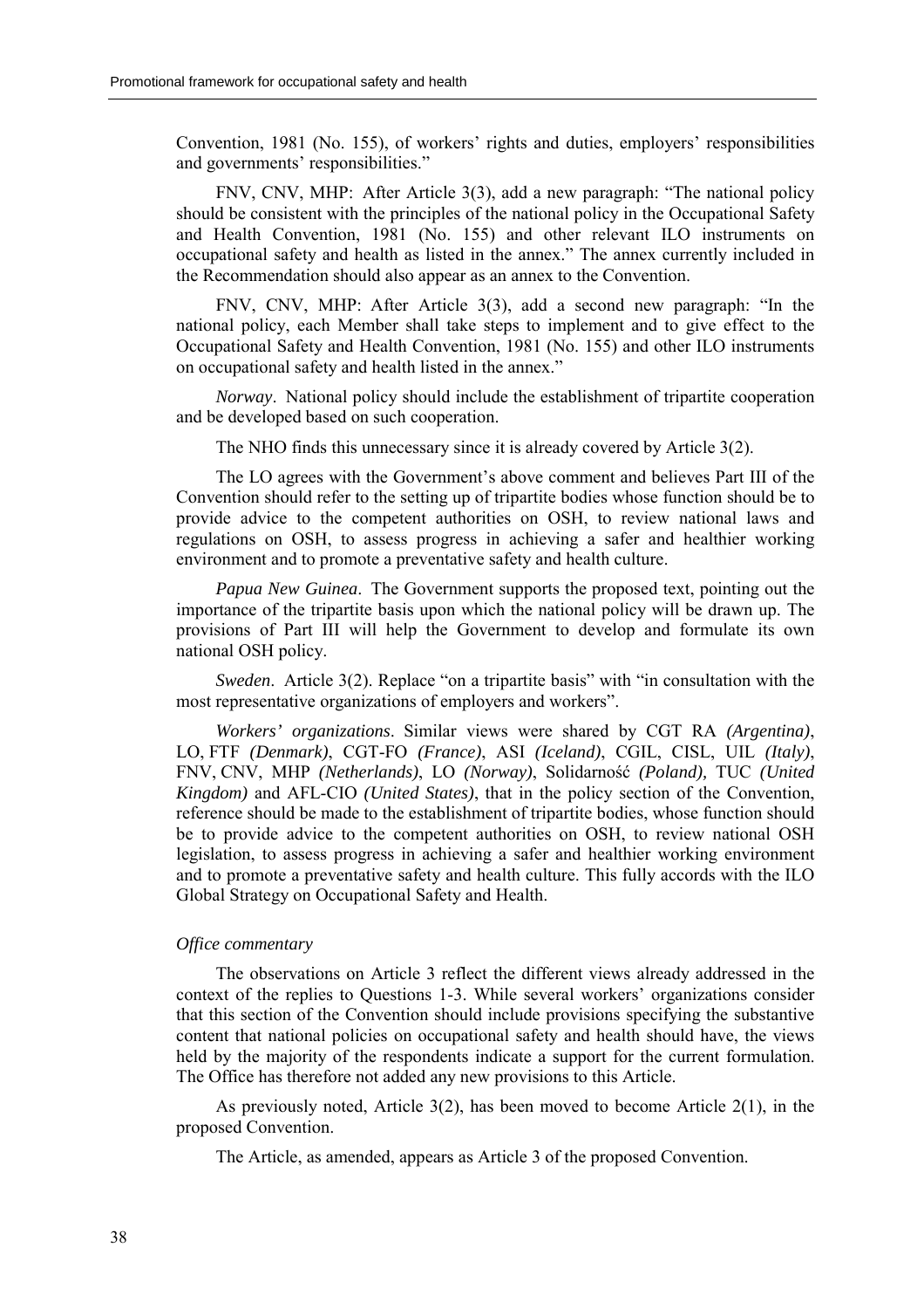Convention, 1981 (No. 155), of workers' rights and duties, employers' responsibilities and governments' responsibilities."

FNV, CNV, MHP: After Article 3(3), add a new paragraph: "The national policy should be consistent with the principles of the national policy in the Occupational Safety and Health Convention, 1981 (No. 155) and other relevant ILO instruments on occupational safety and health as listed in the annex." The annex currently included in the Recommendation should also appear as an annex to the Convention.

FNV, CNV, MHP: After Article 3(3), add a second new paragraph: "In the national policy, each Member shall take steps to implement and to give effect to the Occupational Safety and Health Convention, 1981 (No. 155) and other ILO instruments on occupational safety and health listed in the annex."

*Norway*. National policy should include the establishment of tripartite cooperation and be developed based on such cooperation.

The NHO finds this unnecessary since it is already covered by Article 3(2).

The LO agrees with the Government's above comment and believes Part III of the Convention should refer to the setting up of tripartite bodies whose function should be to provide advice to the competent authorities on OSH, to review national laws and regulations on OSH, to assess progress in achieving a safer and healthier working environment and to promote a preventative safety and health culture.

*Papua New Guinea*. The Government supports the proposed text, pointing out the importance of the tripartite basis upon which the national policy will be drawn up. The provisions of Part III will help the Government to develop and formulate its own national OSH policy.

*Sweden*. Article 3(2). Replace "on a tripartite basis" with "in consultation with the most representative organizations of employers and workers".

*Workers' organizations*. Similar views were shared by CGT RA *(Argentina)*, LO, FTF *(Denmark)*, CGT-FO *(France)*, ASI *(Iceland)*, CGIL, CISL, UIL *(Italy)*, FNV, CNV, MHP *(Netherlands)*, LO *(Norway)*, Solidarność *(Poland),* TUC *(United Kingdom)* and AFL-CIO *(United States)*, that in the policy section of the Convention, reference should be made to the establishment of tripartite bodies, whose function should be to provide advice to the competent authorities on OSH, to review national OSH legislation, to assess progress in achieving a safer and healthier working environment and to promote a preventative safety and health culture. This fully accords with the ILO Global Strategy on Occupational Safety and Health.

### *Office commentary*

The observations on Article 3 reflect the different views already addressed in the context of the replies to Questions 1-3. While several workers' organizations consider that this section of the Convention should include provisions specifying the substantive content that national policies on occupational safety and health should have, the views held by the majority of the respondents indicate a support for the current formulation. The Office has therefore not added any new provisions to this Article.

As previously noted, Article 3(2), has been moved to become Article 2(1), in the proposed Convention.

The Article, as amended, appears as Article 3 of the proposed Convention.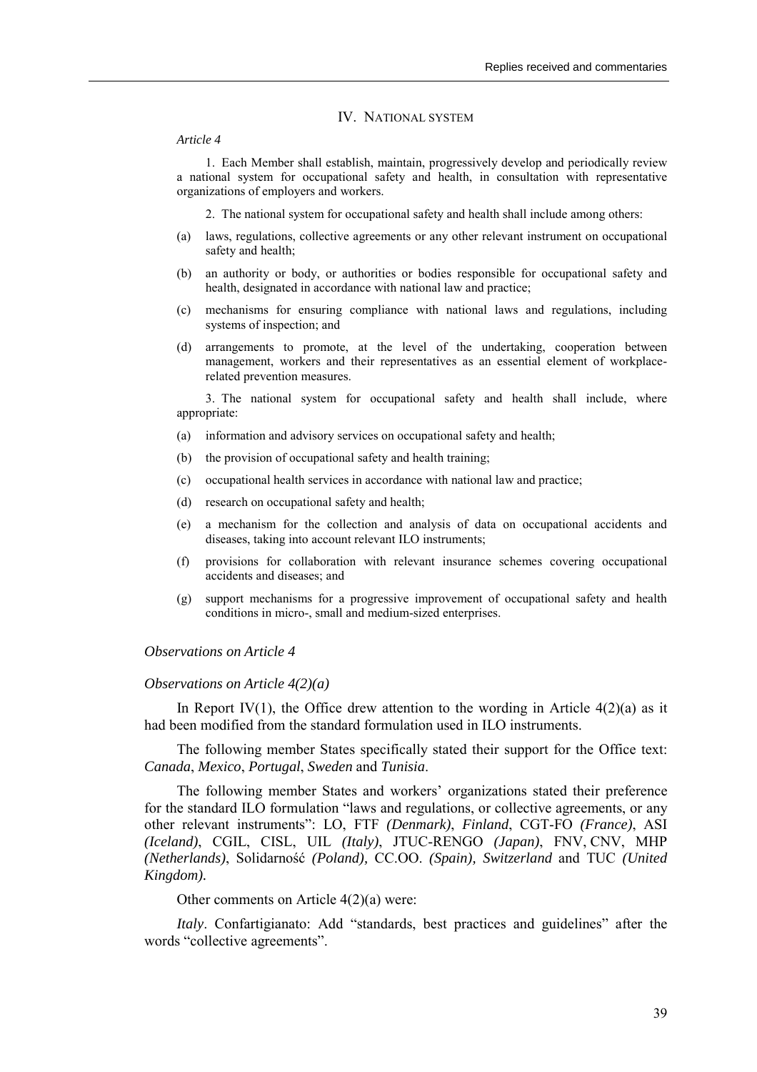## IV. National system

*Article 4*

1. Each Member shall establish, maintain, progressively develop and periodically review a national system for occupational safety and health, in consultation with representative organizations of employers and workers.

2. The national system for occupational safety and health shall include among others:

(a) laws, regulations, collective agreements or any other relevant instrument on occupational safety and health;

(b) an authority or body, or authorities or bodies responsible for occupational safety and health, designated in accordance with national law and practice;

(c) mechanisms for ensuring compliance with national laws and regulations, including systems of inspection; and

(d) arrangements to promote, at the level of the undertaking, cooperation between management, workers and their representatives as an essential element of workplace-related prevention measures.

3. The national system for occupational safety and health shall include, where appropriate:

(a) information and advisory services on occupational safety and health;

(b) the provision of occupational safety and health training;

(c) occupational health services in accordance with national law and practice;

(d) research on occupational safety and health;

(e) a mechanism for the collection and analysis of data on occupational accidents and diseases, taking into account relevant ILO instruments;

(f) provisions for collaboration with relevant insurance schemes covering occupational accidents and diseases; and

(g) support mechanisms for a progressive improvement of occupational safety and health conditions in micro-, small and medium-sized enterprises.

### *Observations on Article 4*

#### *Observations on Article 4(2)(a)*

In Report IV(1), the Office drew attention to the wording in Article 4(2)(a) as it had been modified from the standard formulation used in ILO instruments.

The following member States specifically stated their support for the Office text: *Canada*, *Mexico*, *Portugal*, *Sweden* and *Tunisia*.

The following member States and workers' organizations stated their preference for the standard ILO formulation "laws and regulations, or collective agreements, or any other relevant instruments": LO, FTF *(Denmark)*, *Finland*, CGT-FO *(France)*, ASI *(Iceland)*, CGIL, CISL, UIL *(Italy)*, JTUC-RENGO *(Japan)*, FNV, CNV, MHP *(Netherlands)*, Solidarność *(Poland),* CC.OO. *(Spain), Switzerland* and TUC *(United Kingdom).*

Other comments on Article 4(2)(a) were:

*Italy*. Confartigianato: Add "standards, best practices and guidelines" after the words "collective agreements".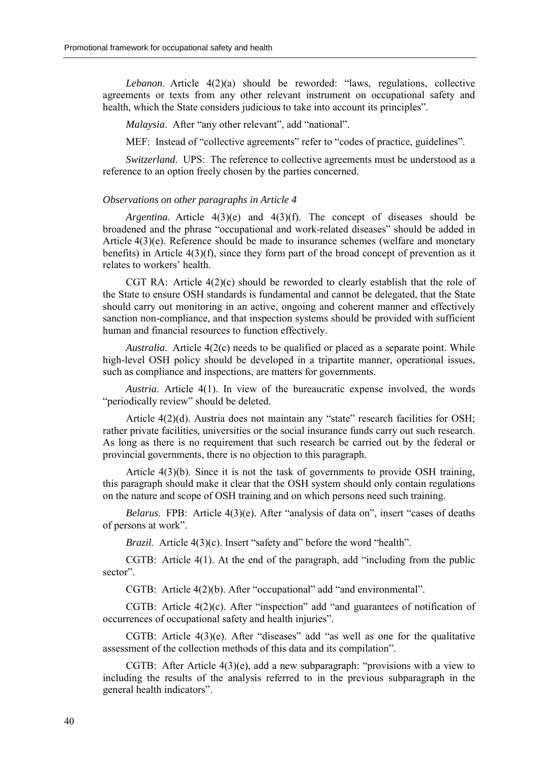*Lebanon*. Article 4(2)(a) should be reworded: "laws, regulations, collective agreements or texts from any other relevant instrument on occupational safety and health, which the State considers judicious to take into account its principles".

*Malaysia*. After "any other relevant", add "national".

MEF: Instead of "collective agreements" refer to "codes of practice, guidelines".

*Switzerland*. UPS: The reference to collective agreements must be understood as a reference to an option freely chosen by the parties concerned.

*Observations on other paragraphs in Article 4*

*Argentina*. Article 4(3)(e) and 4(3)(f). The concept of diseases should be broadened and the phrase "occupational and work-related diseases" should be added in Article 4(3)(e). Reference should be made to insurance schemes (welfare and monetary benefits) in Article 4(3)(f), since they form part of the broad concept of prevention as it relates to workers' health.

CGT RA: Article 4(2)(c) should be reworded to clearly establish that the role of the State to ensure OSH standards is fundamental and cannot be delegated, that the State should carry out monitoring in an active, ongoing and coherent manner and effectively sanction non-compliance, and that inspection systems should be provided with sufficient human and financial resources to function effectively.

*Australia*. Article 4(2(c) needs to be qualified or placed as a separate point. While high-level OSH policy should be developed in a tripartite manner, operational issues, such as compliance and inspections, are matters for governments.

*Austria*. Article 4(1). In view of the bureaucratic expense involved, the words "periodically review" should be deleted.

Article 4(2)(d). Austria does not maintain any "state" research facilities for OSH; rather private facilities, universities or the social insurance funds carry out such research. As long as there is no requirement that such research be carried out by the federal or provincial governments, there is no objection to this paragraph.

Article 4(3)(b). Since it is not the task of governments to provide OSH training, this paragraph should make it clear that the OSH system should only contain regulations on the nature and scope of OSH training and on which persons need such training.

*Belarus*. FPB: Article 4(3)(e). After "analysis of data on", insert "cases of deaths of persons at work".

*Brazil*. Article 4(3)(c). Insert "safety and" before the word "health".

CGTB: Article 4(1). At the end of the paragraph, add "including from the public sector".

CGTB: Article 4(2)(b). After "occupational" add "and environmental".

CGTB: Article 4(2)(c). After "inspection" add "and guarantees of notification of occurrences of occupational safety and health injuries".

CGTB: Article 4(3)(e). After "diseases" add "as well as one for the qualitative assessment of the collection methods of this data and its compilation".

CGTB: After Article 4(3)(e), add a new subparagraph: "provisions with a view to including the results of the analysis referred to in the previous subparagraph in the general health indicators".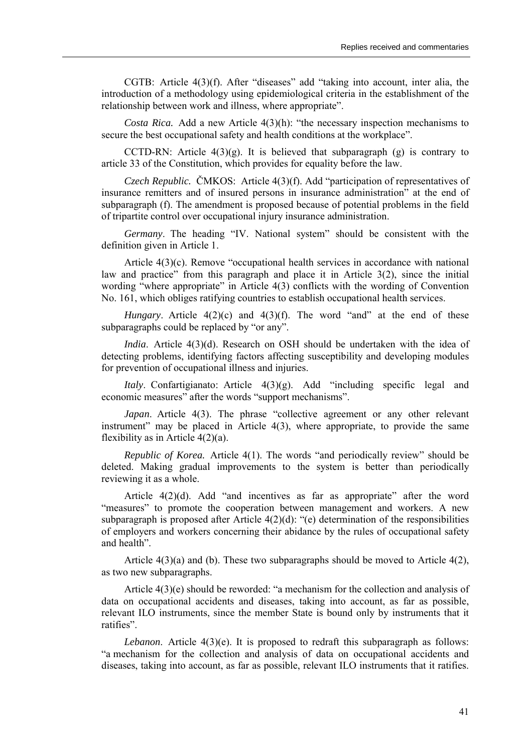CGTB: Article 4(3)(f). After "diseases" add "taking into account, inter alia, the introduction of a methodology using epidemiological criteria in the establishment of the relationship between work and illness, where appropriate".

*Costa Rica.* Add a new Article 4(3)(h): "the necessary inspection mechanisms to secure the best occupational safety and health conditions at the workplace".

CCTD-RN: Article 4(3)(g). It is believed that subparagraph (g) is contrary to article 33 of the Constitution, which provides for equality before the law.

*Czech Republic.* ČMKOS: Article 4(3)(f). Add "participation of representatives of insurance remitters and of insured persons in insurance administration" at the end of subparagraph (f). The amendment is proposed because of potential problems in the field of tripartite control over occupational injury insurance administration.

*Germany*. The heading "IV. National system" should be consistent with the definition given in Article 1.

Article 4(3)(c). Remove "occupational health services in accordance with national law and practice" from this paragraph and place it in Article 3(2), since the initial wording "where appropriate" in Article 4(3) conflicts with the wording of Convention No. 161, which obliges ratifying countries to establish occupational health services.

*Hungary*. Article 4(2)(c) and 4(3)(f). The word "and" at the end of these subparagraphs could be replaced by "or any".

*India*. Article 4(3)(d). Research on OSH should be undertaken with the idea of detecting problems, identifying factors affecting susceptibility and developing modules for prevention of occupational illness and injuries.

*Italy*. Confartigianato: Article 4(3)(g). Add "including specific legal and economic measures" after the words "support mechanisms".

*Japan*. Article 4(3). The phrase "collective agreement or any other relevant instrument" may be placed in Article 4(3), where appropriate, to provide the same flexibility as in Article 4(2)(a).

*Republic of Korea.* Article 4(1). The words "and periodically review" should be deleted. Making gradual improvements to the system is better than periodically reviewing it as a whole.

Article 4(2)(d). Add "and incentives as far as appropriate" after the word "measures" to promote the cooperation between management and workers. A new subparagraph is proposed after Article 4(2)(d): "(e) determination of the responsibilities of employers and workers concerning their abidance by the rules of occupational safety and health".

Article 4(3)(a) and (b). These two subparagraphs should be moved to Article 4(2), as two new subparagraphs.

Article 4(3)(e) should be reworded: "a mechanism for the collection and analysis of data on occupational accidents and diseases, taking into account, as far as possible, relevant ILO instruments, since the member State is bound only by instruments that it ratifies".

*Lebanon*. Article 4(3)(e). It is proposed to redraft this subparagraph as follows: "a mechanism for the collection and analysis of data on occupational accidents and diseases, taking into account, as far as possible, relevant ILO instruments that it ratifies.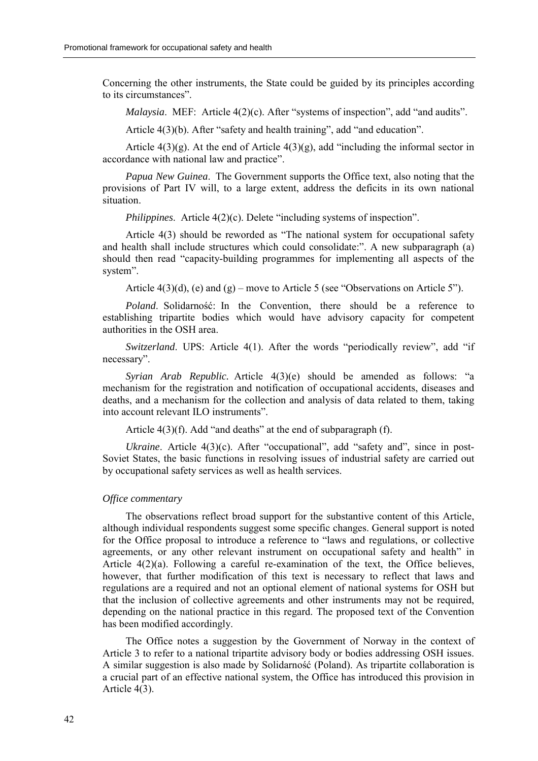Concerning the other instruments, the State could be guided by its principles according to its circumstances".

*Malaysia*. MEF: Article 4(2)(c). After "systems of inspection", add "and audits".

Article 4(3)(b). After "safety and health training", add "and education".

Article 4(3)(g). At the end of Article 4(3)(g), add "including the informal sector in accordance with national law and practice".

*Papua New Guinea*. The Government supports the Office text, also noting that the provisions of Part IV will, to a large extent, address the deficits in its own national situation.

*Philippines*. Article 4(2)(c). Delete "including systems of inspection".

Article 4(3) should be reworded as "The national system for occupational safety and health shall include structures which could consolidate:". A new subparagraph (a) should then read "capacity-building programmes for implementing all aspects of the system".

Article 4(3)(d), (e) and (g) – move to Article 5 (see "Observations on Article 5").

*Poland*. Solidarność: In the Convention, there should be a reference to establishing tripartite bodies which would have advisory capacity for competent authorities in the OSH area.

*Switzerland*. UPS: Article 4(1). After the words "periodically review", add "if necessary".

*Syrian Arab Republic*. Article 4(3)(e) should be amended as follows: "a mechanism for the registration and notification of occupational accidents, diseases and deaths, and a mechanism for the collection and analysis of data related to them, taking into account relevant ILO instruments".

Article 4(3)(f). Add "and deaths" at the end of subparagraph (f).

*Ukraine*. Article 4(3)(c). After "occupational", add "safety and", since in post-Soviet States, the basic functions in resolving issues of industrial safety are carried out by occupational safety services as well as health services.

*Office commentary*

The observations reflect broad support for the substantive content of this Article, although individual respondents suggest some specific changes. General support is noted for the Office proposal to introduce a reference to "laws and regulations, or collective agreements, or any other relevant instrument on occupational safety and health" in Article 4(2)(a). Following a careful re-examination of the text, the Office believes, however, that further modification of this text is necessary to reflect that laws and regulations are a required and not an optional element of national systems for OSH but that the inclusion of collective agreements and other instruments may not be required, depending on the national practice in this regard. The proposed text of the Convention has been modified accordingly.

The Office notes a suggestion by the Government of Norway in the context of Article 3 to refer to a national tripartite advisory body or bodies addressing OSH issues. A similar suggestion is also made by Solidarność (Poland). As tripartite collaboration is a crucial part of an effective national system, the Office has introduced this provision in Article 4(3).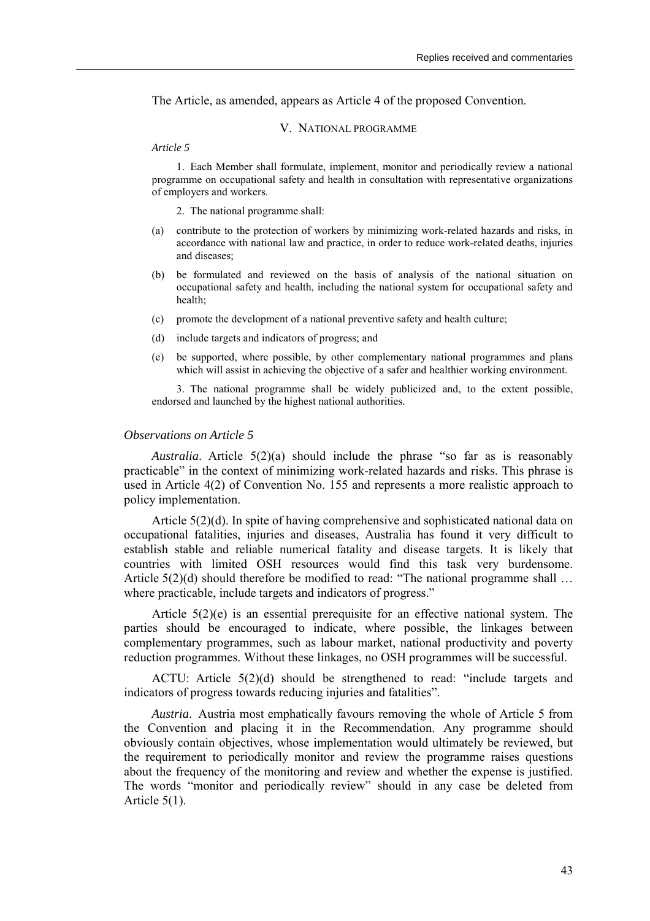The Article, as amended, appears as Article 4 of the proposed Convention.

## V. National programme

*Article 5*

1. Each Member shall formulate, implement, monitor and periodically review a national programme on occupational safety and health in consultation with representative organizations of employers and workers.

2. The national programme shall:

(a) contribute to the protection of workers by minimizing work-related hazards and risks, in accordance with national law and practice, in order to reduce work-related deaths, injuries and diseases;

(b) be formulated and reviewed on the basis of analysis of the national situation on occupational safety and health, including the national system for occupational safety and health;

(c) promote the development of a national preventive safety and health culture;

(d) include targets and indicators of progress; and

(e) be supported, where possible, by other complementary national programmes and plans which will assist in achieving the objective of a safer and healthier working environment.

3. The national programme shall be widely publicized and, to the extent possible, endorsed and launched by the highest national authorities.

### *Observations on Article 5*

*Australia*. Article 5(2)(a) should include the phrase "so far as is reasonably practicable" in the context of minimizing work-related hazards and risks. This phrase is used in Article 4(2) of Convention No. 155 and represents a more realistic approach to policy implementation.

Article 5(2)(d). In spite of having comprehensive and sophisticated national data on occupational fatalities, injuries and diseases, Australia has found it very difficult to establish stable and reliable numerical fatality and disease targets. It is likely that countries with limited OSH resources would find this task very burdensome. Article 5(2)(d) should therefore be modified to read: "The national programme shall … where practicable, include targets and indicators of progress."

Article 5(2)(e) is an essential prerequisite for an effective national system. The parties should be encouraged to indicate, where possible, the linkages between complementary programmes, such as labour market, national productivity and poverty reduction programmes. Without these linkages, no OSH programmes will be successful.

ACTU: Article 5(2)(d) should be strengthened to read: "include targets and indicators of progress towards reducing injuries and fatalities".

*Austria*. Austria most emphatically favours removing the whole of Article 5 from the Convention and placing it in the Recommendation. Any programme should obviously contain objectives, whose implementation would ultimately be reviewed, but the requirement to periodically monitor and review the programme raises questions about the frequency of the monitoring and review and whether the expense is justified. The words "monitor and periodically review" should in any case be deleted from Article 5(1).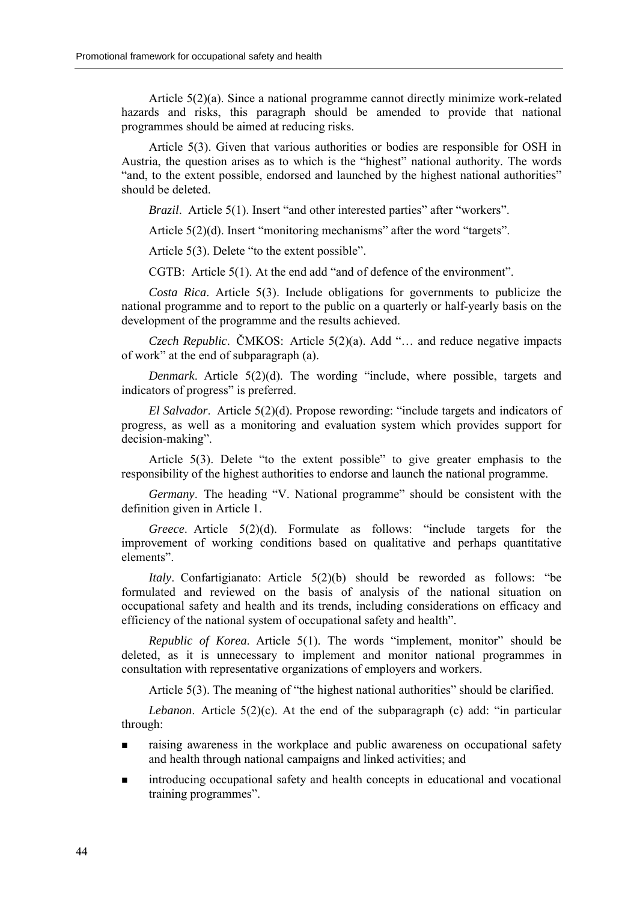Article 5(2)(a). Since a national programme cannot directly minimize work-related hazards and risks, this paragraph should be amended to provide that national programmes should be aimed at reducing risks.

Article 5(3). Given that various authorities or bodies are responsible for OSH in Austria, the question arises as to which is the "highest" national authority. The words "and, to the extent possible, endorsed and launched by the highest national authorities" should be deleted.

*Brazil*. Article 5(1). Insert "and other interested parties" after "workers".

Article 5(2)(d). Insert "monitoring mechanisms" after the word "targets".

Article 5(3). Delete "to the extent possible".

CGTB: Article 5(1). At the end add "and of defence of the environment".

*Costa Rica*. Article 5(3). Include obligations for governments to publicize the national programme and to report to the public on a quarterly or half-yearly basis on the development of the programme and the results achieved.

*Czech Republic*. ČMKOS: Article 5(2)(a). Add "… and reduce negative impacts of work" at the end of subparagraph (a).

*Denmark*. Article 5(2)(d). The wording "include, where possible, targets and indicators of progress" is preferred.

*El Salvador*. Article 5(2)(d). Propose rewording: "include targets and indicators of progress, as well as a monitoring and evaluation system which provides support for decision-making".

Article 5(3). Delete "to the extent possible" to give greater emphasis to the responsibility of the highest authorities to endorse and launch the national programme.

*Germany*. The heading "V. National programme" should be consistent with the definition given in Article 1.

*Greece*. Article 5(2)(d). Formulate as follows: "include targets for the improvement of working conditions based on qualitative and perhaps quantitative elements".

*Italy*. Confartigianato: Article 5(2)(b) should be reworded as follows: "be formulated and reviewed on the basis of analysis of the national situation on occupational safety and health and its trends, including considerations on efficacy and efficiency of the national system of occupational safety and health".

*Republic of Korea*. Article 5(1). The words "implement, monitor" should be deleted, as it is unnecessary to implement and monitor national programmes in consultation with representative organizations of employers and workers.

Article 5(3). The meaning of "the highest national authorities" should be clarified.

*Lebanon*. Article 5(2)(c). At the end of the subparagraph (c) add: "in particular through:

- raising awareness in the workplace and public awareness on occupational safety and health through national campaigns and linked activities; and
- introducing occupational safety and health concepts in educational and vocational training programmes".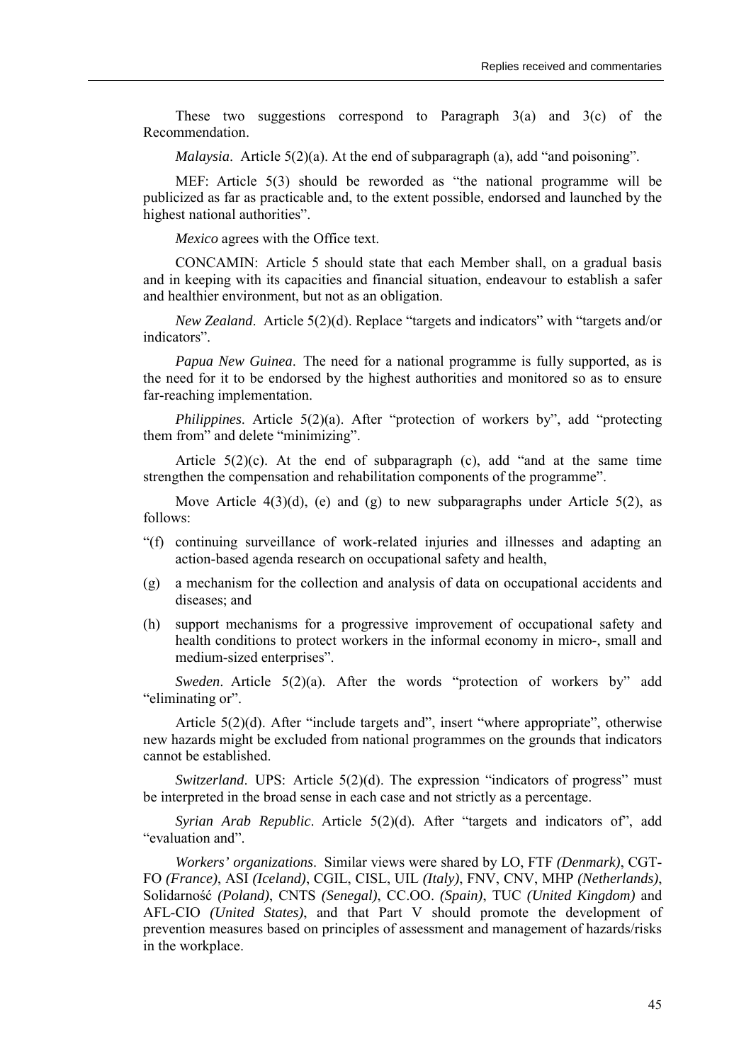These two suggestions correspond to Paragraph 3(a) and 3(c) of the Recommendation.

*Malaysia*. Article 5(2)(a). At the end of subparagraph (a), add "and poisoning".

MEF: Article 5(3) should be reworded as "the national programme will be publicized as far as practicable and, to the extent possible, endorsed and launched by the highest national authorities".

*Mexico* agrees with the Office text.

CONCAMIN: Article 5 should state that each Member shall, on a gradual basis and in keeping with its capacities and financial situation, endeavour to establish a safer and healthier environment, but not as an obligation.

*New Zealand*. Article 5(2)(d). Replace "targets and indicators" with "targets and/or indicators".

*Papua New Guinea*. The need for a national programme is fully supported, as is the need for it to be endorsed by the highest authorities and monitored so as to ensure far-reaching implementation.

*Philippines*. Article 5(2)(a). After "protection of workers by", add "protecting them from" and delete "minimizing".

Article 5(2)(c). At the end of subparagraph (c), add "and at the same time strengthen the compensation and rehabilitation components of the programme".

Move Article 4(3)(d), (e) and (g) to new subparagraphs under Article 5(2), as follows:

"(f) continuing surveillance of work-related injuries and illnesses and adapting an action-based agenda research on occupational safety and health,

(g) a mechanism for the collection and analysis of data on occupational accidents and diseases; and

(h) support mechanisms for a progressive improvement of occupational safety and health conditions to protect workers in the informal economy in micro-, small and medium-sized enterprises".

*Sweden*. Article 5(2)(a). After the words "protection of workers by" add "eliminating or".

Article 5(2)(d). After "include targets and", insert "where appropriate", otherwise new hazards might be excluded from national programmes on the grounds that indicators cannot be established.

*Switzerland*. UPS: Article 5(2)(d). The expression "indicators of progress" must be interpreted in the broad sense in each case and not strictly as a percentage.

*Syrian Arab Republic*. Article 5(2)(d). After "targets and indicators of", add "evaluation and".

*Workers' organizations*. Similar views were shared by LO, FTF *(Denmark)*, CGT-FO *(France)*, ASI *(Iceland)*, CGIL, CISL, UIL *(Italy)*, FNV, CNV, MHP *(Netherlands)*, Solidarność *(Poland)*, CNTS *(Senegal)*, CC.OO. *(Spain)*, TUC *(United Kingdom)* and AFL-CIO *(United States)*, and that Part V should promote the development of prevention measures based on principles of assessment and management of hazards/risks in the workplace.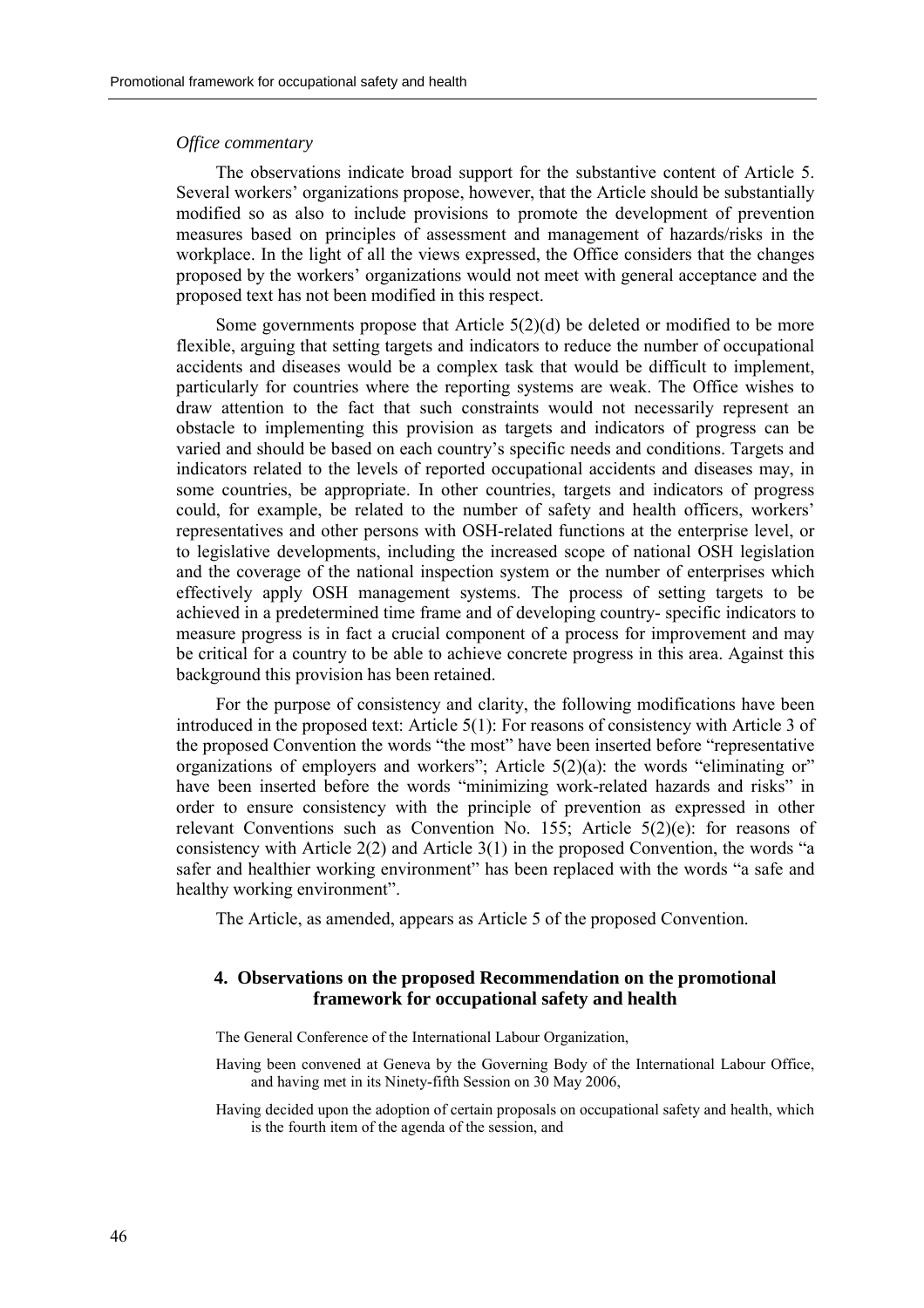*Office commentary*

The observations indicate broad support for the substantive content of Article 5. Several workers' organizations propose, however, that the Article should be substantially modified so as also to include provisions to promote the development of prevention measures based on principles of assessment and management of hazards/risks in the workplace. In the light of all the views expressed, the Office considers that the changes proposed by the workers' organizations would not meet with general acceptance and the proposed text has not been modified in this respect.

Some governments propose that Article 5(2)(d) be deleted or modified to be more flexible, arguing that setting targets and indicators to reduce the number of occupational accidents and diseases would be a complex task that would be difficult to implement, particularly for countries where the reporting systems are weak. The Office wishes to draw attention to the fact that such constraints would not necessarily represent an obstacle to implementing this provision as targets and indicators of progress can be varied and should be based on each country's specific needs and conditions. Targets and indicators related to the levels of reported occupational accidents and diseases may, in some countries, be appropriate. In other countries, targets and indicators of progress could, for example, be related to the number of safety and health officers, workers' representatives and other persons with OSH-related functions at the enterprise level, or to legislative developments, including the increased scope of national OSH legislation and the coverage of the national inspection system or the number of enterprises which effectively apply OSH management systems. The process of setting targets to be achieved in a predetermined time frame and of developing country- specific indicators to measure progress is in fact a crucial component of a process for improvement and may be critical for a country to be able to achieve concrete progress in this area. Against this background this provision has been retained.

For the purpose of consistency and clarity, the following modifications have been introduced in the proposed text: Article 5(1): For reasons of consistency with Article 3 of the proposed Convention the words "the most" have been inserted before "representative organizations of employers and workers"; Article 5(2)(a): the words "eliminating or" have been inserted before the words "minimizing work-related hazards and risks" in order to ensure consistency with the principle of prevention as expressed in other relevant Conventions such as Convention No. 155; Article 5(2)(e): for reasons of consistency with Article 2(2) and Article 3(1) in the proposed Convention, the words "a safer and healthier working environment" has been replaced with the words "a safe and healthy working environment".

The Article, as amended, appears as Article 5 of the proposed Convention.

## 4. Observations on the proposed Recommendation on the promotional framework for occupational safety and health

The General Conference of the International Labour Organization,

Having been convened at Geneva by the Governing Body of the International Labour Office, and having met in its Ninety-fifth Session on 30 May 2006,

Having decided upon the adoption of certain proposals on occupational safety and health, which is the fourth item of the agenda of the session, and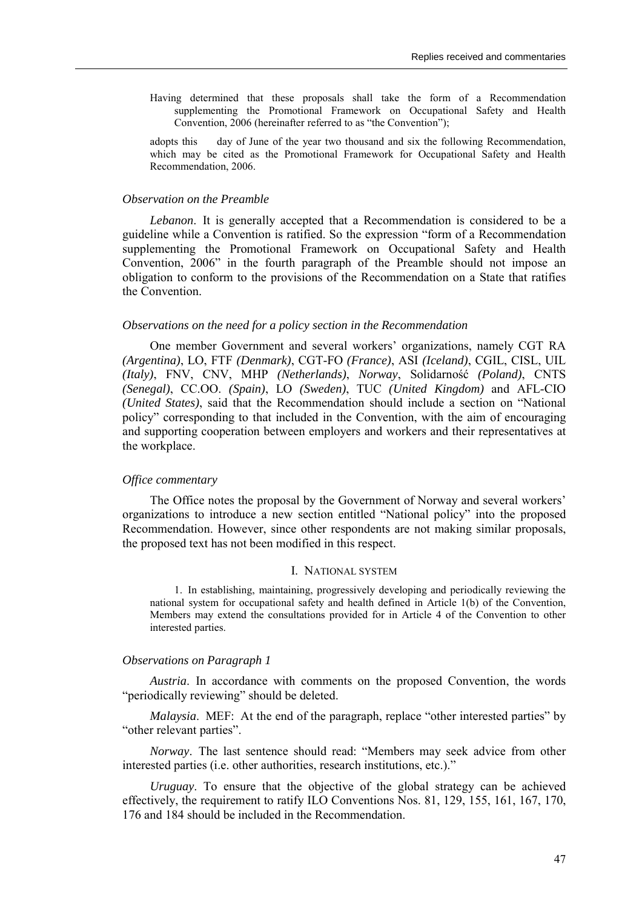Having determined that these proposals shall take the form of a Recommendation supplementing the Promotional Framework on Occupational Safety and Health Convention, 2006 (hereinafter referred to as "the Convention");

adopts this day of June of the year two thousand and six the following Recommendation, which may be cited as the Promotional Framework for Occupational Safety and Health Recommendation, 2006.

### *Observation on the Preamble*

*Lebanon*. It is generally accepted that a Recommendation is considered to be a guideline while a Convention is ratified. So the expression "form of a Recommendation supplementing the Promotional Framework on Occupational Safety and Health Convention, 2006" in the fourth paragraph of the Preamble should not impose an obligation to conform to the provisions of the Recommendation on a State that ratifies the Convention.

### *Observations on the need for a policy section in the Recommendation*

One member Government and several workers' organizations, namely CGT RA *(Argentina)*, LO, FTF *(Denmark)*, CGT-FO *(France)*, ASI *(Iceland)*, CGIL, CISL, UIL *(Italy)*, FNV, CNV, MHP *(Netherlands)*, *Norway*, Solidarność *(Poland)*, CNTS *(Senegal)*, CC.OO. *(Spain)*, LO *(Sweden)*, TUC *(United Kingdom)* and AFL-CIO *(United States)*, said that the Recommendation should include a section on "National policy" corresponding to that included in the Convention, with the aim of encouraging and supporting cooperation between employers and workers and their representatives at the workplace.

### *Office commentary*

The Office notes the proposal by the Government of Norway and several workers' organizations to introduce a new section entitled "National policy" into the proposed Recommendation. However, since other respondents are not making similar proposals, the proposed text has not been modified in this respect.

## I. National system

1. In establishing, maintaining, progressively developing and periodically reviewing the national system for occupational safety and health defined in Article 1(b) of the Convention, Members may extend the consultations provided for in Article 4 of the Convention to other interested parties.

### *Observations on Paragraph 1*

*Austria*. In accordance with comments on the proposed Convention, the words "periodically reviewing" should be deleted.

*Malaysia*. MEF: At the end of the paragraph, replace "other interested parties" by "other relevant parties".

*Norway*. The last sentence should read: "Members may seek advice from other interested parties (i.e. other authorities, research institutions, etc.)."

*Uruguay*. To ensure that the objective of the global strategy can be achieved effectively, the requirement to ratify ILO Conventions Nos. 81, 129, 155, 161, 167, 170, 176 and 184 should be included in the Recommendation.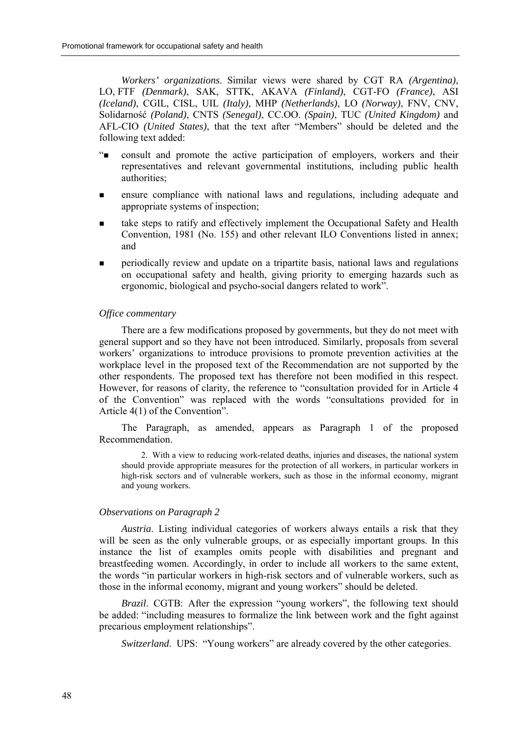*Workers' organizations*. Similar views were shared by CGT RA *(Argentina)*, LO, FTF *(Denmark)*, SAK, STTK, AKAVA *(Finland)*, CGT-FO *(France)*, ASI *(Iceland)*, CGIL, CISL, UIL *(Italy)*, MHP *(Netherlands)*, LO *(Norway)*, FNV, CNV, Solidarność *(Poland)*, CNTS *(Senegal)*, CC.OO. *(Spain)*, TUC *(United Kingdom)* and AFL-CIO *(United States)*, that the text after "Members" should be deleted and the following text added:

"■ consult and promote the active participation of employers, workers and their representatives and relevant governmental institutions, including public health authorities;

■ ensure compliance with national laws and regulations, including adequate and appropriate systems of inspection;

■ take steps to ratify and effectively implement the Occupational Safety and Health Convention, 1981 (No. 155) and other relevant ILO Conventions listed in annex; and

■ periodically review and update on a tripartite basis, national laws and regulations on occupational safety and health, giving priority to emerging hazards such as ergonomic, biological and psycho-social dangers related to work".

*Office commentary*

There are a few modifications proposed by governments, but they do not meet with general support and so they have not been introduced. Similarly, proposals from several workers' organizations to introduce provisions to promote prevention activities at the workplace level in the proposed text of the Recommendation are not supported by the other respondents. The proposed text has therefore not been modified in this respect. However, for reasons of clarity, the reference to "consultation provided for in Article 4 of the Convention" was replaced with the words "consultations provided for in Article 4(1) of the Convention".

The Paragraph, as amended, appears as Paragraph 1 of the proposed Recommendation.

> 2. With a view to reducing work-related deaths, injuries and diseases, the national system should provide appropriate measures for the protection of all workers, in particular workers in high-risk sectors and of vulnerable workers, such as those in the informal economy, migrant and young workers.

*Observations on Paragraph 2*

*Austria*. Listing individual categories of workers always entails a risk that they will be seen as the only vulnerable groups, or as especially important groups. In this instance the list of examples omits people with disabilities and pregnant and breastfeeding women. Accordingly, in order to include all workers to the same extent, the words "in particular workers in high-risk sectors and of vulnerable workers, such as those in the informal economy, migrant and young workers" should be deleted.

*Brazil*. CGTB: After the expression "young workers", the following text should be added: "including measures to formalize the link between work and the fight against precarious employment relationships".

*Switzerland*. UPS: "Young workers" are already covered by the other categories.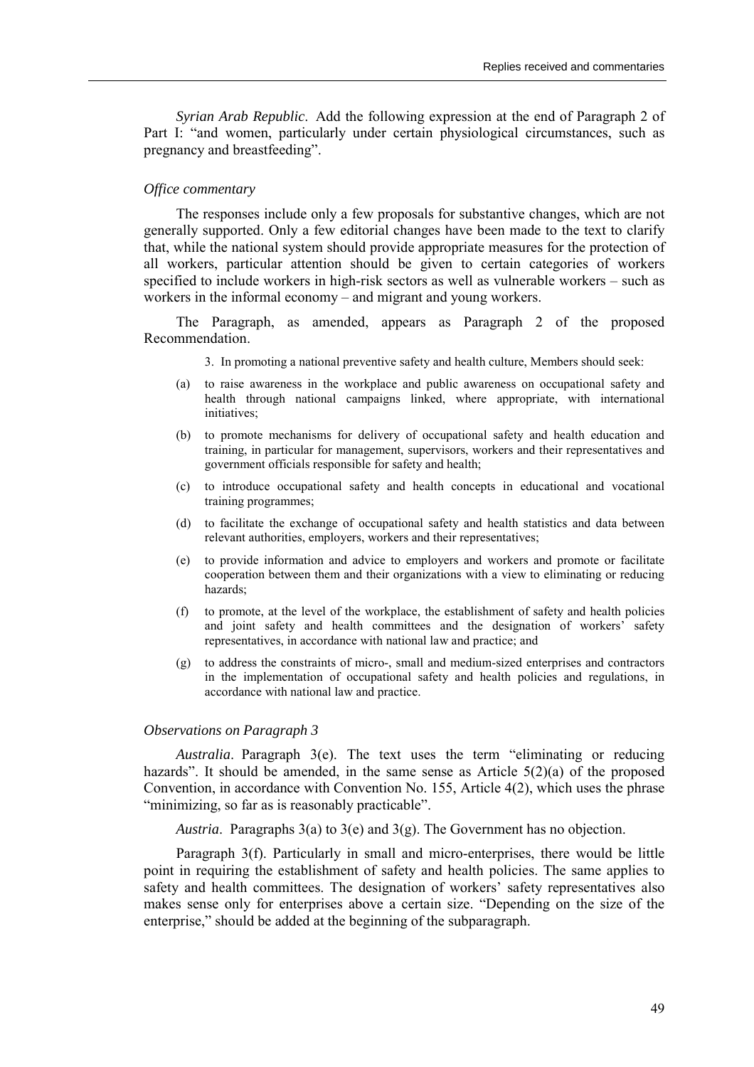*Syrian Arab Republic*. Add the following expression at the end of Paragraph 2 of Part I: "and women, particularly under certain physiological circumstances, such as pregnancy and breastfeeding".

### *Office commentary*

The responses include only a few proposals for substantive changes, which are not generally supported. Only a few editorial changes have been made to the text to clarify that, while the national system should provide appropriate measures for the protection of all workers, particular attention should be given to certain categories of workers specified to include workers in high-risk sectors as well as vulnerable workers – such as workers in the informal economy – and migrant and young workers.

The Paragraph, as amended, appears as Paragraph 2 of the proposed Recommendation.

3. In promoting a national preventive safety and health culture, Members should seek:

(a) to raise awareness in the workplace and public awareness on occupational safety and health through national campaigns linked, where appropriate, with international initiatives;

(b) to promote mechanisms for delivery of occupational safety and health education and training, in particular for management, supervisors, workers and their representatives and government officials responsible for safety and health;

(c) to introduce occupational safety and health concepts in educational and vocational training programmes;

(d) to facilitate the exchange of occupational safety and health statistics and data between relevant authorities, employers, workers and their representatives;

(e) to provide information and advice to employers and workers and promote or facilitate cooperation between them and their organizations with a view to eliminating or reducing hazards;

(f) to promote, at the level of the workplace, the establishment of safety and health policies and joint safety and health committees and the designation of workers' safety representatives, in accordance with national law and practice; and

(g) to address the constraints of micro-, small and medium-sized enterprises and contractors in the implementation of occupational safety and health policies and regulations, in accordance with national law and practice.

### *Observations on Paragraph 3*

*Australia*. Paragraph 3(e). The text uses the term "eliminating or reducing hazards". It should be amended, in the same sense as Article 5(2)(a) of the proposed Convention, in accordance with Convention No. 155, Article 4(2), which uses the phrase "minimizing, so far as is reasonably practicable".

*Austria*. Paragraphs 3(a) to 3(e) and 3(g). The Government has no objection.

Paragraph 3(f). Particularly in small and micro-enterprises, there would be little point in requiring the establishment of safety and health policies. The same applies to safety and health committees. The designation of workers' safety representatives also makes sense only for enterprises above a certain size. "Depending on the size of the enterprise," should be added at the beginning of the subparagraph.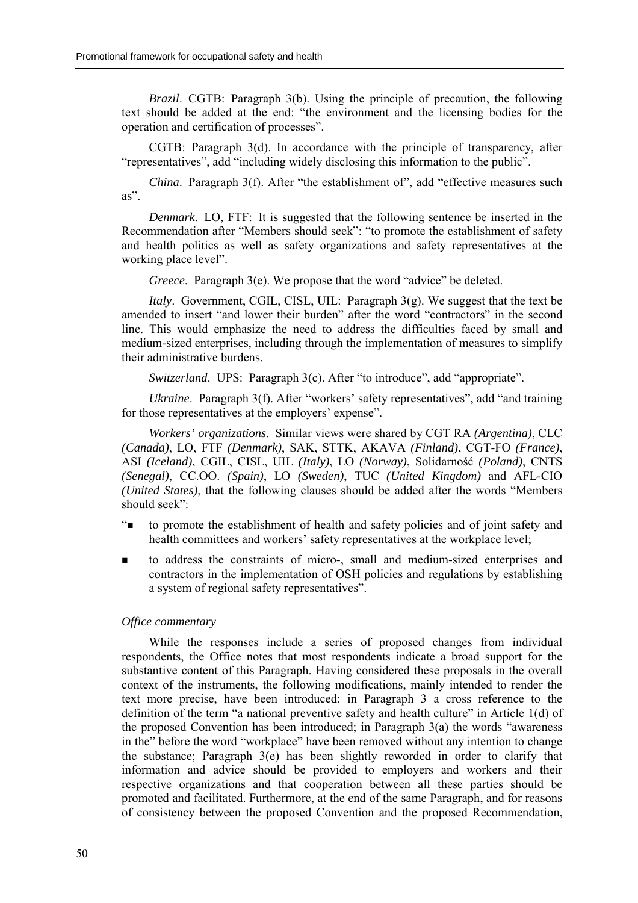*Brazil*. CGTB: Paragraph 3(b). Using the principle of precaution, the following text should be added at the end: “the environment and the licensing bodies for the operation and certification of processes”.

CGTB: Paragraph 3(d). In accordance with the principle of transparency, after “representatives”, add “including widely disclosing this information to the public”.

*China*. Paragraph 3(f). After “the establishment of”, add “effective measures such as”.

*Denmark*. LO, FTF: It is suggested that the following sentence be inserted in the Recommendation after “Members should seek”: “to promote the establishment of safety and health politics as well as safety organizations and safety representatives at the working place level”.

*Greece*. Paragraph 3(e). We propose that the word “advice” be deleted.

*Italy*. Government, CGIL, CISL, UIL: Paragraph 3(g). We suggest that the text be amended to insert “and lower their burden” after the word “contractors” in the second line. This would emphasize the need to address the difficulties faced by small and medium-sized enterprises, including through the implementation of measures to simplify their administrative burdens.

*Switzerland*. UPS: Paragraph 3(c). After “to introduce”, add “appropriate”.

*Ukraine*. Paragraph 3(f). After “workers’ safety representatives”, add “and training for those representatives at the employers’ expense”.

*Workers’ organizations*. Similar views were shared by CGT RA *(Argentina)*, CLC *(Canada)*, LO, FTF *(Denmark)*, SAK, STTK, AKAVA *(Finland)*, CGT-FO *(France)*, ASI *(Iceland)*, CGIL, CISL, UIL *(Italy)*, LO *(Norway)*, Solidarność *(Poland)*, CNTS *(Senegal)*, CC.OO. *(Spain)*, LO *(Sweden)*, TUC *(United Kingdom)* and AFL-CIO *(United States)*, that the following clauses should be added after the words “Members should seek”:

- “to promote the establishment of health and safety policies and of joint safety and health committees and workers’ safety representatives at the workplace level;
- to address the constraints of micro-, small and medium-sized enterprises and contractors in the implementation of OSH policies and regulations by establishing a system of regional safety representatives”.

*Office commentary*

While the responses include a series of proposed changes from individual respondents, the Office notes that most respondents indicate a broad support for the substantive content of this Paragraph. Having considered these proposals in the overall context of the instruments, the following modifications, mainly intended to render the text more precise, have been introduced: in Paragraph 3 a cross reference to the definition of the term “a national preventive safety and health culture” in Article 1(d) of the proposed Convention has been introduced; in Paragraph 3(a) the words “awareness in the” before the word “workplace” have been removed without any intention to change the substance; Paragraph 3(e) has been slightly reworded in order to clarify that information and advice should be provided to employers and workers and their respective organizations and that cooperation between all these parties should be promoted and facilitated. Furthermore, at the end of the same Paragraph, and for reasons of consistency between the proposed Convention and the proposed Recommendation,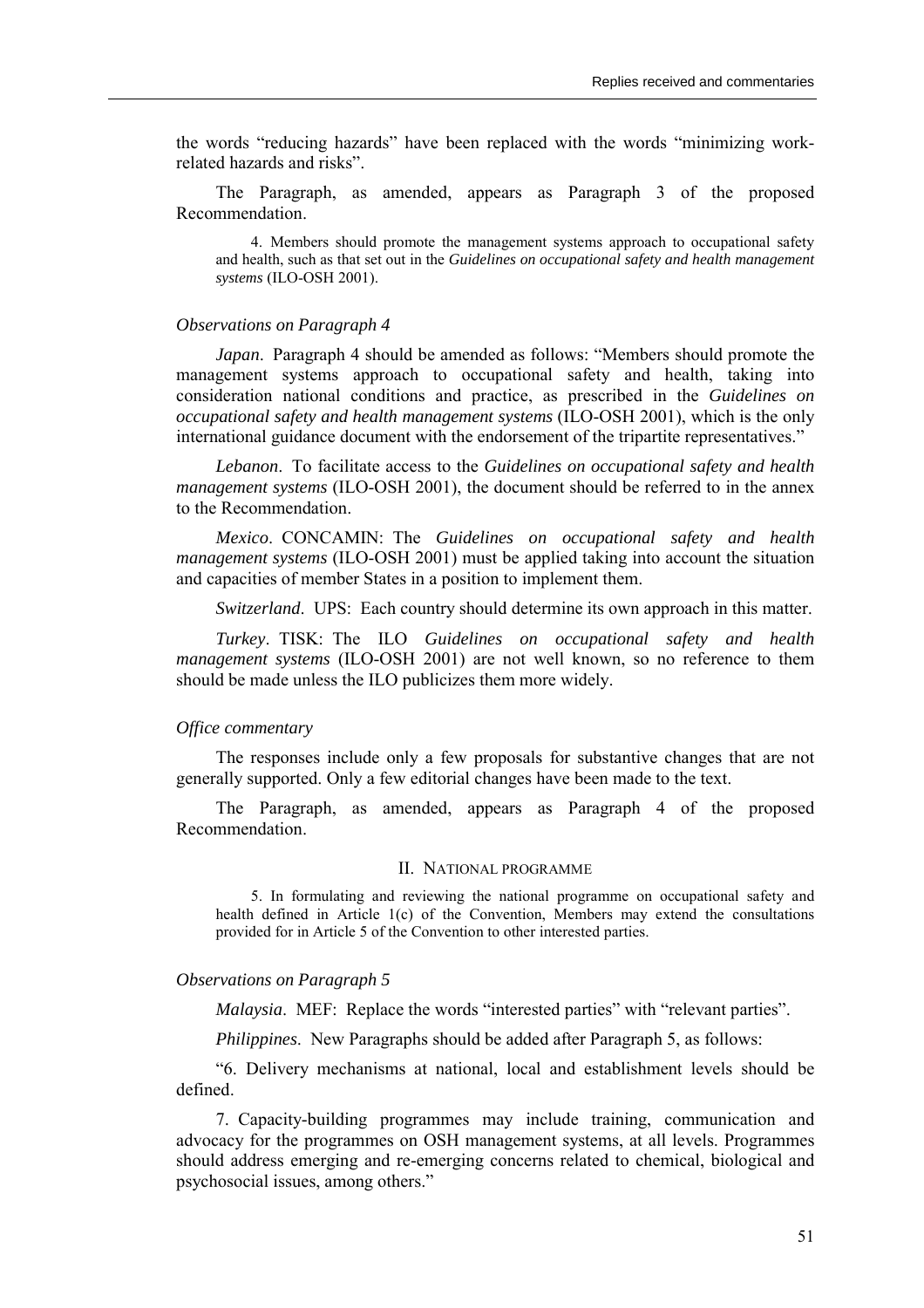the words "reducing hazards" have been replaced with the words "minimizing work-related hazards and risks".

The Paragraph, as amended, appears as Paragraph 3 of the proposed Recommendation.

> 4. Members should promote the management systems approach to occupational safety and health, such as that set out in the *Guidelines on occupational safety and health management systems* (ILO-OSH 2001).

*Observations on Paragraph 4*

*Japan*. Paragraph 4 should be amended as follows: "Members should promote the management systems approach to occupational safety and health, taking into consideration national conditions and practice, as prescribed in the *Guidelines on occupational safety and health management systems* (ILO-OSH 2001), which is the only international guidance document with the endorsement of the tripartite representatives."

*Lebanon*. To facilitate access to the *Guidelines on occupational safety and health management systems* (ILO-OSH 2001), the document should be referred to in the annex to the Recommendation.

*Mexico*. CONCAMIN: The *Guidelines on occupational safety and health management systems* (ILO-OSH 2001) must be applied taking into account the situation and capacities of member States in a position to implement them.

*Switzerland*. UPS: Each country should determine its own approach in this matter.

*Turkey*. TISK: The ILO *Guidelines on occupational safety and health management systems* (ILO-OSH 2001) are not well known, so no reference to them should be made unless the ILO publicizes them more widely.

*Office commentary*

The responses include only a few proposals for substantive changes that are not generally supported. Only a few editorial changes have been made to the text.

The Paragraph, as amended, appears as Paragraph 4 of the proposed Recommendation.

## II. National programme

> 5. In formulating and reviewing the national programme on occupational safety and health defined in Article 1(c) of the Convention, Members may extend the consultations provided for in Article 5 of the Convention to other interested parties.

*Observations on Paragraph 5*

*Malaysia*. MEF: Replace the words "interested parties" with "relevant parties".

*Philippines*. New Paragraphs should be added after Paragraph 5, as follows:

"6. Delivery mechanisms at national, local and establishment levels should be defined.

7. Capacity-building programmes may include training, communication and advocacy for the programmes on OSH management systems, at all levels. Programmes should address emerging and re-emerging concerns related to chemical, biological and psychosocial issues, among others."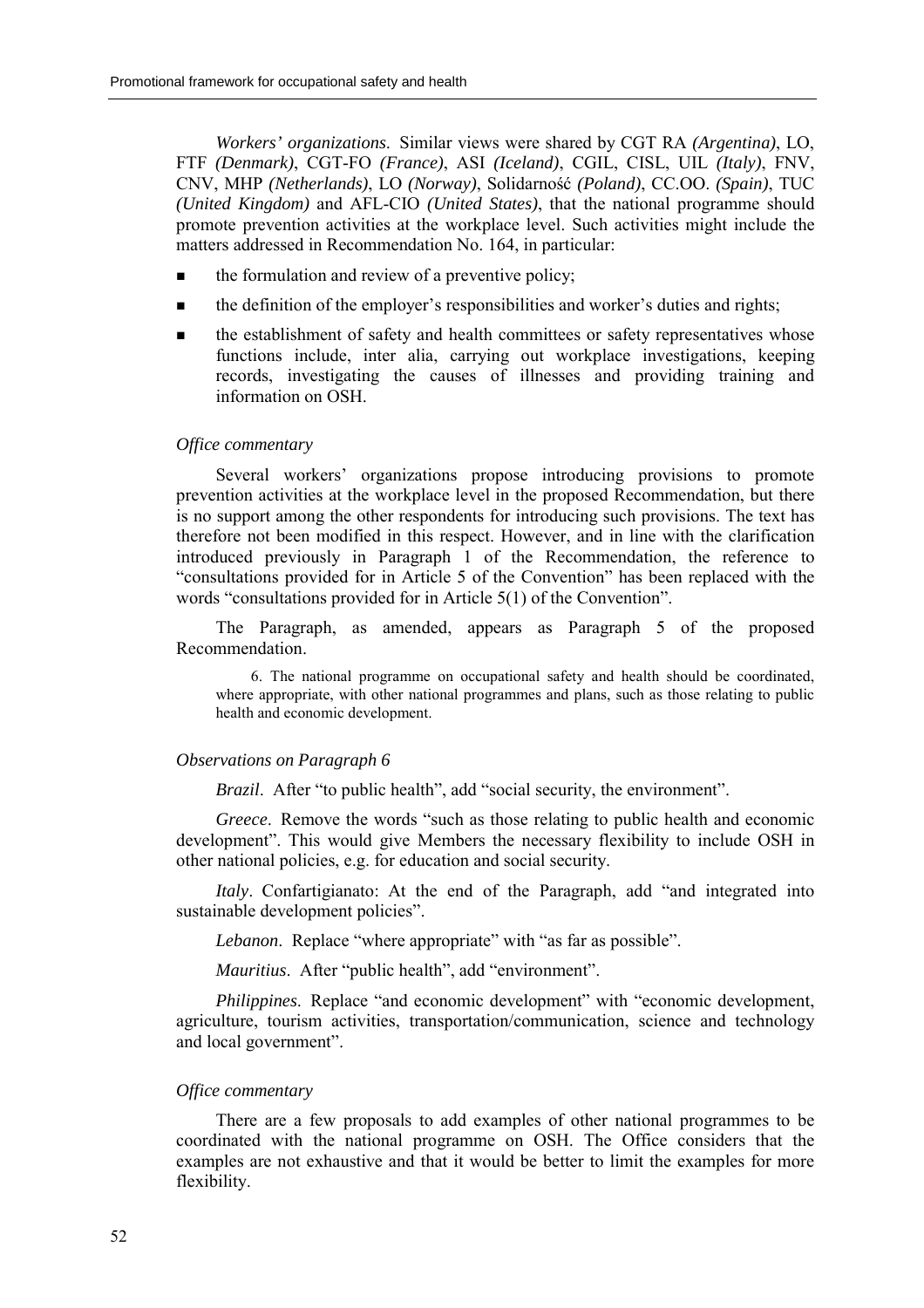*Workers' organizations*. Similar views were shared by CGT RA *(Argentina)*, LO, FTF *(Denmark)*, CGT-FO *(France)*, ASI *(Iceland)*, CGIL, CISL, UIL *(Italy)*, FNV, CNV, MHP *(Netherlands)*, LO *(Norway)*, Solidarność *(Poland)*, CC.OO. *(Spain)*, TUC *(United Kingdom)* and AFL-CIO *(United States)*, that the national programme should promote prevention activities at the workplace level. Such activities might include the matters addressed in Recommendation No. 164, in particular:

- the formulation and review of a preventive policy;
- the definition of the employer's responsibilities and worker's duties and rights;
- the establishment of safety and health committees or safety representatives whose functions include, inter alia, carrying out workplace investigations, keeping records, investigating the causes of illnesses and providing training and information on OSH.

*Office commentary*

Several workers' organizations propose introducing provisions to promote prevention activities at the workplace level in the proposed Recommendation, but there is no support among the other respondents for introducing such provisions. The text has therefore not been modified in this respect. However, and in line with the clarification introduced previously in Paragraph 1 of the Recommendation, the reference to "consultations provided for in Article 5 of the Convention" has been replaced with the words "consultations provided for in Article 5(1) of the Convention".

The Paragraph, as amended, appears as Paragraph 5 of the proposed Recommendation.

> 6. The national programme on occupational safety and health should be coordinated, where appropriate, with other national programmes and plans, such as those relating to public health and economic development.

*Observations on Paragraph 6*

*Brazil*. After "to public health", add "social security, the environment".

*Greece*. Remove the words "such as those relating to public health and economic development". This would give Members the necessary flexibility to include OSH in other national policies, e.g. for education and social security.

*Italy*. Confartigianato: At the end of the Paragraph, add "and integrated into sustainable development policies".

*Lebanon*. Replace "where appropriate" with "as far as possible".

*Mauritius*. After "public health", add "environment".

*Philippines*. Replace "and economic development" with "economic development, agriculture, tourism activities, transportation/communication, science and technology and local government".

*Office commentary*

There are a few proposals to add examples of other national programmes to be coordinated with the national programme on OSH. The Office considers that the examples are not exhaustive and that it would be better to limit the examples for more flexibility.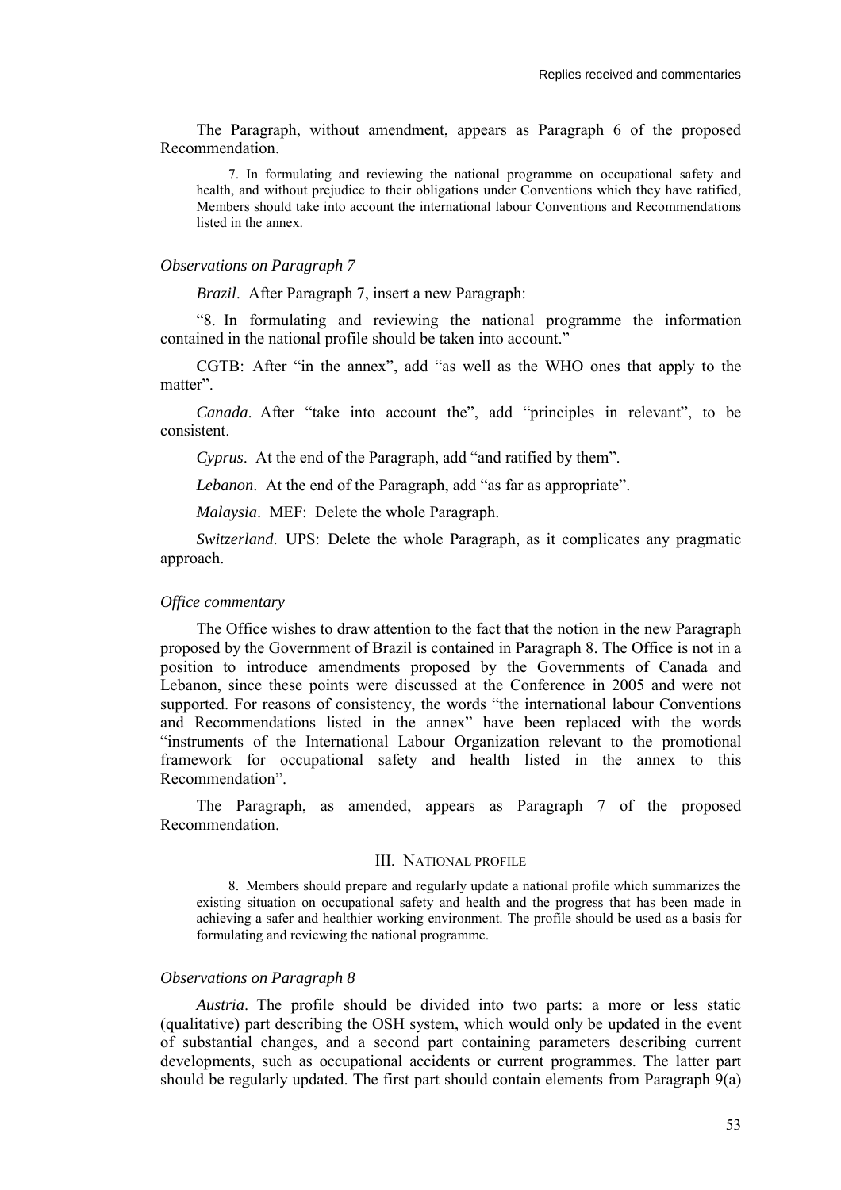The Paragraph, without amendment, appears as Paragraph 6 of the proposed Recommendation.

> 7. In formulating and reviewing the national programme on occupational safety and health, and without prejudice to their obligations under Conventions which they have ratified, Members should take into account the international labour Conventions and Recommendations listed in the annex.

*Observations on Paragraph 7*

*Brazil*. After Paragraph 7, insert a new Paragraph:

"8. In formulating and reviewing the national programme the information contained in the national profile should be taken into account."

CGTB: After "in the annex", add "as well as the WHO ones that apply to the matter".

*Canada*. After "take into account the", add "principles in relevant", to be consistent.

*Cyprus*. At the end of the Paragraph, add "and ratified by them".

*Lebanon*. At the end of the Paragraph, add "as far as appropriate".

*Malaysia*. MEF: Delete the whole Paragraph.

*Switzerland*. UPS: Delete the whole Paragraph, as it complicates any pragmatic approach.

*Office commentary*

The Office wishes to draw attention to the fact that the notion in the new Paragraph proposed by the Government of Brazil is contained in Paragraph 8. The Office is not in a position to introduce amendments proposed by the Governments of Canada and Lebanon, since these points were discussed at the Conference in 2005 and were not supported. For reasons of consistency, the words "the international labour Conventions and Recommendations listed in the annex" have been replaced with the words "instruments of the International Labour Organization relevant to the promotional framework for occupational safety and health listed in the annex to this Recommendation".

The Paragraph, as amended, appears as Paragraph 7 of the proposed Recommendation.

### III. National profile

> 8. Members should prepare and regularly update a national profile which summarizes the existing situation on occupational safety and health and the progress that has been made in achieving a safer and healthier working environment. The profile should be used as a basis for formulating and reviewing the national programme.

*Observations on Paragraph 8*

*Austria*. The profile should be divided into two parts: a more or less static (qualitative) part describing the OSH system, which would only be updated in the event of substantial changes, and a second part containing parameters describing current developments, such as occupational accidents or current programmes. The latter part should be regularly updated. The first part should contain elements from Paragraph 9(a)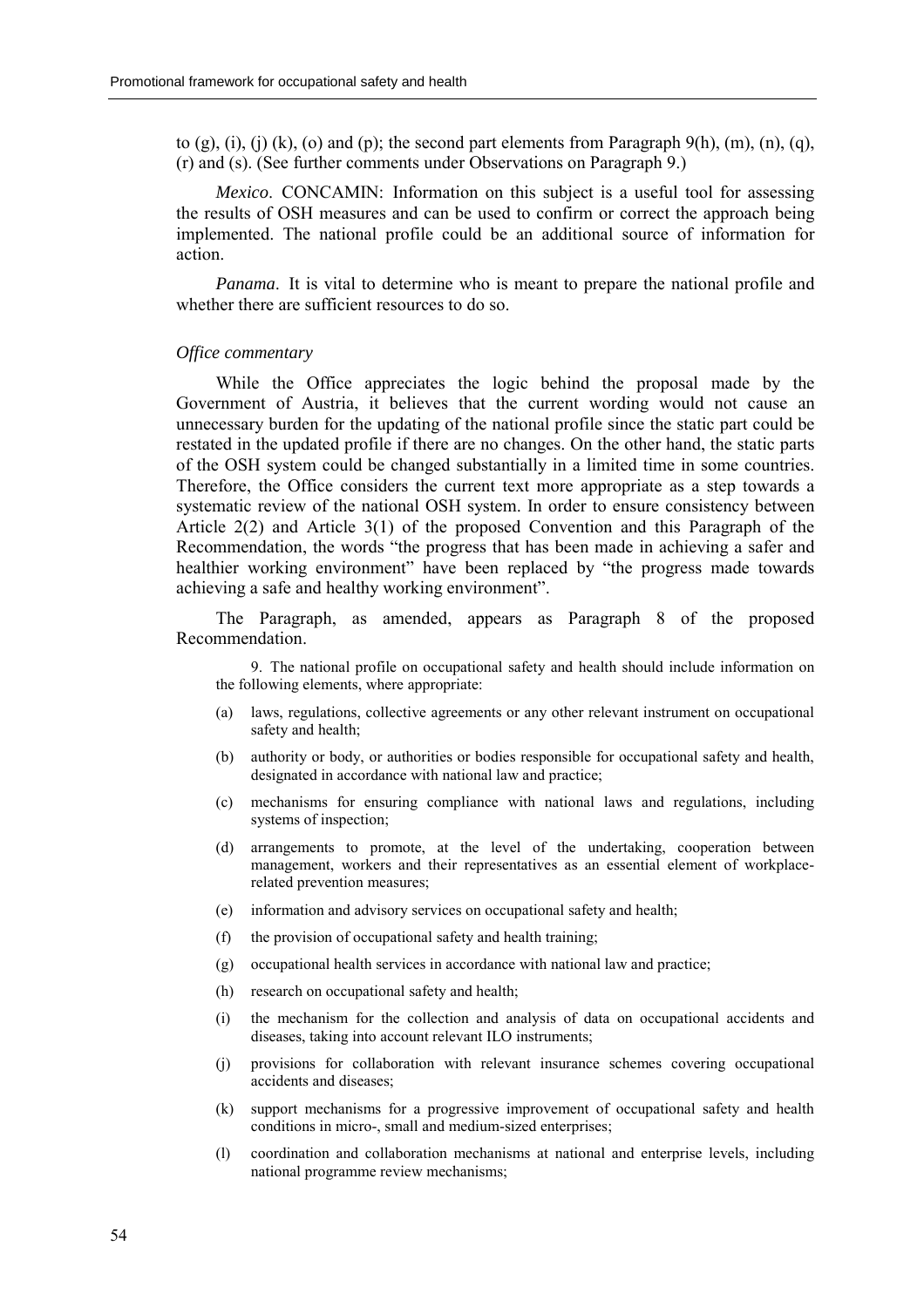to (g), (i), (j) (k), (o) and (p); the second part elements from Paragraph 9(h), (m), (n), (q), (r) and (s). (See further comments under Observations on Paragraph 9.)

*Mexico*. CONCAMIN: Information on this subject is a useful tool for assessing the results of OSH measures and can be used to confirm or correct the approach being implemented. The national profile could be an additional source of information for action.

*Panama*. It is vital to determine who is meant to prepare the national profile and whether there are sufficient resources to do so.

*Office commentary*

While the Office appreciates the logic behind the proposal made by the Government of Austria, it believes that the current wording would not cause an unnecessary burden for the updating of the national profile since the static part could be restated in the updated profile if there are no changes. On the other hand, the static parts of the OSH system could be changed substantially in a limited time in some countries. Therefore, the Office considers the current text more appropriate as a step towards a systematic review of the national OSH system. In order to ensure consistency between Article 2(2) and Article 3(1) of the proposed Convention and this Paragraph of the Recommendation, the words "the progress that has been made in achieving a safer and healthier working environment" have been replaced by "the progress made towards achieving a safe and healthy working environment".

The Paragraph, as amended, appears as Paragraph 8 of the proposed Recommendation.

9. The national profile on occupational safety and health should include information on the following elements, where appropriate:

(a) laws, regulations, collective agreements or any other relevant instrument on occupational safety and health;

(b) authority or body, or authorities or bodies responsible for occupational safety and health, designated in accordance with national law and practice;

(c) mechanisms for ensuring compliance with national laws and regulations, including systems of inspection;

(d) arrangements to promote, at the level of the undertaking, cooperation between management, workers and their representatives as an essential element of workplace-related prevention measures;

(e) information and advisory services on occupational safety and health;

(f) the provision of occupational safety and health training;

(g) occupational health services in accordance with national law and practice;

(h) research on occupational safety and health;

(i) the mechanism for the collection and analysis of data on occupational accidents and diseases, taking into account relevant ILO instruments;

(j) provisions for collaboration with relevant insurance schemes covering occupational accidents and diseases;

(k) support mechanisms for a progressive improvement of occupational safety and health conditions in micro-, small and medium-sized enterprises;

(l) coordination and collaboration mechanisms at national and enterprise levels, including national programme review mechanisms;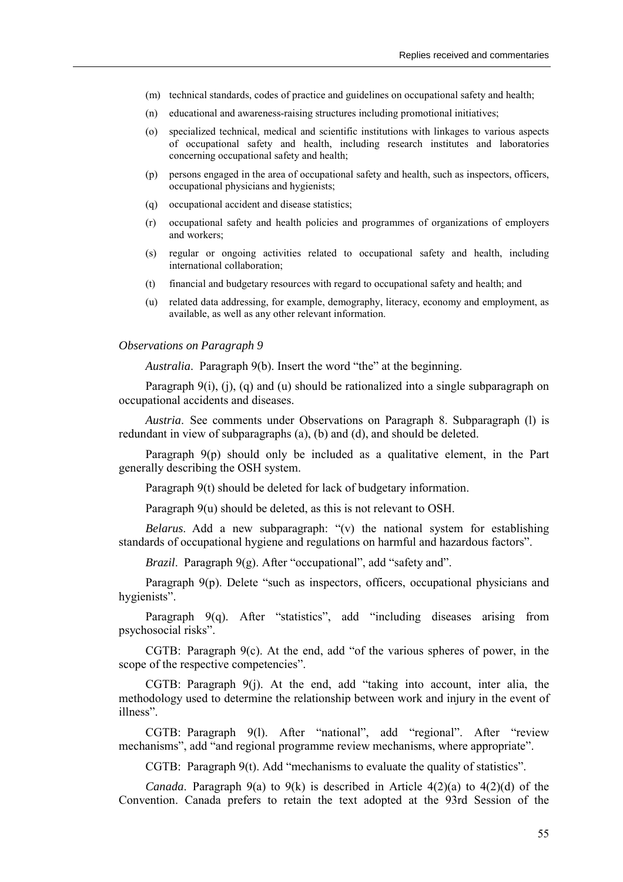(m) technical standards, codes of practice and guidelines on occupational safety and health;

(n) educational and awareness-raising structures including promotional initiatives;

(o) specialized technical, medical and scientific institutions with linkages to various aspects of occupational safety and health, including research institutes and laboratories concerning occupational safety and health;

(p) persons engaged in the area of occupational safety and health, such as inspectors, officers, occupational physicians and hygienists;

(q) occupational accident and disease statistics;

(r) occupational safety and health policies and programmes of organizations of employers and workers;

(s) regular or ongoing activities related to occupational safety and health, including international collaboration;

(t) financial and budgetary resources with regard to occupational safety and health; and

(u) related data addressing, for example, demography, literacy, economy and employment, as available, as well as any other relevant information.

*Observations on Paragraph 9*

*Australia*. Paragraph 9(b). Insert the word "the" at the beginning.

Paragraph 9(i), (j), (q) and (u) should be rationalized into a single subparagraph on occupational accidents and diseases.

*Austria*. See comments under Observations on Paragraph 8. Subparagraph (l) is redundant in view of subparagraphs (a), (b) and (d), and should be deleted.

Paragraph 9(p) should only be included as a qualitative element, in the Part generally describing the OSH system.

Paragraph 9(t) should be deleted for lack of budgetary information.

Paragraph 9(u) should be deleted, as this is not relevant to OSH.

*Belarus*. Add a new subparagraph: "(v) the national system for establishing standards of occupational hygiene and regulations on harmful and hazardous factors".

*Brazil*. Paragraph 9(g). After "occupational", add "safety and".

Paragraph 9(p). Delete "such as inspectors, officers, occupational physicians and hygienists".

Paragraph 9(q). After "statistics", add "including diseases arising from psychosocial risks".

CGTB: Paragraph 9(c). At the end, add "of the various spheres of power, in the scope of the respective competencies".

CGTB: Paragraph 9(j). At the end, add "taking into account, inter alia, the methodology used to determine the relationship between work and injury in the event of illness".

CGTB: Paragraph 9(l). After "national", add "regional". After "review mechanisms", add "and regional programme review mechanisms, where appropriate".

CGTB: Paragraph 9(t). Add "mechanisms to evaluate the quality of statistics".

*Canada*. Paragraph 9(a) to 9(k) is described in Article 4(2)(a) to 4(2)(d) of the Convention. Canada prefers to retain the text adopted at the 93rd Session of the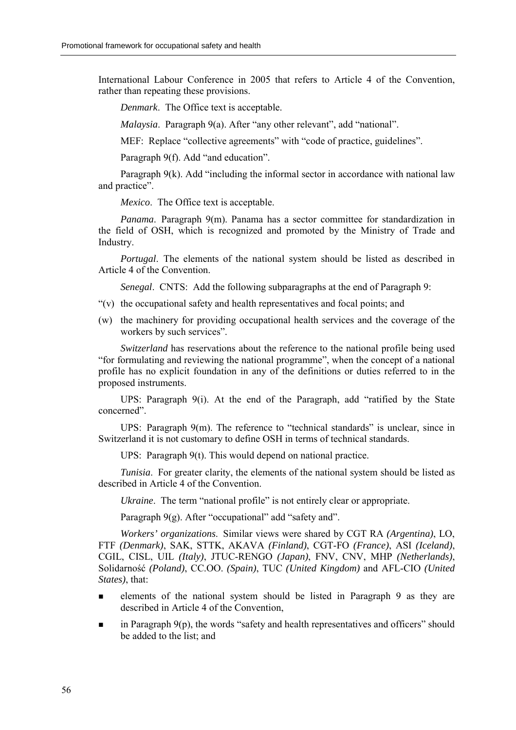International Labour Conference in 2005 that refers to Article 4 of the Convention, rather than repeating these provisions.

*Denmark*. The Office text is acceptable.

*Malaysia*. Paragraph 9(a). After "any other relevant", add "national".

MEF: Replace "collective agreements" with "code of practice, guidelines".

Paragraph 9(f). Add "and education".

Paragraph 9(k). Add "including the informal sector in accordance with national law and practice".

*Mexico*. The Office text is acceptable.

*Panama*. Paragraph 9(m). Panama has a sector committee for standardization in the field of OSH, which is recognized and promoted by the Ministry of Trade and Industry.

*Portugal*. The elements of the national system should be listed as described in Article 4 of the Convention.

*Senegal*. CNTS: Add the following subparagraphs at the end of Paragraph 9:

"(v) the occupational safety and health representatives and focal points; and

(w) the machinery for providing occupational health services and the coverage of the workers by such services".

*Switzerland* has reservations about the reference to the national profile being used "for formulating and reviewing the national programme", when the concept of a national profile has no explicit foundation in any of the definitions or duties referred to in the proposed instruments.

UPS: Paragraph 9(i). At the end of the Paragraph, add "ratified by the State concerned".

UPS: Paragraph 9(m). The reference to "technical standards" is unclear, since in Switzerland it is not customary to define OSH in terms of technical standards.

UPS: Paragraph 9(t). This would depend on national practice.

*Tunisia*. For greater clarity, the elements of the national system should be listed as described in Article 4 of the Convention.

*Ukraine*. The term "national profile" is not entirely clear or appropriate.

Paragraph 9(g). After "occupational" add "safety and".

*Workers' organizations*. Similar views were shared by CGT RA *(Argentina)*, LO, FTF *(Denmark)*, SAK, STTK, AKAVA *(Finland)*, CGT-FO *(France)*, ASI *(Iceland)*, CGIL, CISL, UIL *(Italy)*, JTUC-RENGO *(Japan)*, FNV, CNV, MHP *(Netherlands)*, Solidarność *(Poland)*, CC.OO. *(Spain)*, TUC *(United Kingdom)* and AFL-CIO *(United States)*, that:

- elements of the national system should be listed in Paragraph 9 as they are described in Article 4 of the Convention,
- in Paragraph 9(p), the words "safety and health representatives and officers" should be added to the list; and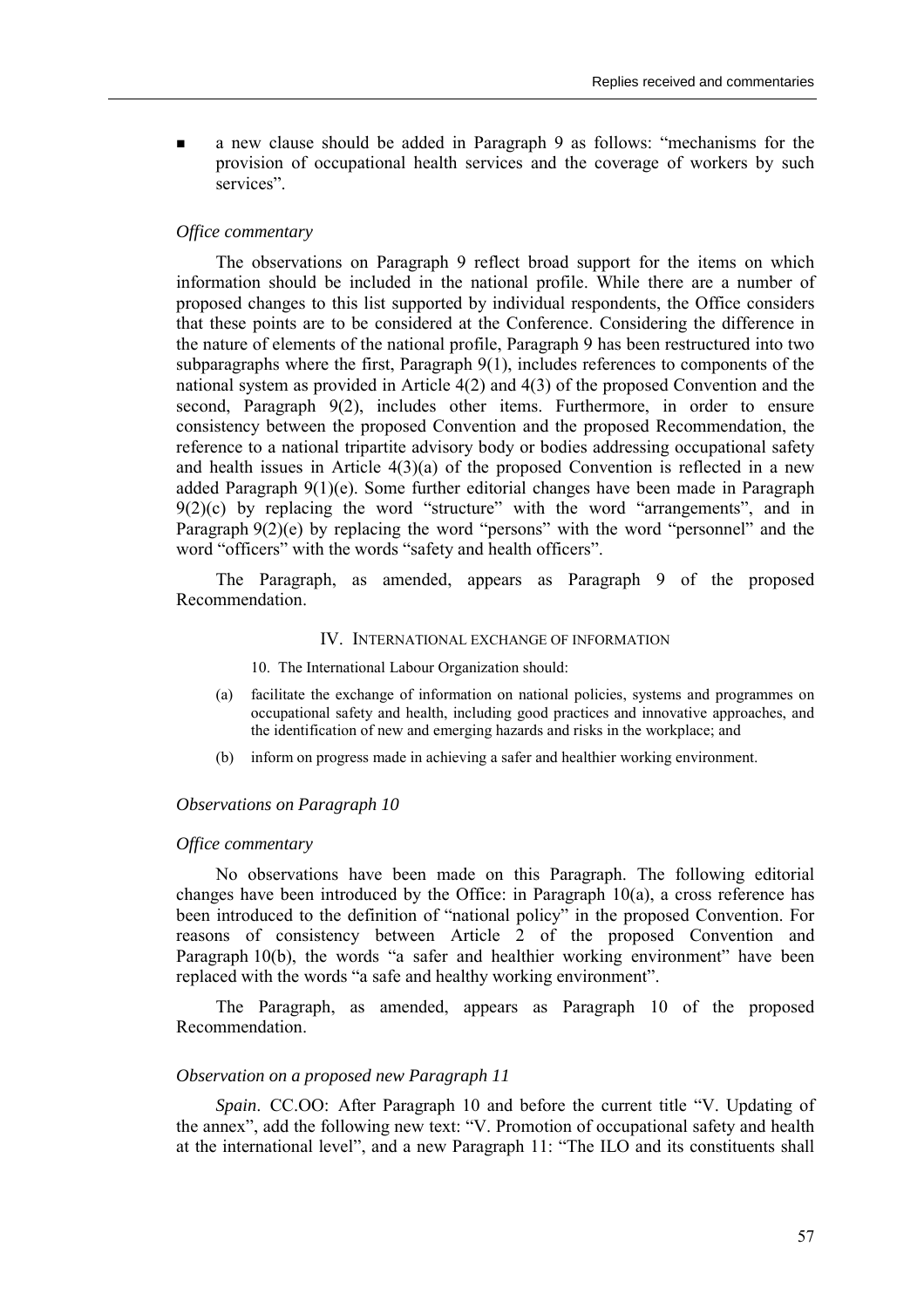- a new clause should be added in Paragraph 9 as follows: "mechanisms for the provision of occupational health services and the coverage of workers by such services".

*Office commentary*

The observations on Paragraph 9 reflect broad support for the items on which information should be included in the national profile. While there are a number of proposed changes to this list supported by individual respondents, the Office considers that these points are to be considered at the Conference. Considering the difference in the nature of elements of the national profile, Paragraph 9 has been restructured into two subparagraphs where the first, Paragraph 9(1), includes references to components of the national system as provided in Article 4(2) and 4(3) of the proposed Convention and the second, Paragraph 9(2), includes other items. Furthermore, in order to ensure consistency between the proposed Convention and the proposed Recommendation, the reference to a national tripartite advisory body or bodies addressing occupational safety and health issues in Article 4(3)(a) of the proposed Convention is reflected in a new added Paragraph 9(1)(e). Some further editorial changes have been made in Paragraph 9(2)(c) by replacing the word "structure" with the word "arrangements", and in Paragraph 9(2)(e) by replacing the word "persons" with the word "personnel" and the word "officers" with the words "safety and health officers".

The Paragraph, as amended, appears as Paragraph 9 of the proposed Recommendation.

## IV. International exchange of information

10. The International Labour Organization should:

(a) facilitate the exchange of information on national policies, systems and programmes on occupational safety and health, including good practices and innovative approaches, and the identification of new and emerging hazards and risks in the workplace; and

(b) inform on progress made in achieving a safer and healthier working environment.

*Observations on Paragraph 10*

*Office commentary*

No observations have been made on this Paragraph. The following editorial changes have been introduced by the Office: in Paragraph 10(a), a cross reference has been introduced to the definition of "national policy" in the proposed Convention. For reasons of consistency between Article 2 of the proposed Convention and Paragraph 10(b), the words "a safer and healthier working environment" have been replaced with the words "a safe and healthy working environment".

The Paragraph, as amended, appears as Paragraph 10 of the proposed Recommendation.

*Observation on a proposed new Paragraph 11*

*Spain*. CC.OO: After Paragraph 10 and before the current title "V. Updating of the annex", add the following new text: "V. Promotion of occupational safety and health at the international level", and a new Paragraph 11: "The ILO and its constituents shall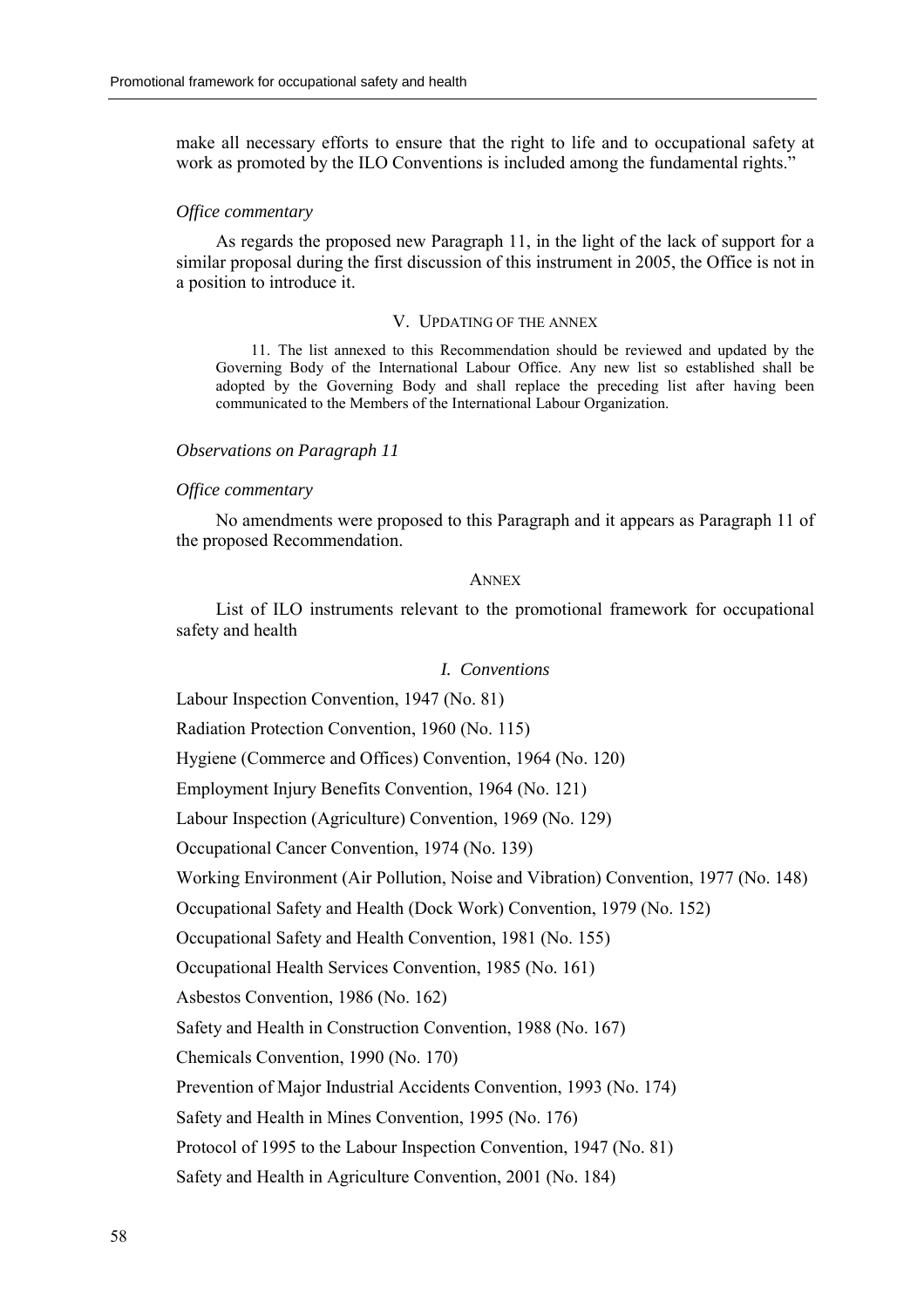make all necessary efforts to ensure that the right to life and to occupational safety at work as promoted by the ILO Conventions is included among the fundamental rights."

*Office commentary*

As regards the proposed new Paragraph 11, in the light of the lack of support for a similar proposal during the first discussion of this instrument in 2005, the Office is not in a position to introduce it.

## V. Updating of the annex

11. The list annexed to this Recommendation should be reviewed and updated by the Governing Body of the International Labour Office. Any new list so established shall be adopted by the Governing Body and shall replace the preceding list after having been communicated to the Members of the International Labour Organization.

*Observations on Paragraph 11*

*Office commentary*

No amendments were proposed to this Paragraph and it appears as Paragraph 11 of the proposed Recommendation.

## Annex

List of ILO instruments relevant to the promotional framework for occupational safety and health

### *I. Conventions*

Labour Inspection Convention, 1947 (No. 81)

Radiation Protection Convention, 1960 (No. 115)

Hygiene (Commerce and Offices) Convention, 1964 (No. 120)

Employment Injury Benefits Convention, 1964 (No. 121)

Labour Inspection (Agriculture) Convention, 1969 (No. 129)

Occupational Cancer Convention, 1974 (No. 139)

Working Environment (Air Pollution, Noise and Vibration) Convention, 1977 (No. 148)

Occupational Safety and Health (Dock Work) Convention, 1979 (No. 152)

Occupational Safety and Health Convention, 1981 (No. 155)

Occupational Health Services Convention, 1985 (No. 161)

Asbestos Convention, 1986 (No. 162)

Safety and Health in Construction Convention, 1988 (No. 167)

Chemicals Convention, 1990 (No. 170)

Prevention of Major Industrial Accidents Convention, 1993 (No. 174)

Safety and Health in Mines Convention, 1995 (No. 176)

Protocol of 1995 to the Labour Inspection Convention, 1947 (No. 81)

Safety and Health in Agriculture Convention, 2001 (No. 184)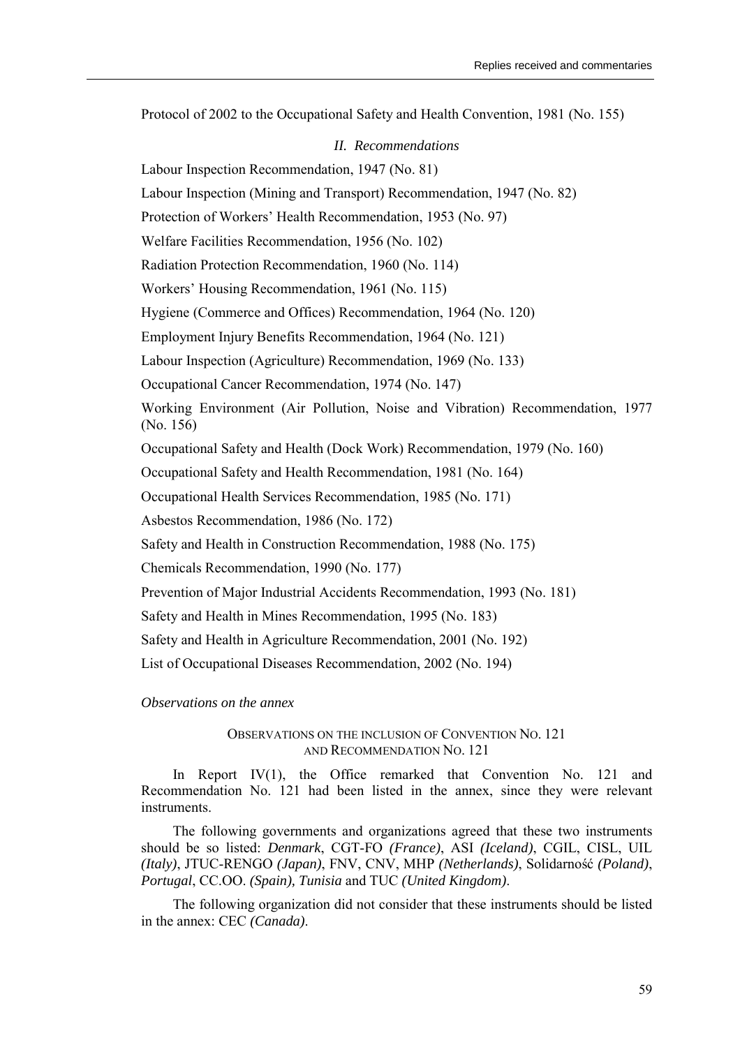Protocol of 2002 to the Occupational Safety and Health Convention, 1981 (No. 155)

### *II. Recommendations*

Labour Inspection Recommendation, 1947 (No. 81)

Labour Inspection (Mining and Transport) Recommendation, 1947 (No. 82)

Protection of Workers' Health Recommendation, 1953 (No. 97)

Welfare Facilities Recommendation, 1956 (No. 102)

Radiation Protection Recommendation, 1960 (No. 114)

Workers' Housing Recommendation, 1961 (No. 115)

Hygiene (Commerce and Offices) Recommendation, 1964 (No. 120)

Employment Injury Benefits Recommendation, 1964 (No. 121)

Labour Inspection (Agriculture) Recommendation, 1969 (No. 133)

Occupational Cancer Recommendation, 1974 (No. 147)

Working Environment (Air Pollution, Noise and Vibration) Recommendation, 1977 (No. 156)

Occupational Safety and Health (Dock Work) Recommendation, 1979 (No. 160)

Occupational Safety and Health Recommendation, 1981 (No. 164)

Occupational Health Services Recommendation, 1985 (No. 171)

Asbestos Recommendation, 1986 (No. 172)

Safety and Health in Construction Recommendation, 1988 (No. 175)

Chemicals Recommendation, 1990 (No. 177)

Prevention of Major Industrial Accidents Recommendation, 1993 (No. 181)

Safety and Health in Mines Recommendation, 1995 (No. 183)

Safety and Health in Agriculture Recommendation, 2001 (No. 192)

List of Occupational Diseases Recommendation, 2002 (No. 194)

*Observations on the annex*

#### OBSERVATIONS ON THE INCLUSION OF CONVENTION NO. 121 AND RECOMMENDATION NO. 121

In Report IV(1), the Office remarked that Convention No. 121 and Recommendation No. 121 had been listed in the annex, since they were relevant instruments.

The following governments and organizations agreed that these two instruments should be so listed: *Denmark*, CGT-FO *(France)*, ASI *(Iceland)*, CGIL, CISL, UIL *(Italy)*, JTUC-RENGO *(Japan)*, FNV, CNV, MHP *(Netherlands)*, Solidarność *(Poland)*, *Portugal*, CC.OO. *(Spain), Tunisia* and TUC *(United Kingdom)*.

The following organization did not consider that these instruments should be listed in the annex: CEC *(Canada)*.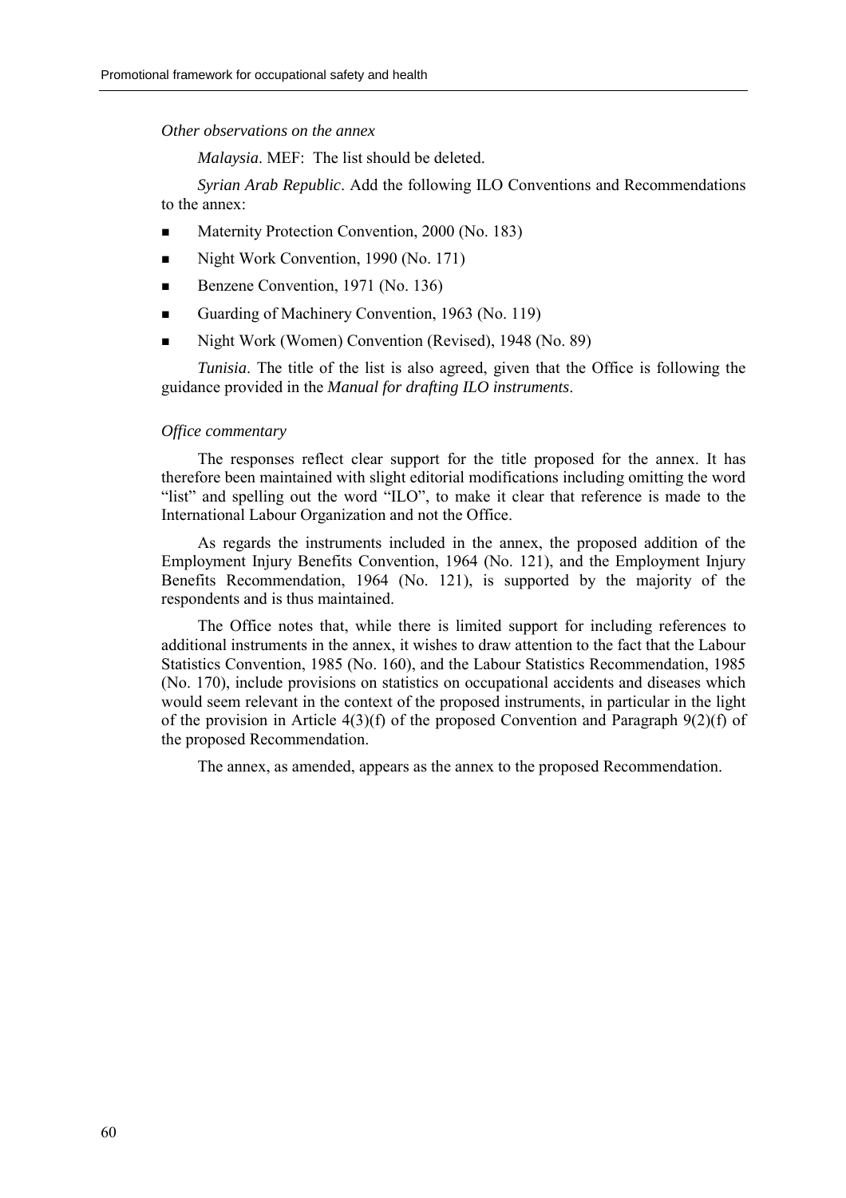*Other observations on the annex*

*Malaysia*. MEF: The list should be deleted.

*Syrian Arab Republic*. Add the following ILO Conventions and Recommendations to the annex:

- Maternity Protection Convention, 2000 (No. 183)
- Night Work Convention, 1990 (No. 171)
- Benzene Convention, 1971 (No. 136)
- Guarding of Machinery Convention, 1963 (No. 119)
- Night Work (Women) Convention (Revised), 1948 (No. 89)

*Tunisia*. The title of the list is also agreed, given that the Office is following the guidance provided in the *Manual for drafting ILO instruments*.

*Office commentary*

The responses reflect clear support for the title proposed for the annex. It has therefore been maintained with slight editorial modifications including omitting the word "list" and spelling out the word "ILO", to make it clear that reference is made to the International Labour Organization and not the Office.

As regards the instruments included in the annex, the proposed addition of the Employment Injury Benefits Convention, 1964 (No. 121), and the Employment Injury Benefits Recommendation, 1964 (No. 121), is supported by the majority of the respondents and is thus maintained.

The Office notes that, while there is limited support for including references to additional instruments in the annex, it wishes to draw attention to the fact that the Labour Statistics Convention, 1985 (No. 160), and the Labour Statistics Recommendation, 1985 (No. 170), include provisions on statistics on occupational accidents and diseases which would seem relevant in the context of the proposed instruments, in particular in the light of the provision in Article 4(3)(f) of the proposed Convention and Paragraph 9(2)(f) of the proposed Recommendation.

The annex, as amended, appears as the annex to the proposed Recommendation.